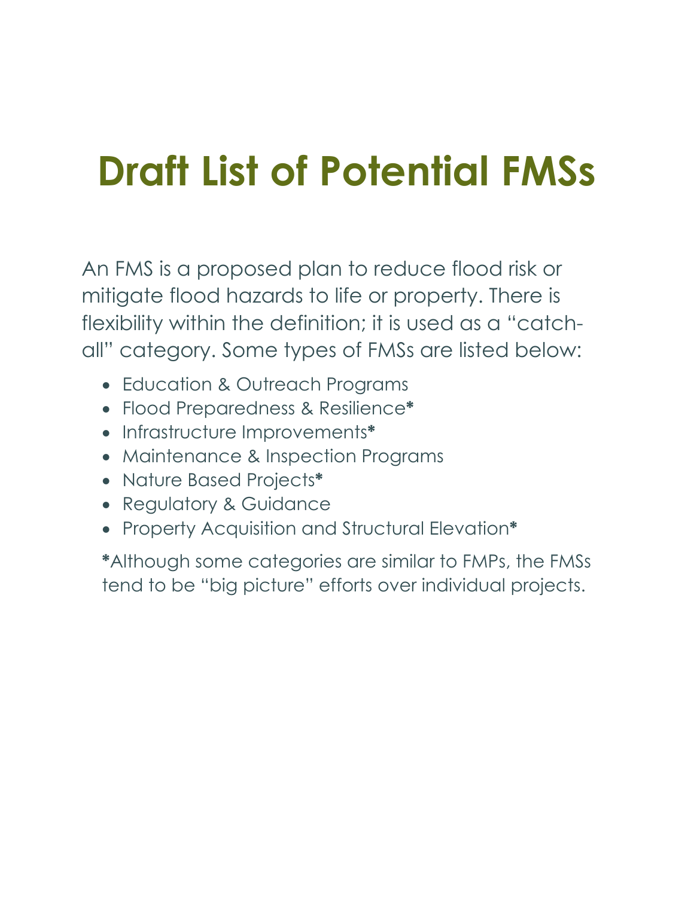# Draft List of Potential FMSs

An FMS is a proposed plan to reduce flood risk or mitigate flood hazards to life or property. There is flexibility within the definition; it is used as a "catch-all" category. Some types of FMSs are listed below:

- Education & Outreach Programs
- Flood Preparedness & Resilience**\***
- Infrastructure Improvements**\***
- Maintenance & Inspection Programs
- Nature Based Projects**\***
- Regulatory & Guidance
- Property Acquisition and Structural Elevation**\***

**\***Although some categories are similar to FMPs, the FMSs tend to be "big picture" efforts over individual projects.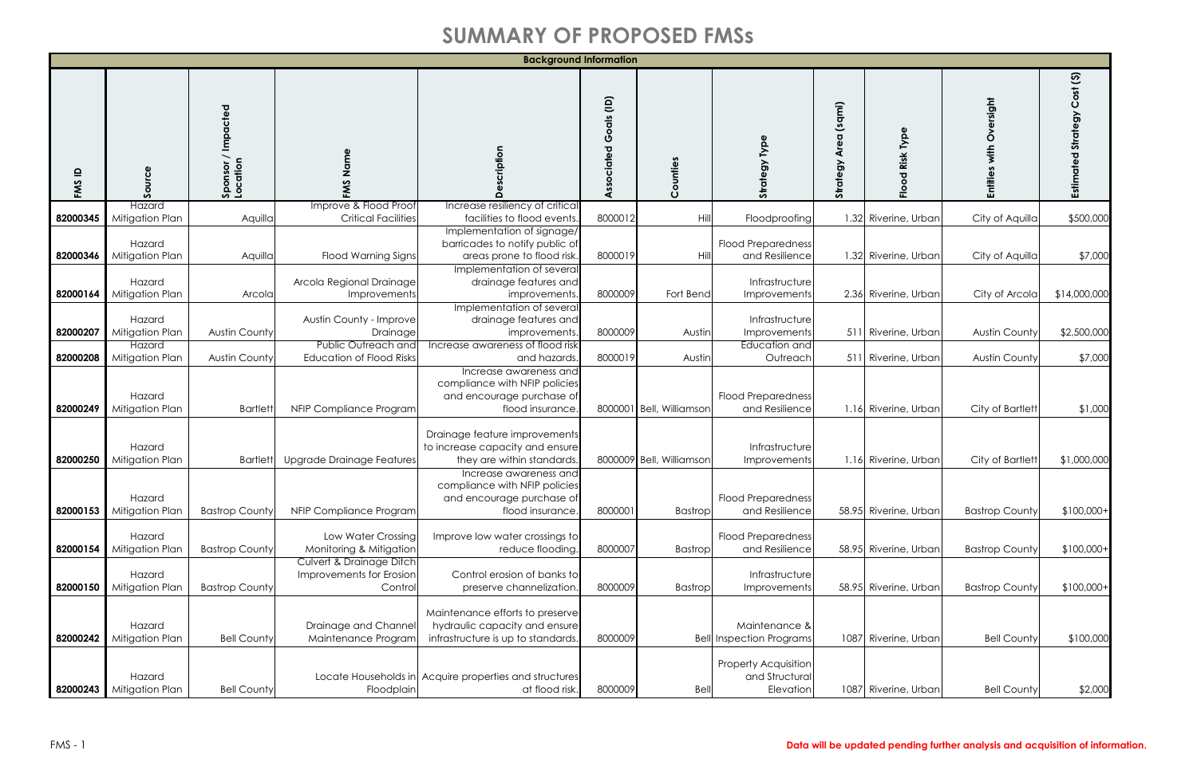# SUMMARY OF PROPOSED FMSs

| Background Information | | | | | | | | | | | |
|---|---|---|---|---|---|---|---|---|---|---|---|
| FMS ID | Source | Sponsor / Impacted Location | FMS Name | Description | Associated Goals (ID) | Counties | Strategy Type | Strategy Area (sqmi) | Flood Risk Type | Entities with Oversight | Estimated Strategy Cost ($) |
| 82000345 | Hazard Mitigation Plan | Aquilla | Improve & Flood Proof Critical Facilities | Increase resiliency of critical facilities to flood events. | 8000012 | Hill | Floodproofing | 1.32 | Riverine, Urban | City of Aquilla | $500,000 |
| 82000346 | Hazard Mitigation Plan | Aquilla | Flood Warning Signs | Implementation of signage/ barricades to notify public of areas prone to flood risk. | 8000019 | Hill | Flood Preparedness and Resilience | 1.32 | Riverine, Urban | City of Aquilla | $7,000 |
| 82000164 | Hazard Mitigation Plan | Arcola | Arcola Regional Drainage Improvements | Implementation of several drainage features and improvements. | 8000009 | Fort Bend | Infrastructure Improvements | 2.36 | Riverine, Urban | City of Arcola | $14,000,000 |
| 82000207 | Hazard Mitigation Plan | Austin County | Austin County - Improve Drainage | Implementation of several drainage features and improvements. | 8000009 | Austin | Infrastructure Improvements | 511 | Riverine, Urban | Austin County | $2,500,000 |
| 82000208 | Hazard Mitigation Plan | Austin County | Public Outreach and Education of Flood Risks | Increase awareness of flood risk and hazards. | 8000019 | Austin | Education and Outreach | 511 | Riverine, Urban | Austin County | $7,000 |
| 82000249 | Hazard Mitigation Plan | Bartlett | NFIP Compliance Program | Increase awareness and compliance with NFIP policies and encourage purchase of flood insurance. | 8000001 | Bell, Williamson | Flood Preparedness and Resilience | 1.16 | Riverine, Urban | City of Bartlett | $1,000 |
| 82000250 | Hazard Mitigation Plan | Bartlett | Upgrade Drainage Features | Drainage feature improvements to increase capacity and ensure they are within standards. | 8000009 | Bell, Williamson | Infrastructure Improvements | 1.16 | Riverine, Urban | City of Bartlett | $1,000,000 |
| 82000153 | Hazard Mitigation Plan | Bastrop County | NFIP Compliance Program | Increase awareness and compliance with NFIP policies and encourage purchase of flood insurance. | 8000001 | Bastrop | Flood Preparedness and Resilience | 58.95 | Riverine, Urban | Bastrop County | $100,000+ |
| 82000154 | Hazard Mitigation Plan | Bastrop County | Low Water Crossing Monitoring & Mitigation | Improve low water crossings to reduce flooding. | 8000007 | Bastrop | Flood Preparedness and Resilience | 58.95 | Riverine, Urban | Bastrop County | $100,000+ |
| 82000150 | Hazard Mitigation Plan | Bastrop County | Culvert & Drainage Ditch Improvements for Erosion Control | Control erosion of banks to preserve channelization. | 8000009 | Bastrop | Infrastructure Improvements | 58.95 | Riverine, Urban | Bastrop County | $100,000+ |
| 82000242 | Hazard Mitigation Plan | Bell County | Drainage and Channel Maintenance Program | Maintenance efforts to preserve hydraulic capacity and ensure infrastructure is up to standards. | 8000009 | Bell | Maintenance & Inspection Programs | 1087 | Riverine, Urban | Bell County | $100,000 |
| 82000243 | Hazard Mitigation Plan | Bell County | Locate Households in Floodplain | Acquire properties and structures at flood risk. | 8000009 | Bell | Property Acquisition and Structural Elevation | 1087 | Riverine, Urban | Bell County | $2,000 |

FMS - 1

**Data will be updated pending further analysis and acquisition of information.**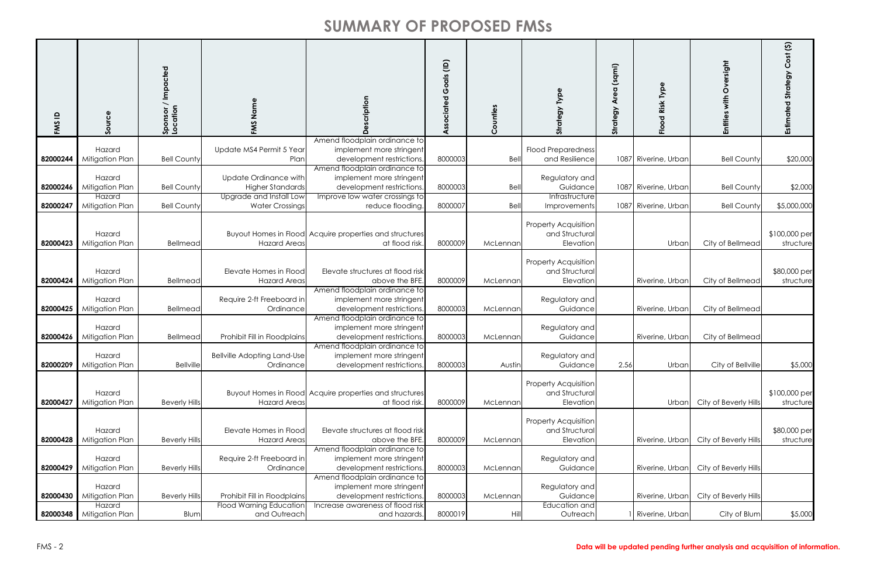# SUMMARY OF PROPOSED FMSs

| FMS ID | Source | Sponsor / Impacted Location | FMS Name | Description | Associated Goals (ID) | Counties | Strategy Type | Strategy Area (sqmi) | Flood Risk Type | Entities with Oversight | Estimated Strategy Cost ($) |
|---|---|---|---|---|---|---|---|---|---|---|---|
| 82000244 | Hazard Mitigation Plan | Bell County | Update MS4 Permit 5 Year Plan | Amend floodplain ordinance to implement more stringent development restrictions. | 8000003 | Bell | Flood Preparedness and Resilience | 1087 | Riverine, Urban | Bell County | $20,000 |
| 82000246 | Hazard Mitigation Plan | Bell County | Update Ordinance with Higher Standards | Amend floodplain ordinance to implement more stringent development restrictions. | 8000003 | Bell | Regulatory and Guidance | 1087 | Riverine, Urban | Bell County | $2,000 |
| 82000247 | Hazard Mitigation Plan | Bell County | Upgrade and Install Low Water Crossings | Improve low water crossings to reduce flooding. | 8000007 | Bell | Infrastructure Improvements | 1087 | Riverine, Urban | Bell County | $5,000,000 |
| 82000423 | Hazard Mitigation Plan | Bellmead | Buyout Homes in Flood Hazard Areas | Acquire properties and structures at flood risk. | 8000009 | McLennan | Property Acquisition and Structural Elevation | | Urban | City of Bellmead | $100,000 per structure |
| 82000424 | Hazard Mitigation Plan | Bellmead | Elevate Homes in Flood Hazard Areas | Elevate structures at flood risk above the BFE. | 8000009 | McLennan | Property Acquisition and Structural Elevation | | Riverine, Urban | City of Bellmead | $80,000 per structure |
| 82000425 | Hazard Mitigation Plan | Bellmead | Require 2-ft Freeboard in Ordinance | Amend floodplain ordinance to implement more stringent development restrictions. | 8000003 | McLennan | Regulatory and Guidance | | Riverine, Urban | City of Bellmead | |
| 82000426 | Hazard Mitigation Plan | Bellmead | Prohibit Fill in Floodplains | Amend floodplain ordinance to implement more stringent development restrictions. | 8000003 | McLennan | Regulatory and Guidance | | Riverine, Urban | City of Bellmead | |
| 82000209 | Hazard Mitigation Plan | Bellville | Bellville Adopting Land-Use Ordinance | Amend floodplain ordinance to implement more stringent development restrictions. | 8000003 | Austin | Regulatory and Guidance | 2.56 | Urban | City of Bellville | $5,000 |
| 82000427 | Hazard Mitigation Plan | Beverly Hills | Buyout Homes in Flood Hazard Areas | Acquire properties and structures at flood risk. | 8000009 | McLennan | Property Acquisition and Structural Elevation | | Urban | City of Beverly Hills | $100,000 per structure |
| 82000428 | Hazard Mitigation Plan | Beverly Hills | Elevate Homes in Flood Hazard Areas | Elevate structures at flood risk above the BFE. | 8000009 | McLennan | Property Acquisition and Structural Elevation | | Riverine, Urban | City of Beverly Hills | $80,000 per structure |
| 82000429 | Hazard Mitigation Plan | Beverly Hills | Require 2-ft Freeboard in Ordinance | Amend floodplain ordinance to implement more stringent development restrictions. | 8000003 | McLennan | Regulatory and Guidance | | Riverine, Urban | City of Beverly Hills | |
| 82000430 | Hazard Mitigation Plan | Beverly Hills | Prohibit Fill in Floodplains | Amend floodplain ordinance to implement more stringent development restrictions. | 8000003 | McLennan | Regulatory and Guidance | | Riverine, Urban | City of Beverly Hills | |
| 82000348 | Hazard Mitigation Plan | Blum | Flood Warning Education and Outreach | Increase awareness of flood risk and hazards. | 8000019 | Hill | Education and Outreach | 1 | Riverine, Urban | City of Blum | $5,000 |

Data will be updated pending further analysis and acquisition of information.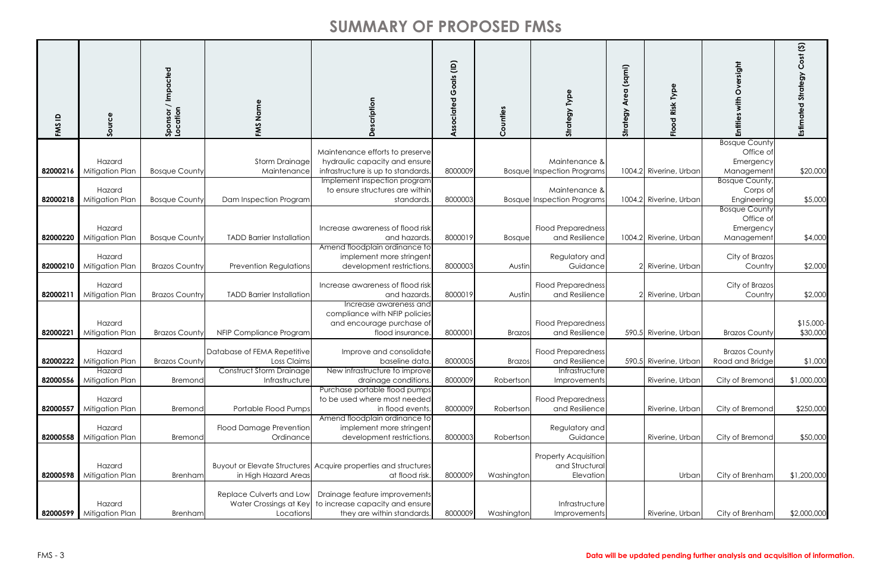# SUMMARY OF PROPOSED FMSs

| FMS ID | Source | Sponsor / Impacted Location | FMS Name | Description | Associated Goals (ID) | Counties | Strategy Type | Strategy Area (sqmi) | Flood Risk Type | Entities with Oversight | Estimated Strategy Cost ($) |
|---|---|---|---|---|---|---|---|---|---|---|---|
| **82000216** | Hazard Mitigation Plan | Bosque County | Storm Drainage Maintenance | Maintenance efforts to preserve hydraulic capacity and ensure infrastructure is up to standards. | 8000009 | Bosque | Maintenance & Inspection Programs | 1004.2 | Riverine, Urban | Bosque County Office of Emergency Management | $20,000 |
| **82000218** | Hazard Mitigation Plan | Bosque County | Dam Inspection Program | Implement inspection program to ensure structures are within standards. | 8000003 | Bosque | Maintenance & Inspection Programs | 1004.2 | Riverine, Urban | Bosque County, Corps of Engineering | $5,000 |
| **82000220** | Hazard Mitigation Plan | Bosque County | TADD Barrier Installation | Increase awareness of flood risk and hazards. | 8000019 | Bosque | Flood Preparedness and Resilience | 1004.2 | Riverine, Urban | Bosque County Office of Emergency Management | $4,000 |
| **82000210** | Hazard Mitigation Plan | Brazos Country | Prevention Regulations | Amend floodplain ordinance to implement more stringent development restrictions. | 8000003 | Austin | Regulatory and Guidance | 2 | Riverine, Urban | City of Brazos Country | $2,000 |
| **82000211** | Hazard Mitigation Plan | Brazos Country | TADD Barrier Installation | Increase awareness of flood risk and hazards. | 8000019 | Austin | Flood Preparedness and Resilience | 2 | Riverine, Urban | City of Brazos Country | $2,000 |
| **82000221** | Hazard Mitigation Plan | Brazos County | NFIP Compliance Program | Increase awareness and compliance with NFIP policies and encourage purchase of flood insurance. | 8000001 | Brazos | Flood Preparedness and Resilience | 590.5 | Riverine, Urban | Brazos County | $15,000-$30,000 |
| **82000222** | Hazard Mitigation Plan | Brazos County | Database of FEMA Repetitive Loss Claims | Improve and consolidate baseline data. | 8000005 | Brazos | Flood Preparedness and Resilience | 590.5 | Riverine, Urban | Brazos County Road and Bridge | $1,000 |
| **82000556** | Hazard Mitigation Plan | Bremond | Construct Storm Drainage Infrastructure | New infrastructure to improve drainage conditions. | 8000009 | Robertson | Infrastructure Improvements | | Riverine, Urban | City of Bremond | $1,000,000 |
| **82000557** | Hazard Mitigation Plan | Bremond | Portable Flood Pumps | Purchase portable flood pumps to be used where most needed in flood events. | 8000009 | Robertson | Flood Preparedness and Resilience | | Riverine, Urban | City of Bremond | $250,000 |
| **82000558** | Hazard Mitigation Plan | Bremond | Flood Damage Prevention Ordinance | Amend floodplain ordinance to implement more stringent development restrictions. | 8000003 | Robertson | Regulatory and Guidance | | Riverine, Urban | City of Bremond | $50,000 |
| **82000598** | Hazard Mitigation Plan | Brenham | Buyout or Elevate Structures in High Hazard Areas | Acquire properties and structures at flood risk. | 8000009 | Washington | Property Acquisition and Structural Elevation | | Urban | City of Brenham | $1,200,000 |
| **82000599** | Hazard Mitigation Plan | Brenham | Replace Culverts and Low Water Crossings at Key Locations | Drainage feature improvements to increase capacity and ensure they are within standards. | 8000009 | Washington | Infrastructure Improvements | | Riverine, Urban | City of Brenham | $2,000,000 |

FMS - 3

**Data will be updated pending further analysis and acquisition of information.**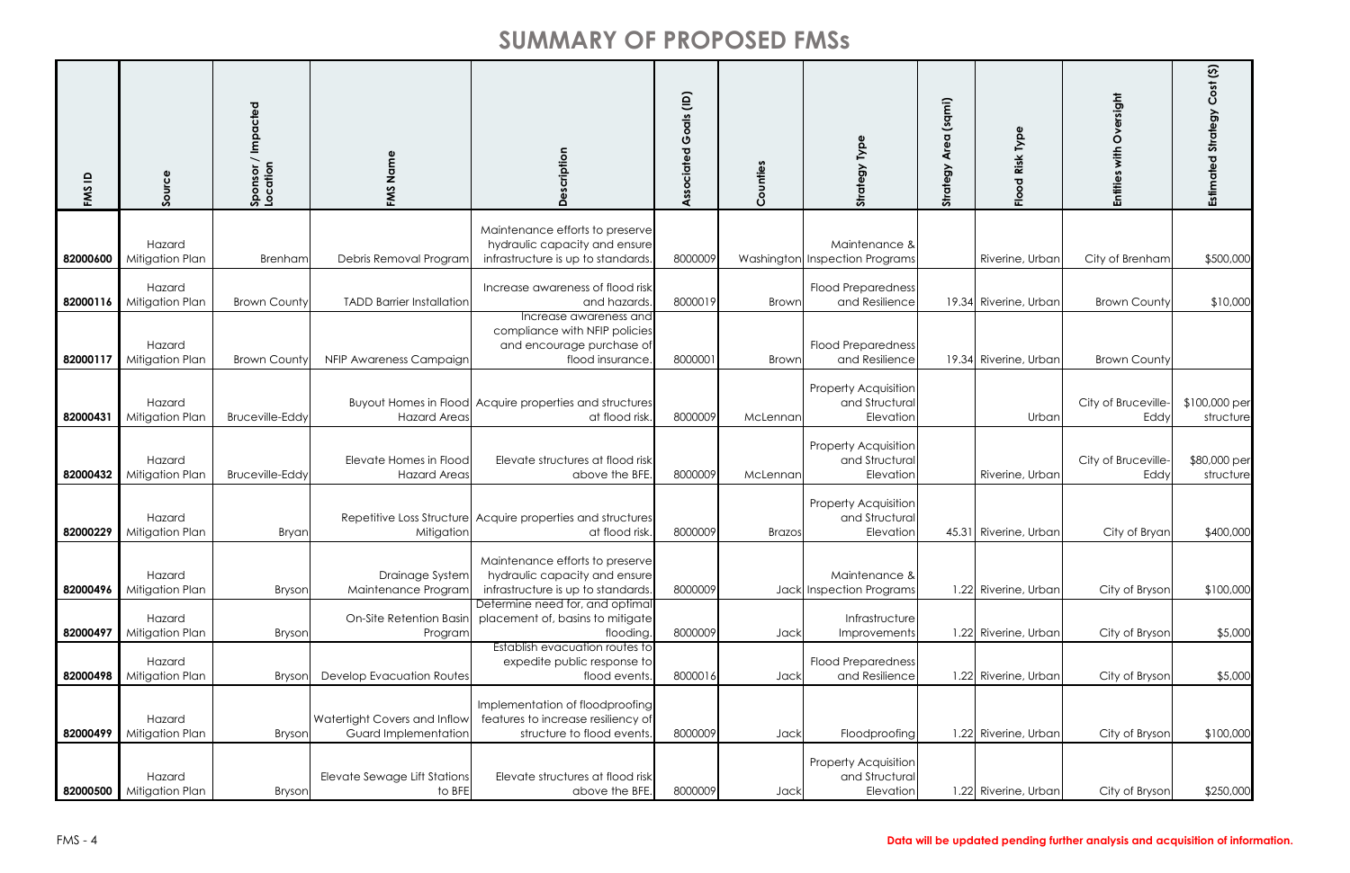# SUMMARY OF PROPOSED FMSs

| FMS ID | Source | Sponsor / Impacted Location | FMS Name | Description | Associated Goals (ID) | Counties | Strategy Type | Strategy Area (sqmi) | Flood Risk Type | Entities with Oversight | Estimated Strategy Cost ($) |
|---|---|---|---|---|---|---|---|---|---|---|---|
| **82000600** | Hazard Mitigation Plan | Brenham | Debris Removal Program | Maintenance efforts to preserve hydraulic capacity and ensure infrastructure is up to standards. | 8000009 | Washington | Maintenance & Inspection Programs | | Riverine, Urban | City of Brenham | $500,000 |
| **82000116** | Hazard Mitigation Plan | Brown County | TADD Barrier Installation | Increase awareness of flood risk and hazards. | 8000019 | Brown | Flood Preparedness and Resilience | 19.34 | Riverine, Urban | Brown County | $10,000 |
| **82000117** | Hazard Mitigation Plan | Brown County | NFIP Awareness Campaign | Increase awareness and compliance with NFIP policies and encourage purchase of flood insurance. | 8000001 | Brown | Flood Preparedness and Resilience | 19.34 | Riverine, Urban | Brown County | |
| **82000431** | Hazard Mitigation Plan | Bruceville-Eddy | Buyout Homes in Flood Hazard Areas | Acquire properties and structures at flood risk. | 8000009 | McLennan | Property Acquisition and Structural Elevation | | Urban | City of Bruceville-Eddy | $100,000 per structure |
| **82000432** | Hazard Mitigation Plan | Bruceville-Eddy | Elevate Homes in Flood Hazard Areas | Elevate structures at flood risk above the BFE. | 8000009 | McLennan | Property Acquisition and Structural Elevation | | Riverine, Urban | City of Bruceville-Eddy | $80,000 per structure |
| **82000229** | Hazard Mitigation Plan | Bryan | Repetitive Loss Structure Mitigation | Acquire properties and structures at flood risk. | 8000009 | Brazos | Property Acquisition and Structural Elevation | 45.31 | Riverine, Urban | City of Bryan | $400,000 |
| **82000496** | Hazard Mitigation Plan | Bryson | Drainage System Maintenance Program | Maintenance efforts to preserve hydraulic capacity and ensure infrastructure is up to standards. | 8000009 | Jack | Maintenance & Inspection Programs | 1.22 | Riverine, Urban | City of Bryson | $100,000 |
| **82000497** | Hazard Mitigation Plan | Bryson | On-Site Retention Basin Program | Determine need for, and optimal placement of, basins to mitigate flooding. | 8000009 | Jack | Infrastructure Improvements | 1.22 | Riverine, Urban | City of Bryson | $5,000 |
| **82000498** | Hazard Mitigation Plan | Bryson | Develop Evacuation Routes | Establish evacuation routes to expedite public response to flood events. | 8000016 | Jack | Flood Preparedness and Resilience | 1.22 | Riverine, Urban | City of Bryson | $5,000 |
| **82000499** | Hazard Mitigation Plan | Bryson | Watertight Covers and Inflow Guard Implementation | Implementation of floodproofing features to increase resiliency of structure to flood events. | 8000009 | Jack | Floodproofing | 1.22 | Riverine, Urban | City of Bryson | $100,000 |
| **82000500** | Hazard Mitigation Plan | Bryson | Elevate Sewage Lift Stations to BFE | Elevate structures at flood risk above the BFE. | 8000009 | Jack | Property Acquisition and Structural Elevation | 1.22 | Riverine, Urban | City of Bryson | $250,000 |

FMS - 4

**Data will be updated pending further analysis and acquisition of information.**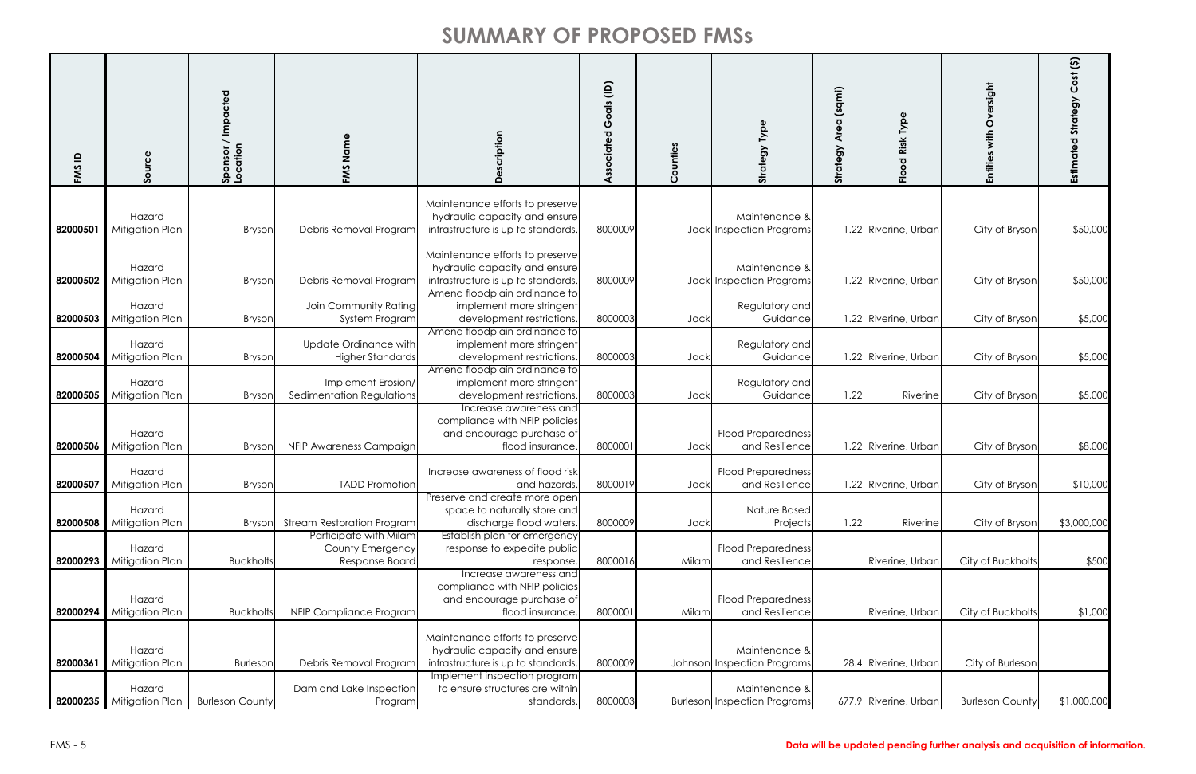# SUMMARY OF PROPOSED FMSs

| FMS ID | Source | Sponsor / Impacted Location | FMS Name | Description | Associated Goals (ID) | Counties | Strategy Type | Strategy Area (sqmi) | Flood Risk Type | Entities with Oversight | Estimated Strategy Cost ($) |
|---|---|---|---|---|---|---|---|---|---|---|---|
| 82000501 | Hazard Mitigation Plan | Bryson | Debris Removal Program | Maintenance efforts to preserve hydraulic capacity and ensure infrastructure is up to standards. | 8000009 | Jack | Maintenance & Inspection Programs | 1.22 | Riverine, Urban | City of Bryson | $50,000 |
| 82000502 | Hazard Mitigation Plan | Bryson | Debris Removal Program | Maintenance efforts to preserve hydraulic capacity and ensure infrastructure is up to standards. | 8000009 | Jack | Maintenance & Inspection Programs | 1.22 | Riverine, Urban | City of Bryson | $50,000 |
| 82000503 | Hazard Mitigation Plan | Bryson | Join Community Rating System Program | Amend floodplain ordinance to implement more stringent development restrictions. | 8000003 | Jack | Regulatory and Guidance | 1.22 | Riverine, Urban | City of Bryson | $5,000 |
| 82000504 | Hazard Mitigation Plan | Bryson | Update Ordinance with Higher Standards | Amend floodplain ordinance to implement more stringent development restrictions. | 8000003 | Jack | Regulatory and Guidance | 1.22 | Riverine, Urban | City of Bryson | $5,000 |
| 82000505 | Hazard Mitigation Plan | Bryson | Implement Erosion/ Sedimentation Regulations | Amend floodplain ordinance to implement more stringent development restrictions. | 8000003 | Jack | Regulatory and Guidance | 1.22 | Riverine | City of Bryson | $5,000 |
| 82000506 | Hazard Mitigation Plan | Bryson | NFIP Awareness Campaign | Increase awareness and compliance with NFIP policies and encourage purchase of flood insurance. | 8000001 | Jack | Flood Preparedness and Resilience | 1.22 | Riverine, Urban | City of Bryson | $8,000 |
| 82000507 | Hazard Mitigation Plan | Bryson | TADD Promotion | Increase awareness of flood risk and hazards. | 8000019 | Jack | Flood Preparedness and Resilience | 1.22 | Riverine, Urban | City of Bryson | $10,000 |
| 82000508 | Hazard Mitigation Plan | Bryson | Stream Restoration Program | Preserve and create more open space to naturally store and discharge flood waters. | 8000009 | Jack | Nature Based Projects | 1.22 | Riverine | City of Bryson | $3,000,000 |
| 82000293 | Hazard Mitigation Plan | Buckholts | Participate with Milam County Emergency Response Board | Establish plan for emergency response to expedite public response. | 8000016 | Milam | Flood Preparedness and Resilience | | Riverine, Urban | City of Buckholts | $500 |
| 82000294 | Hazard Mitigation Plan | Buckholts | NFIP Compliance Program | Increase awareness and compliance with NFIP policies and encourage purchase of flood insurance. | 8000001 | Milam | Flood Preparedness and Resilience | | Riverine, Urban | City of Buckholts | $1,000 |
| 82000361 | Hazard Mitigation Plan | Burleson | Debris Removal Program | Maintenance efforts to preserve hydraulic capacity and ensure infrastructure is up to standards. | 8000009 | Johnson | Maintenance & Inspection Programs | 28.4 | Riverine, Urban | City of Burleson | |
| 82000235 | Hazard Mitigation Plan | Burleson County | Dam and Lake Inspection Program | Implement inspection program to ensure structures are within standards. | 8000003 | Burleson | Maintenance & Inspection Programs | 677.9 | Riverine, Urban | Burleson County | $1,000,000 |

**Data will be updated pending further analysis and acquisition of information.**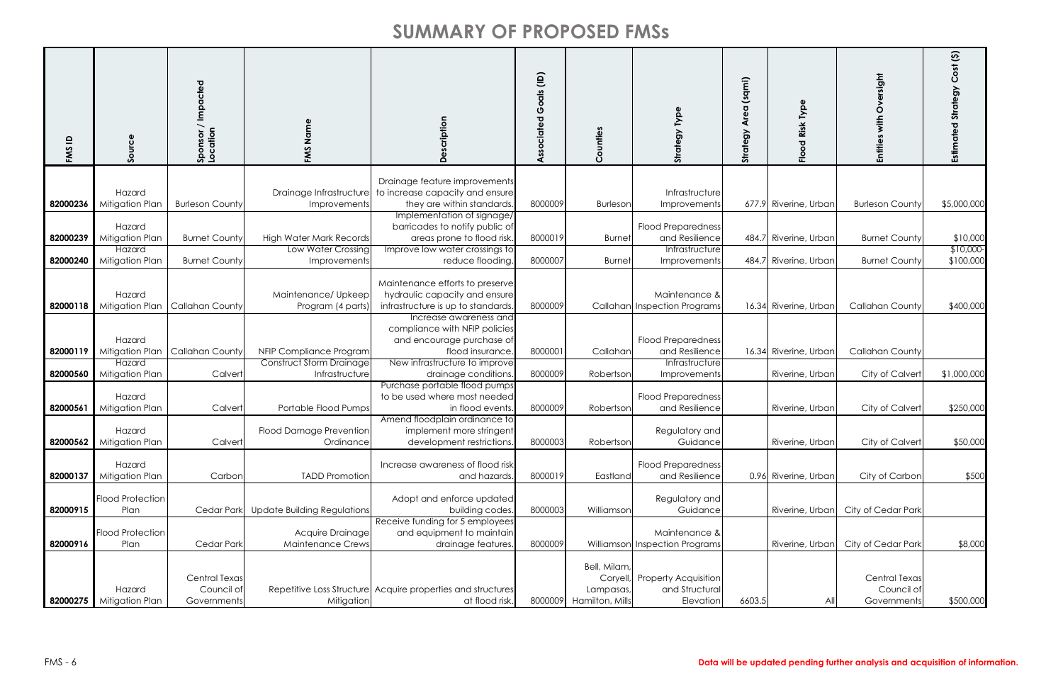# SUMMARY OF PROPOSED FMSs

| FMS ID | Source | Sponsor / Impacted Location | FMS Name | Description | Associated Goals (ID) | Counties | Strategy Type | Strategy Area (sqmi) | Flood Risk Type | Entities with Oversight | Estimated Strategy Cost ($) |
|---|---|---|---|---|---|---|---|---|---|---|---|
| 82000236 | Hazard Mitigation Plan | Burleson County | Drainage Infrastructure Improvements | Drainage feature improvements to increase capacity and ensure they are within standards. | 8000009 | Burleson | Infrastructure Improvements | 677.9 | Riverine, Urban | Burleson County | $5,000,000 |
| 82000239 | Hazard Mitigation Plan | Burnet County | High Water Mark Records | Implementation of signage/ barricades to notify public of areas prone to flood risk. | 8000019 | Burnet | Flood Preparedness and Resilience | 484.7 | Riverine, Urban | Burnet County | $10,000 |
| 82000240 | Hazard Mitigation Plan | Burnet County | Low Water Crossing Improvements | Improve low water crossings to reduce flooding. | 8000007 | Burnet | Infrastructure Improvements | 484.7 | Riverine, Urban | Burnet County | $10,000-$100,000 |
| 82000118 | Hazard Mitigation Plan | Callahan County | Maintenance/ Upkeep Program (4 parts) | Maintenance efforts to preserve hydraulic capacity and ensure infrastructure is up to standards. | 8000009 | Callahan | Maintenance & Inspection Programs | 16.34 | Riverine, Urban | Callahan County | $400,000 |
| 82000119 | Hazard Mitigation Plan | Callahan County | NFIP Compliance Program | Increase awareness and compliance with NFIP policies and encourage purchase of flood insurance. | 8000001 | Callahan | Flood Preparedness and Resilience | 16.34 | Riverine, Urban | Callahan County | |
| 82000560 | Hazard Mitigation Plan | Calvert | Construct Storm Drainage Infrastructure | New infrastructure to improve drainage conditions. | 8000009 | Robertson | Infrastructure Improvements | | Riverine, Urban | City of Calvert | $1,000,000 |
| 82000561 | Hazard Mitigation Plan | Calvert | Portable Flood Pumps | Purchase portable flood pumps to be used where most needed in flood events. | 8000009 | Robertson | Flood Preparedness and Resilience | | Riverine, Urban | City of Calvert | $250,000 |
| 82000562 | Hazard Mitigation Plan | Calvert | Flood Damage Prevention Ordinance | Amend floodplain ordinance to implement more stringent development restrictions. | 8000003 | Robertson | Regulatory and Guidance | | Riverine, Urban | City of Calvert | $50,000 |
| 82000137 | Hazard Mitigation Plan | Carbon | TADD Promotion | Increase awareness of flood risk and hazards. | 8000019 | Eastland | Flood Preparedness and Resilience | 0.96 | Riverine, Urban | City of Carbon | $500 |
| 82000915 | Flood Protection Plan | Cedar Park | Update Building Regulations | Adopt and enforce updated building codes. | 8000003 | Williamson | Regulatory and Guidance | | Riverine, Urban | City of Cedar Park | |
| 82000916 | Flood Protection Plan | Cedar Park | Acquire Drainage Maintenance Crews | Receive funding for 5 employees and equipment to maintain drainage features. | 8000009 | Williamson | Maintenance & Inspection Programs | | Riverine, Urban | City of Cedar Park | $8,000 |
| 82000275 | Hazard Mitigation Plan | Central Texas Council of Governments | Repetitive Loss Structure Mitigation | Acquire properties and structures at flood risk. | 8000009 | Bell, Milam, Coryell, Lampasas, Hamilton, Mills | Property Acquisition and Structural Elevation | 6603.5 | All | Central Texas Council of Governments | $500,000 |

**Data will be updated pending further analysis and acquisition of information.**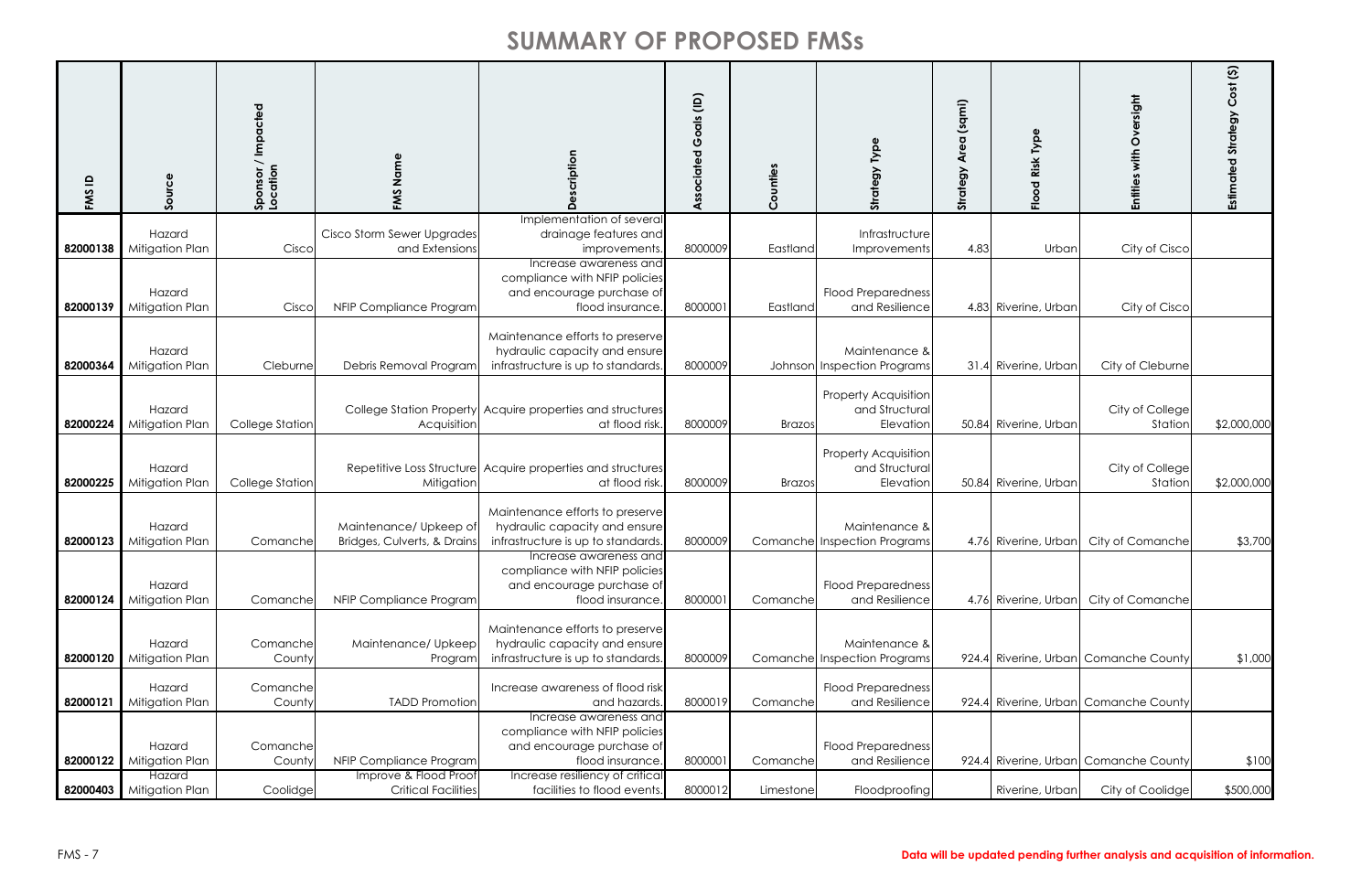# SUMMARY OF PROPOSED FMSs

| FMS ID | Source | Sponsor / Impacted Location | FMS Name | Description | Associated Goals (ID) | Counties | Strategy Type | Strategy Area (sqmi) | Flood Risk Type | Entities with Oversight | Estimated Strategy Cost ($) |
|---|---|---|---|---|---|---|---|---|---|---|---|
| 82000138 | Hazard Mitigation Plan | Cisco | Cisco Storm Sewer Upgrades and Extensions | Implementation of several drainage features and improvements. | 8000009 | Eastland | Infrastructure Improvements | 4.83 | Urban | City of Cisco | |
| 82000139 | Hazard Mitigation Plan | Cisco | NFIP Compliance Program | Increase awareness and compliance with NFIP policies and encourage purchase of flood insurance. | 8000001 | Eastland | Flood Preparedness and Resilience | 4.83 | Riverine, Urban | City of Cisco | |
| 82000364 | Hazard Mitigation Plan | Cleburne | Debris Removal Program | Maintenance efforts to preserve hydraulic capacity and ensure infrastructure is up to standards. | 8000009 | Johnson | Maintenance & Inspection Programs | 31.4 | Riverine, Urban | City of Cleburne | |
| 82000224 | Hazard Mitigation Plan | College Station | College Station Property Acquisition | Acquire properties and structures at flood risk. | 8000009 | Brazos | Property Acquisition and Structural Elevation | 50.84 | Riverine, Urban | City of College Station | $2,000,000 |
| 82000225 | Hazard Mitigation Plan | College Station | Repetitive Loss Structure Mitigation | Acquire properties and structures at flood risk. | 8000009 | Brazos | Property Acquisition and Structural Elevation | 50.84 | Riverine, Urban | City of College Station | $2,000,000 |
| 82000123 | Hazard Mitigation Plan | Comanche | Maintenance/ Upkeep of Bridges, Culverts, & Drains | Maintenance efforts to preserve hydraulic capacity and ensure infrastructure is up to standards. | 8000009 | Comanche | Maintenance & Inspection Programs | 4.76 | Riverine, Urban | City of Comanche | $3,700 |
| 82000124 | Hazard Mitigation Plan | Comanche | NFIP Compliance Program | Increase awareness and compliance with NFIP policies and encourage purchase of flood insurance. | 8000001 | Comanche | Flood Preparedness and Resilience | 4.76 | Riverine, Urban | City of Comanche | |
| 82000120 | Hazard Mitigation Plan | Comanche County | Maintenance/ Upkeep Program | Maintenance efforts to preserve hydraulic capacity and ensure infrastructure is up to standards. | 8000009 | Comanche | Maintenance & Inspection Programs | 924.4 | Riverine, Urban | Comanche County | $1,000 |
| 82000121 | Hazard Mitigation Plan | Comanche County | TADD Promotion | Increase awareness of flood risk and hazards. | 8000019 | Comanche | Flood Preparedness and Resilience | 924.4 | Riverine, Urban | Comanche County | |
| 82000122 | Hazard Mitigation Plan | Comanche County | NFIP Compliance Program | Increase awareness and compliance with NFIP policies and encourage purchase of flood insurance. | 8000001 | Comanche | Flood Preparedness and Resilience | 924.4 | Riverine, Urban | Comanche County | $100 |
| 82000403 | Hazard Mitigation Plan | Coolidge | Improve & Flood Proof Critical Facilities | Increase resiliency of critical facilities to flood events. | 8000012 | Limestone | Floodproofing | | Riverine, Urban | City of Coolidge | $500,000 |

**Data will be updated pending further analysis and acquisition of information.**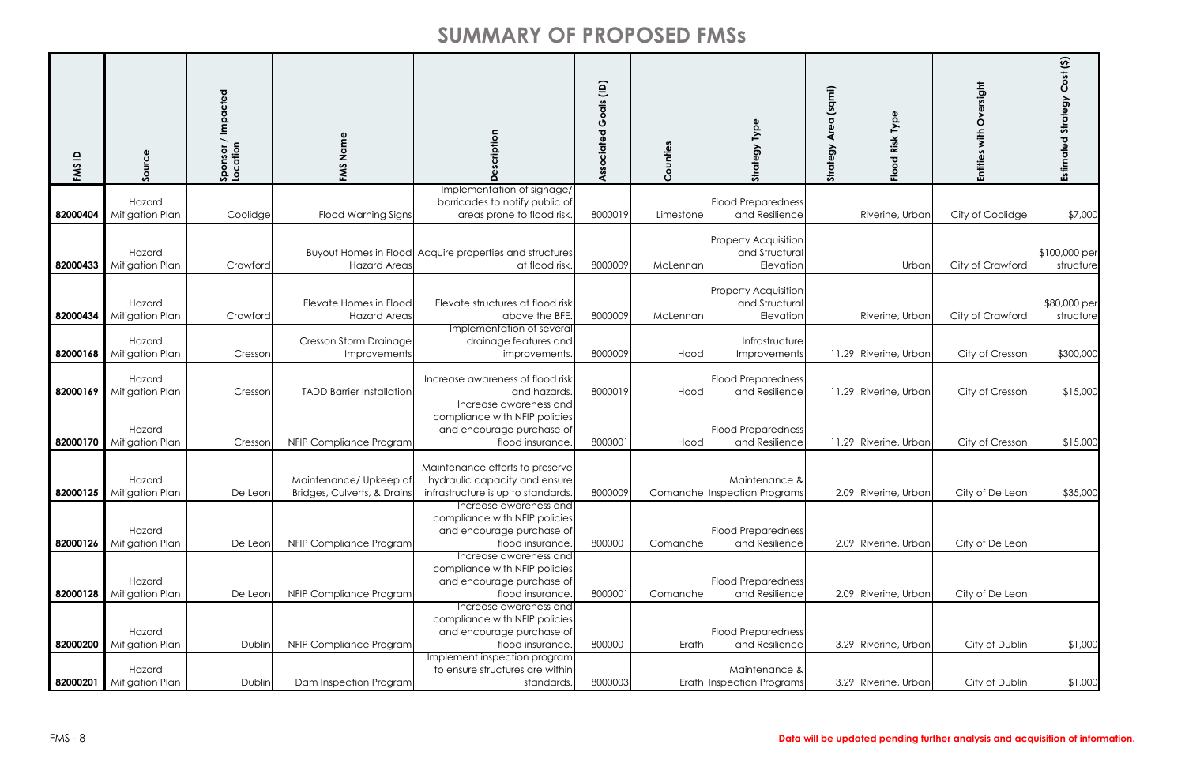# SUMMARY OF PROPOSED FMSs

| FMS ID | Source | Sponsor / Impacted Location | FMS Name | Description | Associated Goals (ID) | Counties | Strategy Type | Strategy Area (sqmi) | Flood Risk Type | Entities with Oversight | Estimated Strategy Cost ($) |
|---|---|---|---|---|---|---|---|---|---|---|---|
| 82000404 | Hazard Mitigation Plan | Coolidge | Flood Warning Signs | Implementation of signage/ barricades to notify public of areas prone to flood risk. | 8000019 | Limestone | Flood Preparedness and Resilience | | Riverine, Urban | City of Coolidge | $7,000 |
| 82000433 | Hazard Mitigation Plan | Crawford | Buyout Homes in Flood Hazard Areas | Acquire properties and structures at flood risk. | 8000009 | McLennan | Property Acquisition and Structural Elevation | | Urban | City of Crawford | $100,000 per structure |
| 82000434 | Hazard Mitigation Plan | Crawford | Elevate Homes in Flood Hazard Areas | Elevate structures at flood risk above the BFE. | 8000009 | McLennan | Property Acquisition and Structural Elevation | | Riverine, Urban | City of Crawford | $80,000 per structure |
| 82000168 | Hazard Mitigation Plan | Cresson | Cresson Storm Drainage Improvements | Implementation of several drainage features and improvements. | 8000009 | Hood | Infrastructure Improvements | 11.29 | Riverine, Urban | City of Cresson | $300,000 |
| 82000169 | Hazard Mitigation Plan | Cresson | TADD Barrier Installation | Increase awareness of flood risk and hazards. | 8000019 | Hood | Flood Preparedness and Resilience | 11.29 | Riverine, Urban | City of Cresson | $15,000 |
| 82000170 | Hazard Mitigation Plan | Cresson | NFIP Compliance Program | Increase awareness and compliance with NFIP policies and encourage purchase of flood insurance. | 8000001 | Hood | Flood Preparedness and Resilience | 11.29 | Riverine, Urban | City of Cresson | $15,000 |
| 82000125 | Hazard Mitigation Plan | De Leon | Maintenance/ Upkeep of Bridges, Culverts, & Drains | Maintenance efforts to preserve hydraulic capacity and ensure infrastructure is up to standards. | 8000009 | Comanche | Maintenance & Inspection Programs | 2.09 | Riverine, Urban | City of De Leon | $35,000 |
| 82000126 | Hazard Mitigation Plan | De Leon | NFIP Compliance Program | Increase awareness and compliance with NFIP policies and encourage purchase of flood insurance. | 8000001 | Comanche | Flood Preparedness and Resilience | 2.09 | Riverine, Urban | City of De Leon | |
| 82000128 | Hazard Mitigation Plan | De Leon | NFIP Compliance Program | Increase awareness and compliance with NFIP policies and encourage purchase of flood insurance. | 8000001 | Comanche | Flood Preparedness and Resilience | 2.09 | Riverine, Urban | City of De Leon | |
| 82000200 | Hazard Mitigation Plan | Dublin | NFIP Compliance Program | Increase awareness and compliance with NFIP policies and encourage purchase of flood insurance. | 8000001 | Erath | Flood Preparedness and Resilience | 3.29 | Riverine, Urban | City of Dublin | $1,000 |
| 82000201 | Hazard Mitigation Plan | Dublin | Dam Inspection Program | Implement inspection program to ensure structures are within standards. | 8000003 | Erath | Maintenance & Inspection Programs | 3.29 | Riverine, Urban | City of Dublin | $1,000 |

**Data will be updated pending further analysis and acquisition of information.**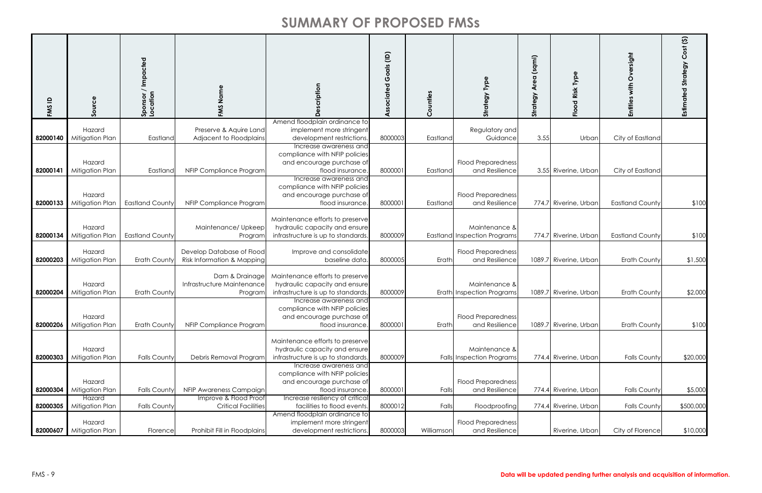# SUMMARY OF PROPOSED FMSs

| FMS ID | Source | Sponsor / Impacted Location | FMS Name | Description | Associated Goals (ID) | Counties | Strategy Type | Strategy Area (sqmi) | Flood Risk Type | Entities with Oversight | Estimated Strategy Cost ($) |
|---|---|---|---|---|---|---|---|---|---|---|---|
| 82000140 | Hazard Mitigation Plan | Eastland | Preserve & Aquire Land Adjacent to Floodplains | Amend floodplain ordinance to implement more stringent development restrictions. | 8000003 | Eastland | Regulatory and Guidance | 3.55 | Urban | City of Eastland | |
| 82000141 | Hazard Mitigation Plan | Eastland | NFIP Compliance Program | Increase awareness and compliance with NFIP policies and encourage purchase of flood insurance. | 8000001 | Eastland | Flood Preparedness and Resilience | 3.55 | Riverine, Urban | City of Eastland | |
| 82000133 | Hazard Mitigation Plan | Eastland County | NFIP Compliance Program | Increase awareness and compliance with NFIP policies and encourage purchase of flood insurance. | 8000001 | Eastland | Flood Preparedness and Resilience | 774.7 | Riverine, Urban | Eastland County | $100 |
| 82000134 | Hazard Mitigation Plan | Eastland County | Maintenance/ Upkeep Program | Maintenance efforts to preserve hydraulic capacity and ensure infrastructure is up to standards. | 8000009 | Eastland | Maintenance & Inspection Programs | 774.7 | Riverine, Urban | Eastland County | $100 |
| 82000203 | Hazard Mitigation Plan | Erath County | Develop Database of Flood Risk Information & Mapping | Improve and consolidate baseline data. | 8000005 | Erath | Flood Preparedness and Resilience | 1089.7 | Riverine, Urban | Erath County | $1,500 |
| 82000204 | Hazard Mitigation Plan | Erath County | Dam & Drainage Infrastructure Maintenance Program | Maintenance efforts to preserve hydraulic capacity and ensure infrastructure is up to standards. | 8000009 | Erath | Maintenance & Inspection Programs | 1089.7 | Riverine, Urban | Erath County | $2,000 |
| 82000206 | Hazard Mitigation Plan | Erath County | NFIP Compliance Program | Increase awareness and compliance with NFIP policies and encourage purchase of flood insurance. | 8000001 | Erath | Flood Preparedness and Resilience | 1089.7 | Riverine, Urban | Erath County | $100 |
| 82000303 | Hazard Mitigation Plan | Falls County | Debris Removal Program | Maintenance efforts to preserve hydraulic capacity and ensure infrastructure is up to standards. | 8000009 | Falls | Maintenance & Inspection Programs | 774.4 | Riverine, Urban | Falls County | $20,000 |
| 82000304 | Hazard Mitigation Plan | Falls County | NFIP Awareness Campaign | Increase awareness and compliance with NFIP policies and encourage purchase of flood insurance. | 8000001 | Falls | Flood Preparedness and Resilience | 774.4 | Riverine, Urban | Falls County | $5,000 |
| 82000305 | Hazard Mitigation Plan | Falls County | Improve & Flood Proof Critical Facilities | Increase resiliency of critical facilities to flood events. | 8000012 | Falls | Floodproofing | 774.4 | Riverine, Urban | Falls County | $500,000 |
| 82000607 | Hazard Mitigation Plan | Florence | Prohibit Fill in Floodplains | Amend floodplain ordinance to implement more stringent development restrictions. | 8000003 | Williamson | Flood Preparedness and Resilience | | Riverine, Urban | City of Florence | $10,000 |

**Data will be updated pending further analysis and acquisition of information.**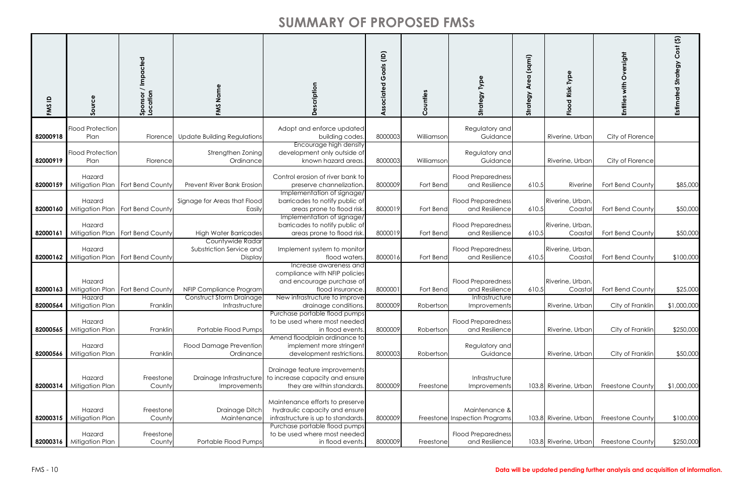# SUMMARY OF PROPOSED FMSs

| FMS ID | Source | Sponsor / Impacted Location | FMS Name | Description | Associated Goals (ID) | Counties | Strategy Type | Strategy Area (sqmi) | Flood Risk Type | Entities with Oversight | Estimated Strategy Cost ($) |
|---|---|---|---|---|---|---|---|---|---|---|---|
| 82000918 | Flood Protection Plan | Florence | Update Building Regulations | Adopt and enforce updated building codes. | 8000003 | Williamson | Regulatory and Guidance | | Riverine, Urban | City of Florence | |
| 82000919 | Flood Protection Plan | Florence | Strengthen Zoning Ordinance | Encourage high density development only outside of known hazard areas. | 8000003 | Williamson | Regulatory and Guidance | | Riverine, Urban | City of Florence | |
| 82000159 | Hazard Mitigation Plan | Fort Bend County | Prevent River Bank Erosion | Control erosion of river bank to preserve channelization. | 8000009 | Fort Bend | Flood Preparedness and Resilience | 610.5 | Riverine | Fort Bend County | $85,000 |
| 82000160 | Hazard Mitigation Plan | Fort Bend County | Signage for Areas that Flood Easily | Implementation of signage/ barricades to notify public of areas prone to flood risk. | 8000019 | Fort Bend | Flood Preparedness and Resilience | 610.5 | Riverine, Urban, Coastal | Fort Bend County | $50,000 |
| 82000161 | Hazard Mitigation Plan | Fort Bend County | High Water Barricades | Implementation of signage/ barricades to notify public of areas prone to flood risk. | 8000019 | Fort Bend | Flood Preparedness and Resilience | 610.5 | Riverine, Urban, Coastal | Fort Bend County | $50,000 |
| 82000162 | Hazard Mitigation Plan | Fort Bend County | Countywide Radar Substriction Service and Display | Implement system to monitor flood waters. | 8000016 | Fort Bend | Flood Preparedness and Resilience | 610.5 | Riverine, Urban, Coastal | Fort Bend County | $100,000 |
| 82000163 | Hazard Mitigation Plan | Fort Bend County | NFIP Compliance Program | Increase awareness and compliance with NFIP policies and encourage purchase of flood insurance. | 8000001 | Fort Bend | Flood Preparedness and Resilience | 610.5 | Riverine, Urban, Coastal | Fort Bend County | $25,000 |
| 82000564 | Hazard Mitigation Plan | Franklin | Construct Storm Drainage Infrastructure | New infrastructure to improve drainage conditions. | 8000009 | Robertson | Infrastructure Improvements | | Riverine, Urban | City of Franklin | $1,000,000 |
| 82000565 | Hazard Mitigation Plan | Franklin | Portable Flood Pumps | Purchase portable flood pumps to be used where most needed in flood events. | 8000009 | Robertson | Flood Preparedness and Resilience | | Riverine, Urban | City of Franklin | $250,000 |
| 82000566 | Hazard Mitigation Plan | Franklin | Flood Damage Prevention Ordinance | Amend floodplain ordinance to implement more stringent development restrictions. | 8000003 | Robertson | Regulatory and Guidance | | Riverine, Urban | City of Franklin | $50,000 |
| 82000314 | Hazard Mitigation Plan | Freestone County | Drainage Infrastructure Improvements | Drainage feature improvements to increase capacity and ensure they are within standards. | 8000009 | Freestone | Infrastructure Improvements | 103.8 | Riverine, Urban | Freestone County | $1,000,000 |
| 82000315 | Hazard Mitigation Plan | Freestone County | Drainage Ditch Maintenance | Maintenance efforts to preserve hydraulic capacity and ensure infrastructure is up to standards. | 8000009 | Freestone | Maintenance & Inspection Programs | 103.8 | Riverine, Urban | Freestone County | $100,000 |
| 82000316 | Hazard Mitigation Plan | Freestone County | Portable Flood Pumps | Purchase portable flood pumps to be used where most needed in flood events. | 8000009 | Freestone | Flood Preparedness and Resilience | 103.8 | Riverine, Urban | Freestone County | $250,000 |

**Data will be updated pending further analysis and acquisition of information.**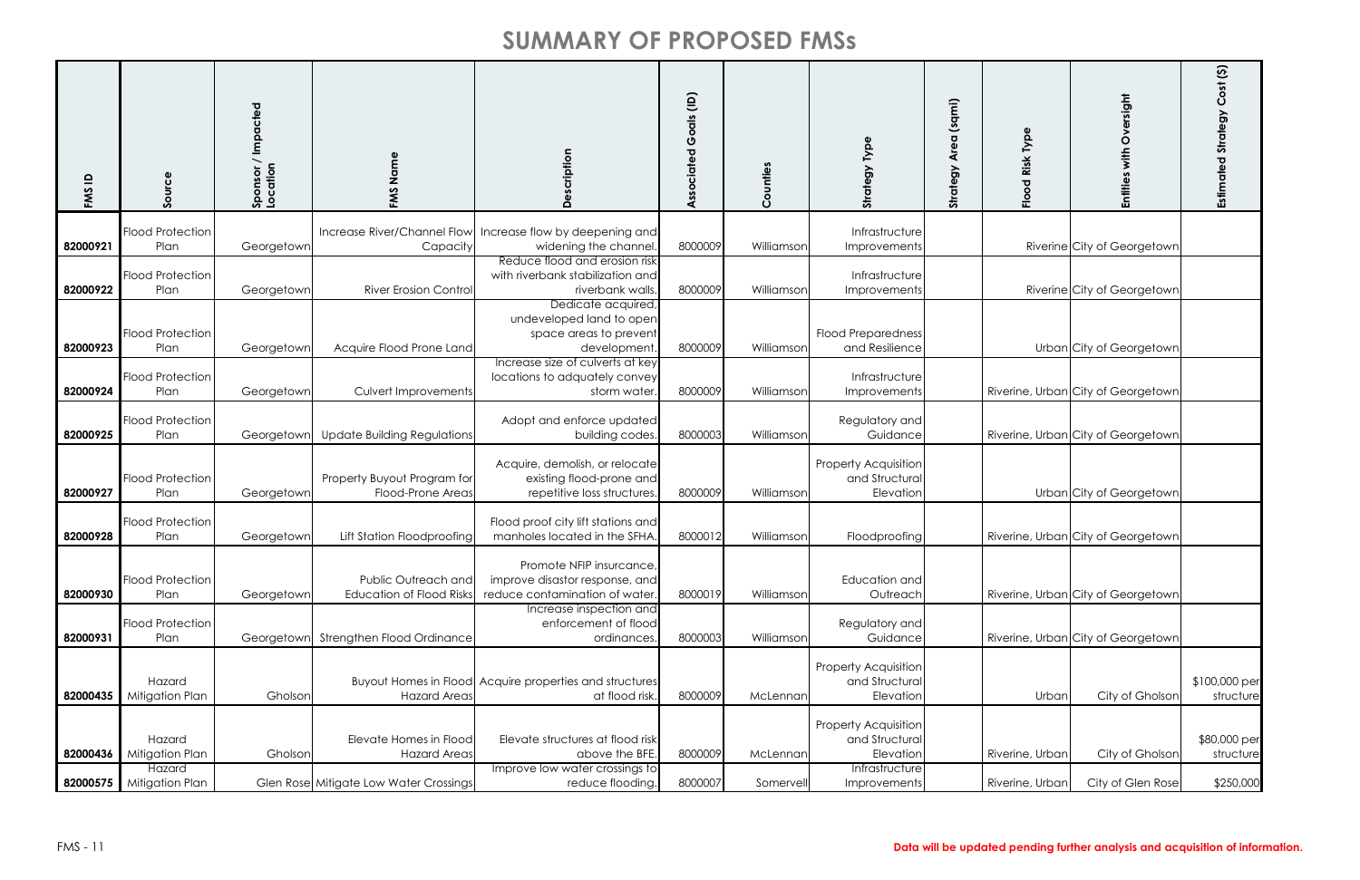# SUMMARY OF PROPOSED FMSs

| FMS ID | Source | Sponsor / Impacted Location | FMS Name | Description | Associated Goals (ID) | Counties | Strategy Type | Strategy Area (sqmi) | Flood Risk Type | Entities with Oversight | Estimated Strategy Cost ($) |
|---|---|---|---|---|---|---|---|---|---|---|---|
| 82000921 | Flood Protection Plan | Georgetown | Increase River/Channel Flow Capacity | Increase flow by deepening and widening the channel. | 8000009 | Williamson | Infrastructure Improvements | | Riverine | City of Georgetown | |
| 82000922 | Flood Protection Plan | Georgetown | River Erosion Control | Reduce flood and erosion risk with riverbank stabilization and riverbank walls. | 8000009 | Williamson | Infrastructure Improvements | | Riverine | City of Georgetown | |
| 82000923 | Flood Protection Plan | Georgetown | Acquire Flood Prone Land | Dedicate acquired, undeveloped land to open space areas to prevent development. | 8000009 | Williamson | Flood Preparedness and Resilience | | Urban | City of Georgetown | |
| 82000924 | Flood Protection Plan | Georgetown | Culvert Improvements | Increase size of culverts at key locations to adquately convey storm water. | 8000009 | Williamson | Infrastructure Improvements | | Riverine, Urban | City of Georgetown | |
| 82000925 | Flood Protection Plan | Georgetown | Update Building Regulations | Adopt and enforce updated building codes. | 8000003 | Williamson | Regulatory and Guidance | | Riverine, Urban | City of Georgetown | |
| 82000927 | Flood Protection Plan | Georgetown | Property Buyout Program for Flood-Prone Areas | Acquire, demolish, or relocate existing flood-prone and repetitive loss structures. | 8000009 | Williamson | Property Acquisition and Structural Elevation | | Urban | City of Georgetown | |
| 82000928 | Flood Protection Plan | Georgetown | Lift Station Floodproofing | Flood proof city lift stations and manholes located in the SFHA. | 8000012 | Williamson | Floodproofing | | Riverine, Urban | City of Georgetown | |
| 82000930 | Flood Protection Plan | Georgetown | Public Outreach and Education of Flood Risks | Promote NFIP insurcance, improve disastor response, and reduce contamination of water. | 8000019 | Williamson | Education and Outreach | | Riverine, Urban | City of Georgetown | |
| 82000931 | Flood Protection Plan | Georgetown | Strengthen Flood Ordinance | Increase inspection and enforcement of flood ordinances. | 8000003 | Williamson | Regulatory and Guidance | | Riverine, Urban | City of Georgetown | |
| 82000435 | Hazard Mitigation Plan | Gholson | Buyout Homes in Flood Hazard Areas | Acquire properties and structures at flood risk. | 8000009 | McLennan | Property Acquisition and Structural Elevation | | Urban | City of Gholson | $100,000 per structure |
| 82000436 | Hazard Mitigation Plan | Gholson | Elevate Homes in Flood Hazard Areas | Elevate structures at flood risk above the BFE. | 8000009 | McLennan | Property Acquisition and Structural Elevation | | Riverine, Urban | City of Gholson | $80,000 per structure |
| 82000575 | Hazard Mitigation Plan | Glen Rose | Mitigate Low Water Crossings | Improve low water crossings to reduce flooding. | 8000007 | Somervell | Infrastructure Improvements | | Riverine, Urban | City of Glen Rose | $250,000 |

**Data will be updated pending further analysis and acquisition of information.**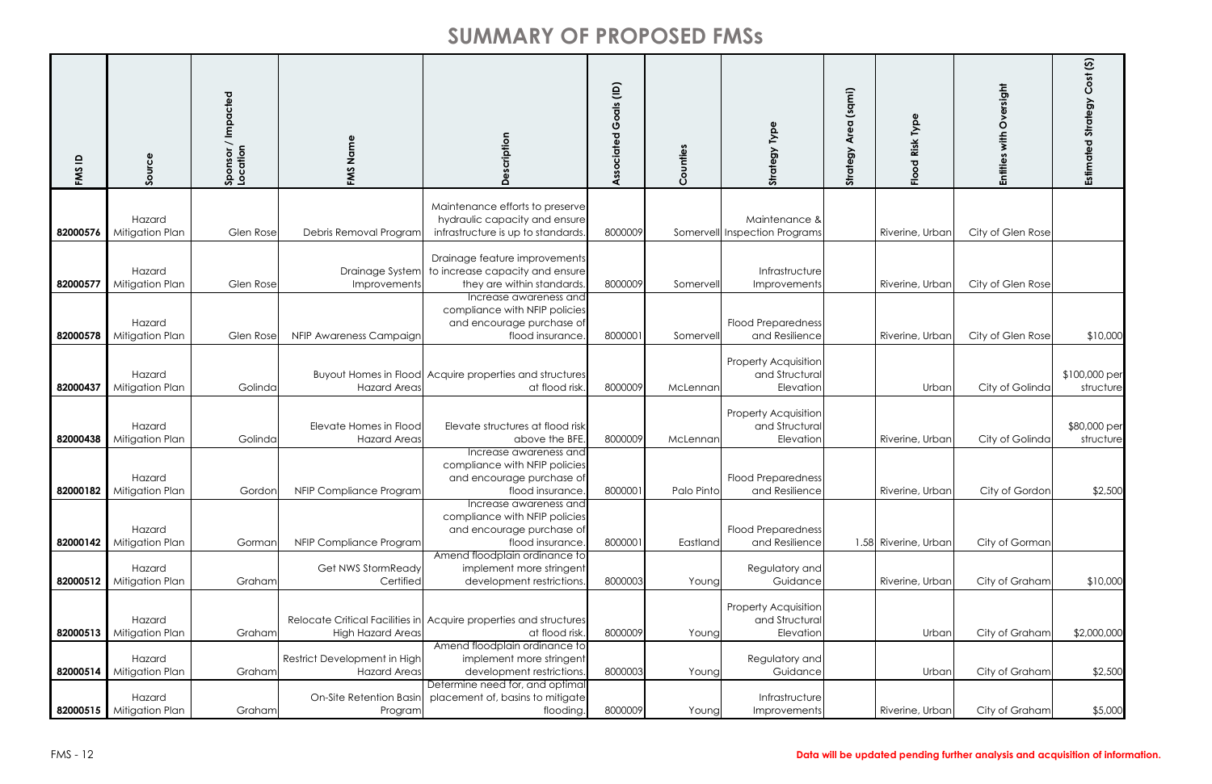# SUMMARY OF PROPOSED FMSs

| FMS ID | Source | Sponsor / Impacted Location | FMS Name | Description | Associated Goals (ID) | Counties | Strategy Type | Strategy Area (sqmi) | Flood Risk Type | Entities with Oversight | Estimated Strategy Cost ($) |
|---|---|---|---|---|---|---|---|---|---|---|---|
| 82000576 | Hazard Mitigation Plan | Glen Rose | Debris Removal Program | Maintenance efforts to preserve hydraulic capacity and ensure infrastructure is up to standards. | 8000009 | Somervell | Maintenance & Inspection Programs | | Riverine, Urban | City of Glen Rose | |
| 82000577 | Hazard Mitigation Plan | Glen Rose | Drainage System Improvements | Drainage feature improvements to increase capacity and ensure they are within standards. | 8000009 | Somervell | Infrastructure Improvements | | Riverine, Urban | City of Glen Rose | |
| 82000578 | Hazard Mitigation Plan | Glen Rose | NFIP Awareness Campaign | Increase awareness and compliance with NFIP policies and encourage purchase of flood insurance. | 8000001 | Somervell | Flood Preparedness and Resilience | | Riverine, Urban | City of Glen Rose | $10,000 |
| 82000437 | Hazard Mitigation Plan | Golinda | Buyout Homes in Flood Hazard Areas | Acquire properties and structures at flood risk. | 8000009 | McLennan | Property Acquisition and Structural Elevation | | Urban | City of Golinda | $100,000 per structure |
| 82000438 | Hazard Mitigation Plan | Golinda | Elevate Homes in Flood Hazard Areas | Elevate structures at flood risk above the BFE. | 8000009 | McLennan | Property Acquisition and Structural Elevation | | Riverine, Urban | City of Golinda | $80,000 per structure |
| 82000182 | Hazard Mitigation Plan | Gordon | NFIP Compliance Program | Increase awareness and compliance with NFIP policies and encourage purchase of flood insurance. | 8000001 | Palo Pinto | Flood Preparedness and Resilience | | Riverine, Urban | City of Gordon | $2,500 |
| 82000142 | Hazard Mitigation Plan | Gorman | NFIP Compliance Program | Increase awareness and compliance with NFIP policies and encourage purchase of flood insurance. | 8000001 | Eastland | Flood Preparedness and Resilience | 1.58 | Riverine, Urban | City of Gorman | |
| 82000512 | Hazard Mitigation Plan | Graham | Get NWS StormReady Certified | Amend floodplain ordinance to implement more stringent development restrictions. | 8000003 | Young | Regulatory and Guidance | | Riverine, Urban | City of Graham | $10,000 |
| 82000513 | Hazard Mitigation Plan | Graham | Relocate Critical Facilities in High Hazard Areas | Acquire properties and structures at flood risk. | 8000009 | Young | Property Acquisition and Structural Elevation | | Urban | City of Graham | $2,000,000 |
| 82000514 | Hazard Mitigation Plan | Graham | Restrict Development in High Hazard Areas | Amend floodplain ordinance to implement more stringent development restrictions. | 8000003 | Young | Regulatory and Guidance | | Urban | City of Graham | $2,500 |
| 82000515 | Hazard Mitigation Plan | Graham | On-Site Retention Basin Program | Determine need for, and optimal placement of, basins to mitigate flooding. | 8000009 | Young | Infrastructure Improvements | | Riverine, Urban | City of Graham | $5,000 |

**Data will be updated pending further analysis and acquisition of information.**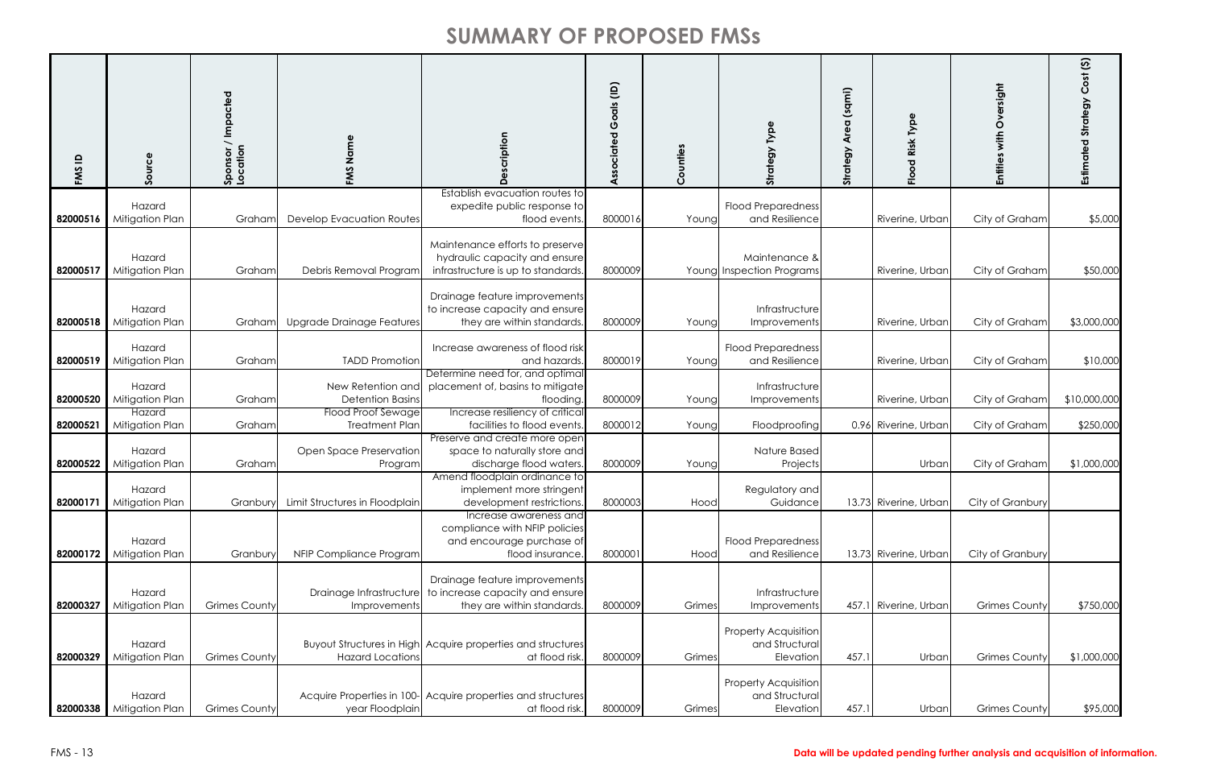# SUMMARY OF PROPOSED FMSs

| FMS ID | Source | Sponsor / Impacted Location | FMS Name | Description | Associated Goals (ID) | Counties | Strategy Type | Strategy Area (sqmi) | Flood Risk Type | Entities with Oversight | Estimated Strategy Cost ($) |
|---|---|---|---|---|---|---|---|---|---|---|---|
| 82000516 | Hazard Mitigation Plan | Graham | Develop Evacuation Routes | Establish evacuation routes to expedite public response to flood events. | 8000016 | Young | Flood Preparedness and Resilience | | Riverine, Urban | City of Graham | $5,000 |
| 82000517 | Hazard Mitigation Plan | Graham | Debris Removal Program | Maintenance efforts to preserve hydraulic capacity and ensure infrastructure is up to standards. | 8000009 | Young | Maintenance & Inspection Programs | | Riverine, Urban | City of Graham | $50,000 |
| 82000518 | Hazard Mitigation Plan | Graham | Upgrade Drainage Features | Drainage feature improvements to increase capacity and ensure they are within standards. | 8000009 | Young | Infrastructure Improvements | | Riverine, Urban | City of Graham | $3,000,000 |
| 82000519 | Hazard Mitigation Plan | Graham | TADD Promotion | Increase awareness of flood risk and hazards. | 8000019 | Young | Flood Preparedness and Resilience | | Riverine, Urban | City of Graham | $10,000 |
| 82000520 | Hazard Mitigation Plan | Graham | New Retention and Detention Basins | Determine need for, and optimal placement of, basins to mitigate flooding. | 8000009 | Young | Infrastructure Improvements | | Riverine, Urban | City of Graham | $10,000,000 |
| 82000521 | Hazard Mitigation Plan | Graham | Flood Proof Sewage Treatment Plan | Increase resiliency of critical facilities to flood events. | 8000012 | Young | Floodproofing | 0.96 | Riverine, Urban | City of Graham | $250,000 |
| 82000522 | Hazard Mitigation Plan | Graham | Open Space Preservation Program | Preserve and create more open space to naturally store and discharge flood waters. | 8000009 | Young | Nature Based Projects | | Urban | City of Graham | $1,000,000 |
| 82000171 | Hazard Mitigation Plan | Granbury | Limit Structures in Floodplain | Amend floodplain ordinance to implement more stringent development restrictions. | 8000003 | Hood | Regulatory and Guidance | 13.73 | Riverine, Urban | City of Granbury | |
| 82000172 | Hazard Mitigation Plan | Granbury | NFIP Compliance Program | Increase awareness and compliance with NFIP policies and encourage purchase of flood insurance. | 8000001 | Hood | Flood Preparedness and Resilience | 13.73 | Riverine, Urban | City of Granbury | |
| 82000327 | Hazard Mitigation Plan | Grimes County | Drainage Infrastructure Improvements | Drainage feature improvements to increase capacity and ensure they are within standards. | 8000009 | Grimes | Infrastructure Improvements | 457.1 | Riverine, Urban | Grimes County | $750,000 |
| 82000329 | Hazard Mitigation Plan | Grimes County | Buyout Structures in High Hazard Locations | Acquire properties and structures at flood risk. | 8000009 | Grimes | Property Acquisition and Structural Elevation | 457.1 | Urban | Grimes County | $1,000,000 |
| 82000338 | Hazard Mitigation Plan | Grimes County | Acquire Properties in 100-year Floodplain | Acquire properties and structures at flood risk. | 8000009 | Grimes | Property Acquisition and Structural Elevation | 457.1 | Urban | Grimes County | $95,000 |

**Data will be updated pending further analysis and acquisition of information.**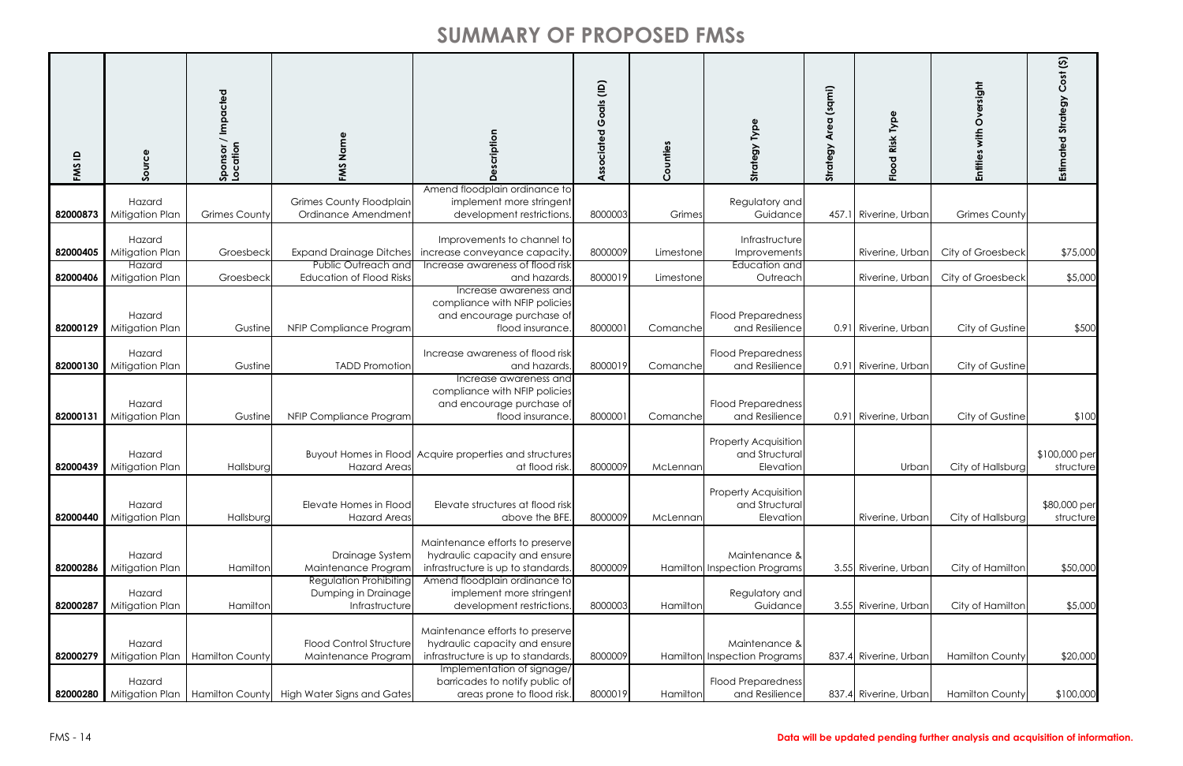# SUMMARY OF PROPOSED FMSs

| FMS ID | Source | Sponsor / Impacted Location | FMS Name | Description | Associated Goals (ID) | Counties | Strategy Type | Strategy Area (sqmi) | Flood Risk Type | Entities with Oversight | Estimated Strategy Cost ($) |
|---|---|---|---|---|---|---|---|---|---|---|---|
| 82000873 | Hazard Mitigation Plan | Grimes County | Grimes County Floodplain Ordinance Amendment | Amend floodplain ordinance to implement more stringent development restrictions. | 8000003 | Grimes | Regulatory and Guidance | 457.1 | Riverine, Urban | Grimes County | |
| 82000405 | Hazard Mitigation Plan | Groesbeck | Expand Drainage Ditches | Improvements to channel to increase conveyance capacity. | 8000009 | Limestone | Infrastructure Improvements | | Riverine, Urban | City of Groesbeck | $75,000 |
| 82000406 | Hazard Mitigation Plan | Groesbeck | Public Outreach and Education of Flood Risks | Increase awareness of flood risk and hazards. | 8000019 | Limestone | Education and Outreach | | Riverine, Urban | City of Groesbeck | $5,000 |
| 82000129 | Hazard Mitigation Plan | Gustine | NFIP Compliance Program | Increase awareness and compliance with NFIP policies and encourage purchase of flood insurance. | 8000001 | Comanche | Flood Preparedness and Resilience | 0.91 | Riverine, Urban | City of Gustine | $500 |
| 82000130 | Hazard Mitigation Plan | Gustine | TADD Promotion | Increase awareness of flood risk and hazards. | 8000019 | Comanche | Flood Preparedness and Resilience | 0.91 | Riverine, Urban | City of Gustine | |
| 82000131 | Hazard Mitigation Plan | Gustine | NFIP Compliance Program | Increase awareness and compliance with NFIP policies and encourage purchase of flood insurance. | 8000001 | Comanche | Flood Preparedness and Resilience | 0.91 | Riverine, Urban | City of Gustine | $100 |
| 82000439 | Hazard Mitigation Plan | Hallsburg | Buyout Homes in Flood Hazard Areas | Acquire properties and structures at flood risk. | 8000009 | McLennan | Property Acquisition and Structural Elevation | | Urban | City of Hallsburg | $100,000 per structure |
| 82000440 | Hazard Mitigation Plan | Hallsburg | Elevate Homes in Flood Hazard Areas | Elevate structures at flood risk above the BFE. | 8000009 | McLennan | Property Acquisition and Structural Elevation | | Riverine, Urban | City of Hallsburg | $80,000 per structure |
| 82000286 | Hazard Mitigation Plan | Hamilton | Drainage System Maintenance Program | Maintenance efforts to preserve hydraulic capacity and ensure infrastructure is up to standards. | 8000009 | Hamilton | Maintenance & Inspection Programs | 3.55 | Riverine, Urban | City of Hamilton | $50,000 |
| 82000287 | Hazard Mitigation Plan | Hamilton | Regulation Prohibiting Dumping in Drainage Infrastructure | Amend floodplain ordinance to implement more stringent development restrictions. | 8000003 | Hamilton | Regulatory and Guidance | 3.55 | Riverine, Urban | City of Hamilton | $5,000 |
| 82000279 | Hazard Mitigation Plan | Hamilton County | Flood Control Structure Maintenance Program | Maintenance efforts to preserve hydraulic capacity and ensure infrastructure is up to standards. | 8000009 | Hamilton | Maintenance & Inspection Programs | 837.4 | Riverine, Urban | Hamilton County | $20,000 |
| 82000280 | Hazard Mitigation Plan | Hamilton County | High Water Signs and Gates | Implementation of signage/ barricades to notify public of areas prone to flood risk. | 8000019 | Hamilton | Flood Preparedness and Resilience | 837.4 | Riverine, Urban | Hamilton County | $100,000 |

Data will be updated pending further analysis and acquisition of information.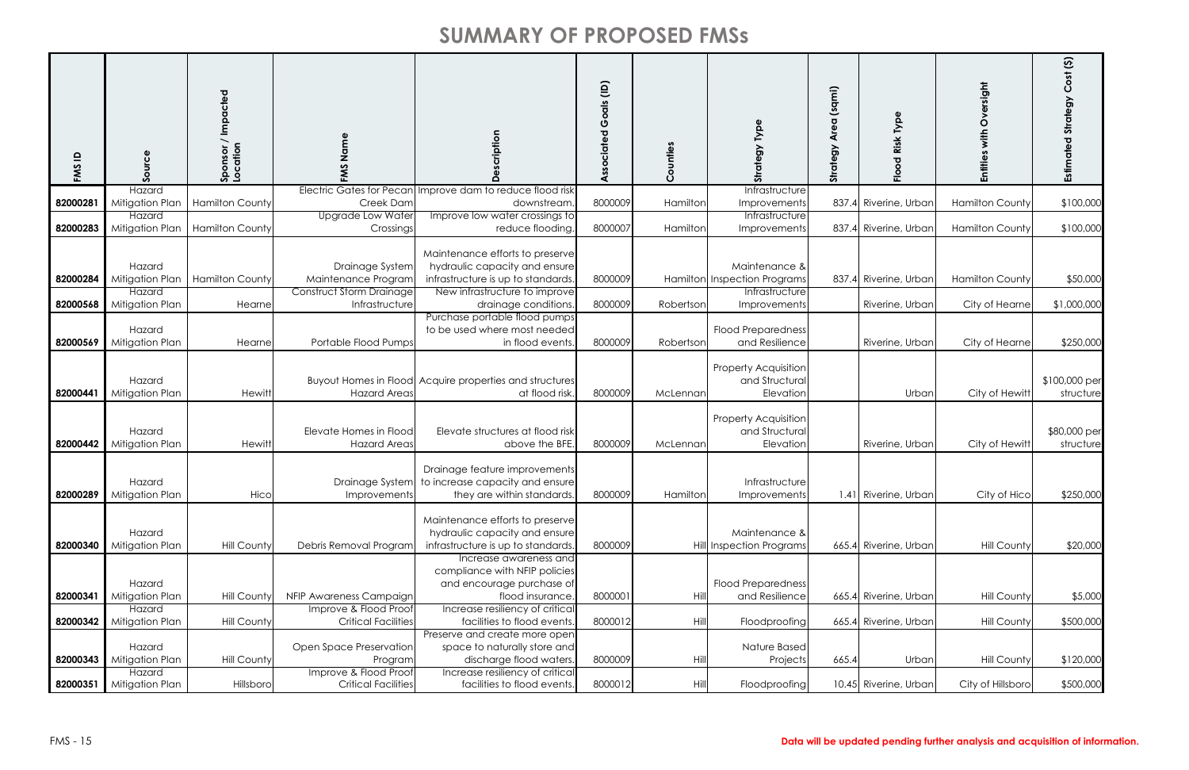# SUMMARY OF PROPOSED FMSs

| FMS ID | Source | Sponsor / Impacted Location | FMS Name | Description | Associated Goals (ID) | Counties | Strategy Type | Strategy Area (sqmi) | Flood Risk Type | Entities with Oversight | Estimated Strategy Cost ($) |
|---|---|---|---|---|---|---|---|---|---|---|---|
| 82000281 | Hazard Mitigation Plan | Hamilton County | Electric Gates for Pecan Creek Dam | Improve dam to reduce flood risk downstream. | 8000009 | Hamilton | Infrastructure Improvements | 837.4 | Riverine, Urban | Hamilton County | $100,000 |
| 82000283 | Hazard Mitigation Plan | Hamilton County | Upgrade Low Water Crossings | Improve low water crossings to reduce flooding. | 8000007 | Hamilton | Infrastructure Improvements | 837.4 | Riverine, Urban | Hamilton County | $100,000 |
| 82000284 | Hazard Mitigation Plan | Hamilton County | Drainage System Maintenance Program | Maintenance efforts to preserve hydraulic capacity and ensure infrastructure is up to standards. | 8000009 | Hamilton | Maintenance & Inspection Programs | 837.4 | Riverine, Urban | Hamilton County | $50,000 |
| 82000568 | Hazard Mitigation Plan | Hearne | Construct Storm Drainage Infrastructure | New infrastructure to improve drainage conditions. | 8000009 | Robertson | Infrastructure Improvements | | Riverine, Urban | City of Hearne | $1,000,000 |
| 82000569 | Hazard Mitigation Plan | Hearne | Portable Flood Pumps | Purchase portable flood pumps to be used where most needed in flood events. | 8000009 | Robertson | Flood Preparedness and Resilience | | Riverine, Urban | City of Hearne | $250,000 |
| 82000441 | Hazard Mitigation Plan | Hewitt | Buyout Homes in Flood Hazard Areas | Acquire properties and structures at flood risk. | 8000009 | McLennan | Property Acquisition and Structural Elevation | | Urban | City of Hewitt | $100,000 per structure |
| 82000442 | Hazard Mitigation Plan | Hewitt | Elevate Homes in Flood Hazard Areas | Elevate structures at flood risk above the BFE. | 8000009 | McLennan | Property Acquisition and Structural Elevation | | Riverine, Urban | City of Hewitt | $80,000 per structure |
| 82000289 | Hazard Mitigation Plan | Hico | Drainage System Improvements | Drainage feature improvements to increase capacity and ensure they are within standards. | 8000009 | Hamilton | Infrastructure Improvements | 1.41 | Riverine, Urban | City of Hico | $250,000 |
| 82000340 | Hazard Mitigation Plan | Hill County | Debris Removal Program | Maintenance efforts to preserve hydraulic capacity and ensure infrastructure is up to standards. | 8000009 | Hill | Maintenance & Inspection Programs | 665.4 | Riverine, Urban | Hill County | $20,000 |
| 82000341 | Hazard Mitigation Plan | Hill County | NFIP Awareness Campaign | Increase awareness and compliance with NFIP policies and encourage purchase of flood insurance. | 8000001 | Hill | Flood Preparedness and Resilience | 665.4 | Riverine, Urban | Hill County | $5,000 |
| 82000342 | Hazard Mitigation Plan | Hill County | Improve & Flood Proof Critical Facilities | Increase resiliency of critical facilities to flood events. | 8000012 | Hill | Floodproofing | 665.4 | Riverine, Urban | Hill County | $500,000 |
| 82000343 | Hazard Mitigation Plan | Hill County | Open Space Preservation Program | Preserve and create more open space to naturally store and discharge flood waters. | 8000009 | Hill | Nature Based Projects | 665.4 | Urban | Hill County | $120,000 |
| 82000351 | Hazard Mitigation Plan | Hillsboro | Improve & Flood Proof Critical Facilities | Increase resiliency of critical facilities to flood events. | 8000012 | Hill | Floodproofing | 10.45 | Riverine, Urban | City of Hillsboro | $500,000 |

Data will be updated pending further analysis and acquisition of information.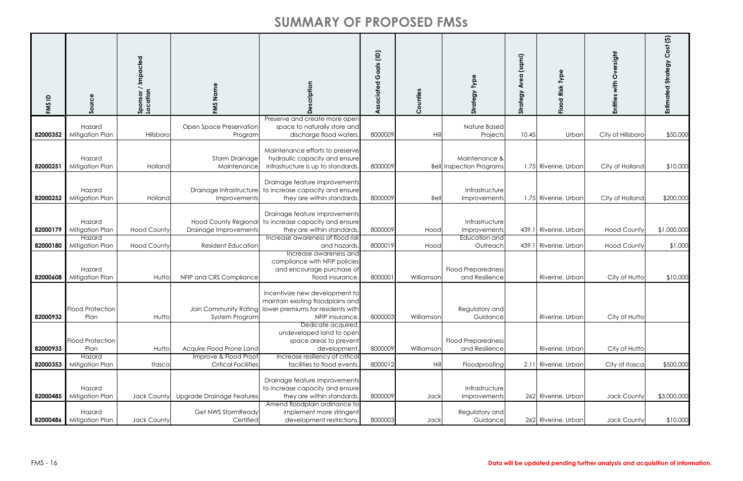# SUMMARY OF PROPOSED FMSs

| FMS ID | Source | Sponsor / Impacted Location | FMS Name | Description | Associated Goals (ID) | Counties | Strategy Type | Strategy Area (sqmi) | Flood Risk Type | Entities with Oversight | Estimated Strategy Cost ($) |
|---|---|---|---|---|---|---|---|---|---|---|---|
| 82000352 | Hazard Mitigation Plan | Hillsboro | Open Space Preservation Program | Preserve and create more open space to naturally store and discharge flood waters. | 8000009 | Hill | Nature Based Projects | 10.45 | Urban | City of Hillsboro | $50,000 |
| 82000251 | Hazard Mitigation Plan | Holland | Storm Drainage Maintenance | Maintenance efforts to preserve hydraulic capacity and ensure infrastructure is up to standards. | 8000009 | Bell | Maintenance & Inspection Programs | 1.75 | Riverine, Urban | City of Holland | $10,000 |
| 82000252 | Hazard Mitigation Plan | Holland | Drainage Infrastructure Improvements | Drainage feature improvements to increase capacity and ensure they are within standards. | 8000009 | Bell | Infrastructure Improvements | 1.75 | Riverine, Urban | City of Holland | $200,000 |
| 82000179 | Hazard Mitigation Plan | Hood County | Hood County Regional Drainage Improvements | Drainage feature improvements to increase capacity and ensure they are within standards. | 8000009 | Hood | Infrastructure Improvements | 439.1 | Riverine, Urban | Hood County | $1,000,000 |
| 82000180 | Hazard Mitigation Plan | Hood County | Resident Education | Increase awareness of flood risk and hazards. | 8000019 | Hood | Education and Outreach | 439.1 | Riverine, Urban | Hood County | $1,000 |
| 82000608 | Hazard Mitigation Plan | Hutto | NFIP and CRS Compliance | Increase awareness and compliance with NFIP policies and encourage purchase of flood insurance. | 8000001 | Williamson | Flood Preparedness and Resilience | | Riverine, Urban | City of Hutto | $10,000 |
| 82000932 | Flood Protection Plan | Hutto | Join Community Rating System Program | Incentivize new development to maintain existing floodplains and lower premiums for residents with NFIP insurance. | 8000003 | Williamson | Regulatory and Guidance | | Riverine, Urban | City of Hutto | |
| 82000933 | Flood Protection Plan | Hutto | Acquire Flood Prone Land | Dedicate acquired, undeveloped land to open space areas to prevent development. | 8000009 | Williamson | Flood Preparedness and Resilience | | Riverine, Urban | City of Hutto | |
| 82000353 | Hazard Mitigation Plan | Itasca | Improve & Flood Proof Critical Facilities | Increase resiliency of critical facilities to flood events. | 8000012 | Hill | Floodproofing | 2.11 | Riverine, Urban | City of Itasca | $500,000 |
| 82000485 | Hazard Mitigation Plan | Jack County | Upgrade Drainage Features | Drainage feature improvements to increase capacity and ensure they are within standards. | 8000009 | Jack | Infrastructure Improvements | 262 | Riverine, Urban | Jack County | $3,000,000 |
| 82000486 | Hazard Mitigation Plan | Jack County | Get NWS StormReady Certified | Amend floodplain ordinance to implement more stringent development restrictions. | 8000003 | Jack | Regulatory and Guidance | 262 | Riverine, Urban | Jack County | $10,000 |

**Data will be updated pending further analysis and acquisition of information.**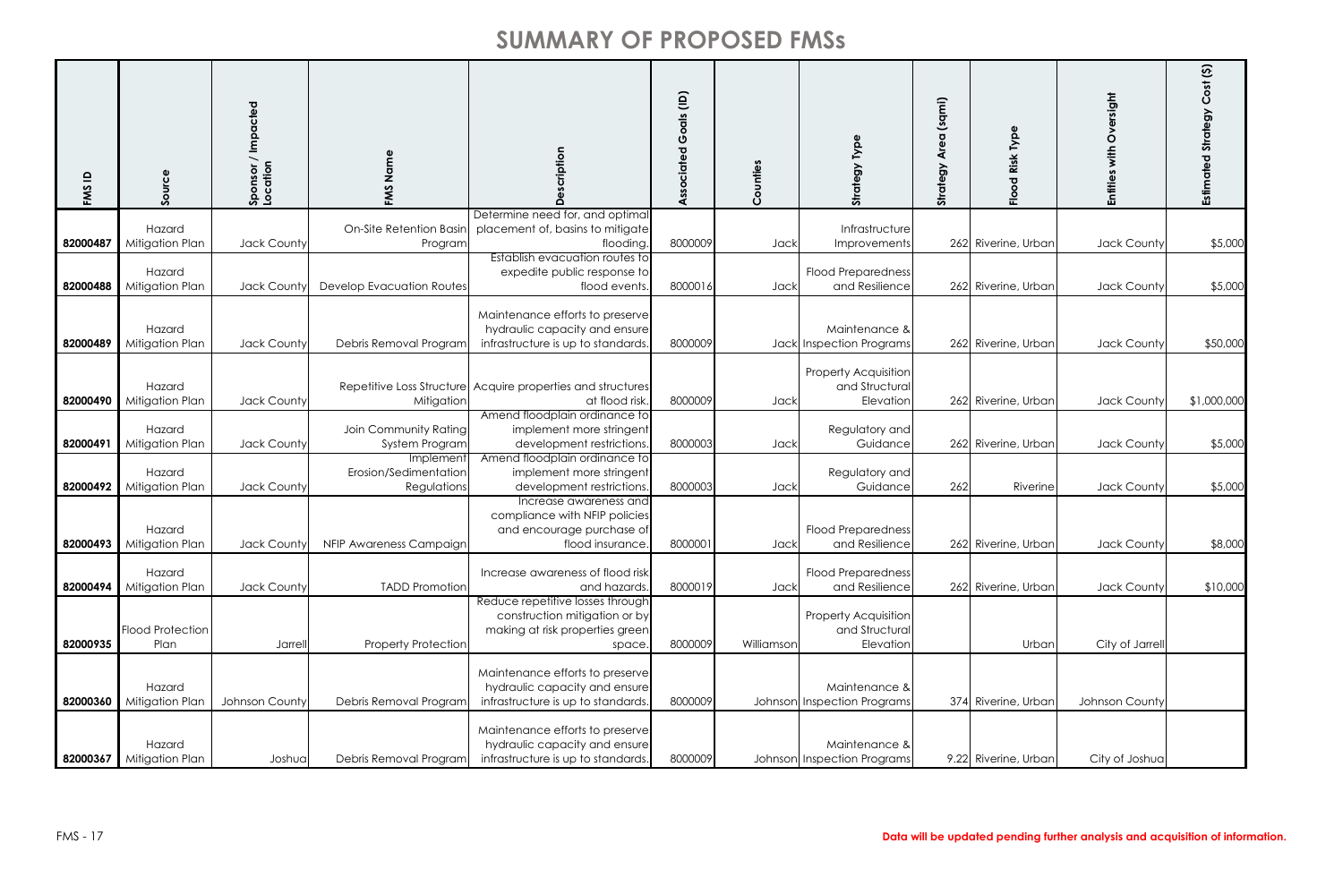# SUMMARY OF PROPOSED FMSs

| FMS ID | Source | Sponsor / Impacted Location | FMS Name | Description | Associated Goals (ID) | Counties | Strategy Type | Strategy Area (sqmi) | Flood Risk Type | Entities with Oversight | Estimated Strategy Cost ($) |
|---|---|---|---|---|---|---|---|---|---|---|---|
| 82000487 | Hazard Mitigation Plan | Jack County | On-Site Retention Basin Program | Determine need for, and optimal placement of, basins to mitigate flooding. | 8000009 | Jack | Infrastructure Improvements | 262 | Riverine, Urban | Jack County | $5,000 |
| 82000488 | Hazard Mitigation Plan | Jack County | Develop Evacuation Routes | Establish evacuation routes to expedite public response to flood events. | 8000016 | Jack | Flood Preparedness and Resilience | 262 | Riverine, Urban | Jack County | $5,000 |
| 82000489 | Hazard Mitigation Plan | Jack County | Debris Removal Program | Maintenance efforts to preserve hydraulic capacity and ensure infrastructure is up to standards. | 8000009 | Jack | Maintenance & Inspection Programs | 262 | Riverine, Urban | Jack County | $50,000 |
| 82000490 | Hazard Mitigation Plan | Jack County | Repetitive Loss Structure Mitigation | Acquire properties and structures at flood risk. | 8000009 | Jack | Property Acquisition and Structural Elevation | 262 | Riverine, Urban | Jack County | $1,000,000 |
| 82000491 | Hazard Mitigation Plan | Jack County | Join Community Rating System Program | Amend floodplain ordinance to implement more stringent development restrictions. | 8000003 | Jack | Regulatory and Guidance | 262 | Riverine, Urban | Jack County | $5,000 |
| 82000492 | Hazard Mitigation Plan | Jack County | Implement Erosion/Sedimentation Regulations | Amend floodplain ordinance to implement more stringent development restrictions. | 8000003 | Jack | Regulatory and Guidance | 262 | Riverine | Jack County | $5,000 |
| 82000493 | Hazard Mitigation Plan | Jack County | NFIP Awareness Campaign | Increase awareness and compliance with NFIP policies and encourage purchase of flood insurance. | 8000001 | Jack | Flood Preparedness and Resilience | 262 | Riverine, Urban | Jack County | $8,000 |
| 82000494 | Hazard Mitigation Plan | Jack County | TADD Promotion | Increase awareness of flood risk and hazards. | 8000019 | Jack | Flood Preparedness and Resilience | 262 | Riverine, Urban | Jack County | $10,000 |
| 82000935 | Flood Protection Plan | Jarrell | Property Protection | Reduce repetitive losses through construction mitigation or by making at risk properties green space. | 8000009 | Williamson | Property Acquisition and Structural Elevation | | Urban | City of Jarrell | |
| 82000360 | Hazard Mitigation Plan | Johnson County | Debris Removal Program | Maintenance efforts to preserve hydraulic capacity and ensure infrastructure is up to standards. | 8000009 | Johnson | Maintenance & Inspection Programs | 374 | Riverine, Urban | Johnson County | |
| 82000367 | Hazard Mitigation Plan | Joshua | Debris Removal Program | Maintenance efforts to preserve hydraulic capacity and ensure infrastructure is up to standards. | 8000009 | Johnson | Maintenance & Inspection Programs | 9.22 | Riverine, Urban | City of Joshua | |

**Data will be updated pending further analysis and acquisition of information.**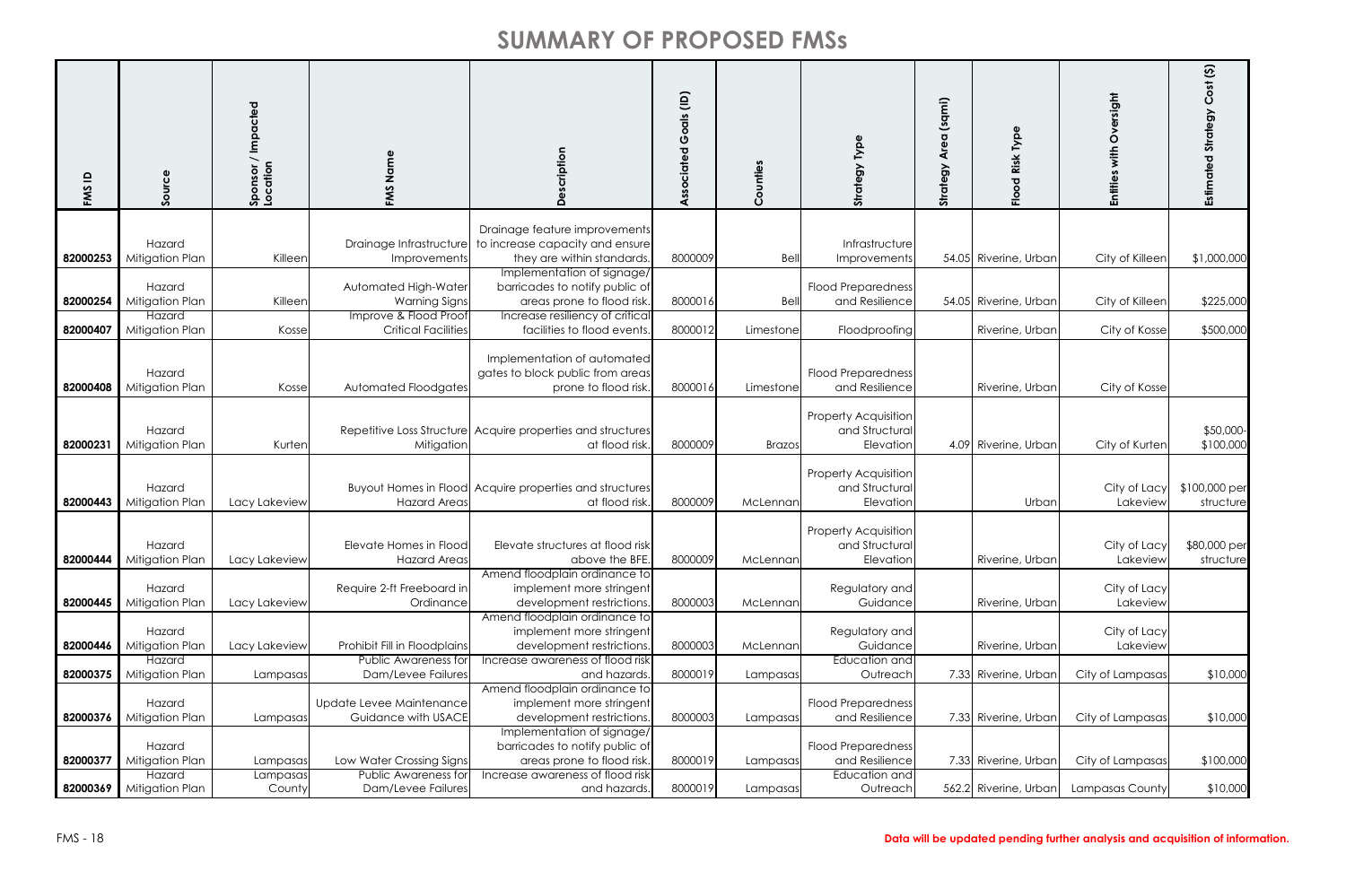# SUMMARY OF PROPOSED FMSs

| FMS ID | Source | Sponsor / Impacted Location | FMS Name | Description | Associated Goals (ID) | Counties | Strategy Type | Strategy Area (sqmi) | Flood Risk Type | Entities with Oversight | Estimated Strategy Cost ($) |
|---|---|---|---|---|---|---|---|---|---|---|---|
| 82000253 | Hazard Mitigation Plan | Killeen | Drainage Infrastructure Improvements | Drainage feature improvements to increase capacity and ensure they are within standards. | 8000009 | Bell | Infrastructure Improvements | 54.05 | Riverine, Urban | City of Killeen | $1,000,000 |
| 82000254 | Hazard Mitigation Plan | Killeen | Automated High-Water Warning Signs | Implementation of signage/ barricades to notify public of areas prone to flood risk. | 8000016 | Bell | Flood Preparedness and Resilience | 54.05 | Riverine, Urban | City of Killeen | $225,000 |
| 82000407 | Hazard Mitigation Plan | Kosse | Improve & Flood Proof Critical Facilities | Increase resiliency of critical facilities to flood events. | 8000012 | Limestone | Floodproofing | | Riverine, Urban | City of Kosse | $500,000 |
| 82000408 | Hazard Mitigation Plan | Kosse | Automated Floodgates | Implementation of automated gates to block public from areas prone to flood risk. | 8000016 | Limestone | Flood Preparedness and Resilience | | Riverine, Urban | City of Kosse | |
| 82000231 | Hazard Mitigation Plan | Kurten | Repetitive Loss Structure Mitigation | Acquire properties and structures at flood risk. | 8000009 | Brazos | Property Acquisition and Structural Elevation | 4.09 | Riverine, Urban | City of Kurten | $50,000-$100,000 |
| 82000443 | Hazard Mitigation Plan | Lacy Lakeview | Buyout Homes in Flood Hazard Areas | Acquire properties and structures at flood risk. | 8000009 | McLennan | Property Acquisition and Structural Elevation | | Urban | City of Lacy Lakeview | $100,000 per structure |
| 82000444 | Hazard Mitigation Plan | Lacy Lakeview | Elevate Homes in Flood Hazard Areas | Elevate structures at flood risk above the BFE. | 8000009 | McLennan | Property Acquisition and Structural Elevation | | Riverine, Urban | City of Lacy Lakeview | $80,000 per structure |
| 82000445 | Hazard Mitigation Plan | Lacy Lakeview | Require 2-ft Freeboard in Ordinance | Amend floodplain ordinance to implement more stringent development restrictions. | 8000003 | McLennan | Regulatory and Guidance | | Riverine, Urban | City of Lacy Lakeview | |
| 82000446 | Hazard Mitigation Plan | Lacy Lakeview | Prohibit Fill in Floodplains | Amend floodplain ordinance to implement more stringent development restrictions. | 8000003 | McLennan | Regulatory and Guidance | | Riverine, Urban | City of Lacy Lakeview | |
| 82000375 | Hazard Mitigation Plan | Lampasas | Public Awareness for Dam/Levee Failures | Increase awareness of flood risk and hazards. | 8000019 | Lampasas | Education and Outreach | 7.33 | Riverine, Urban | City of Lampasas | $10,000 |
| 82000376 | Hazard Mitigation Plan | Lampasas | Update Levee Maintenance Guidance with USACE | Amend floodplain ordinance to implement more stringent development restrictions. | 8000003 | Lampasas | Flood Preparedness and Resilience | 7.33 | Riverine, Urban | City of Lampasas | $10,000 |
| 82000377 | Hazard Mitigation Plan | Lampasas | Low Water Crossing Signs | Implementation of signage/ barricades to notify public of areas prone to flood risk. | 8000019 | Lampasas | Flood Preparedness and Resilience | 7.33 | Riverine, Urban | City of Lampasas | $100,000 |
| 82000369 | Hazard Mitigation Plan | Lampasas County | Public Awareness for Dam/Levee Failures | Increase awareness of flood risk and hazards. | 8000019 | Lampasas | Education and Outreach | 562.2 | Riverine, Urban | Lampasas County | $10,000 |

Data will be updated pending further analysis and acquisition of information.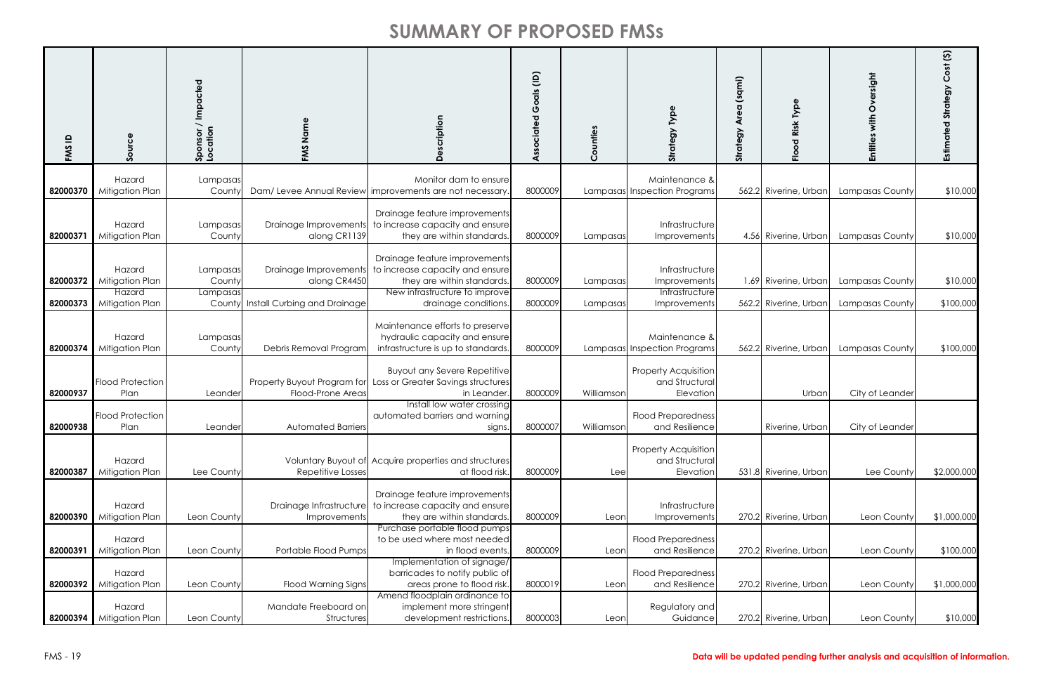# SUMMARY OF PROPOSED FMSs

| FMS ID | Source | Sponsor / Impacted Location | FMS Name | Description | Associated Goals (ID) | Counties | Strategy Type | Strategy Area (sqmi) | Flood Risk Type | Entities with Oversight | Estimated Strategy Cost ($) |
|---|---|---|---|---|---|---|---|---|---|---|---|
| 82000370 | Hazard Mitigation Plan | Lampasas County | Dam/ Levee Annual Review | Monitor dam to ensure improvements are not necessary. | 8000009 | Lampasas | Maintenance & Inspection Programs | 562.2 | Riverine, Urban | Lampasas County | $10,000 |
| 82000371 | Hazard Mitigation Plan | Lampasas County | Drainage Improvements along CR1139 | Drainage feature improvements to increase capacity and ensure they are within standards. | 8000009 | Lampasas | Infrastructure Improvements | 4.56 | Riverine, Urban | Lampasas County | $10,000 |
| 82000372 | Hazard Mitigation Plan | Lampasas County | Drainage Improvements along CR4450 | Drainage feature improvements to increase capacity and ensure they are within standards. | 8000009 | Lampasas | Infrastructure Improvements | 1.69 | Riverine, Urban | Lampasas County | $10,000 |
| 82000373 | Hazard Mitigation Plan | Lampasas County | Install Curbing and Drainage | New infrastructure to improve drainage conditions. | 8000009 | Lampasas | Infrastructure Improvements | 562.2 | Riverine, Urban | Lampasas County | $100,000 |
| 82000374 | Hazard Mitigation Plan | Lampasas County | Debris Removal Program | Maintenance efforts to preserve hydraulic capacity and ensure infrastructure is up to standards. | 8000009 | Lampasas | Maintenance & Inspection Programs | 562.2 | Riverine, Urban | Lampasas County | $100,000 |
| 82000937 | Flood Protection Plan | Leander | Property Buyout Program for Flood-Prone Areas | Buyout any Severe Repetitive Loss or Greater Savings structures in Leander. | 8000009 | Williamson | Property Acquisition and Structural Elevation | | Urban | City of Leander | |
| 82000938 | Flood Protection Plan | Leander | Automated Barriers | Install low water crossing automated barriers and warning signs. | 8000007 | Williamson | Flood Preparedness and Resilience | | Riverine, Urban | City of Leander | |
| 82000387 | Hazard Mitigation Plan | Lee County | Voluntary Buyout of Repetitive Losses | Acquire properties and structures at flood risk. | 8000009 | Lee | Property Acquisition and Structural Elevation | 531.8 | Riverine, Urban | Lee County | $2,000,000 |
| 82000390 | Hazard Mitigation Plan | Leon County | Drainage Infrastructure Improvements | Drainage feature improvements to increase capacity and ensure they are within standards. | 8000009 | Leon | Infrastructure Improvements | 270.2 | Riverine, Urban | Leon County | $1,000,000 |
| 82000391 | Hazard Mitigation Plan | Leon County | Portable Flood Pumps | Purchase portable flood pumps to be used where most needed in flood events. | 8000009 | Leon | Flood Preparedness and Resilience | 270.2 | Riverine, Urban | Leon County | $100,000 |
| 82000392 | Hazard Mitigation Plan | Leon County | Flood Warning Signs | Implementation of signage/ barricades to notify public of areas prone to flood risk. | 8000019 | Leon | Flood Preparedness and Resilience | 270.2 | Riverine, Urban | Leon County | $1,000,000 |
| 82000394 | Hazard Mitigation Plan | Leon County | Mandate Freeboard on Structures | Amend floodplain ordinance to implement more stringent development restrictions. | 8000003 | Leon | Regulatory and Guidance | 270.2 | Riverine, Urban | Leon County | $10,000 |

Data will be updated pending further analysis and acquisition of information.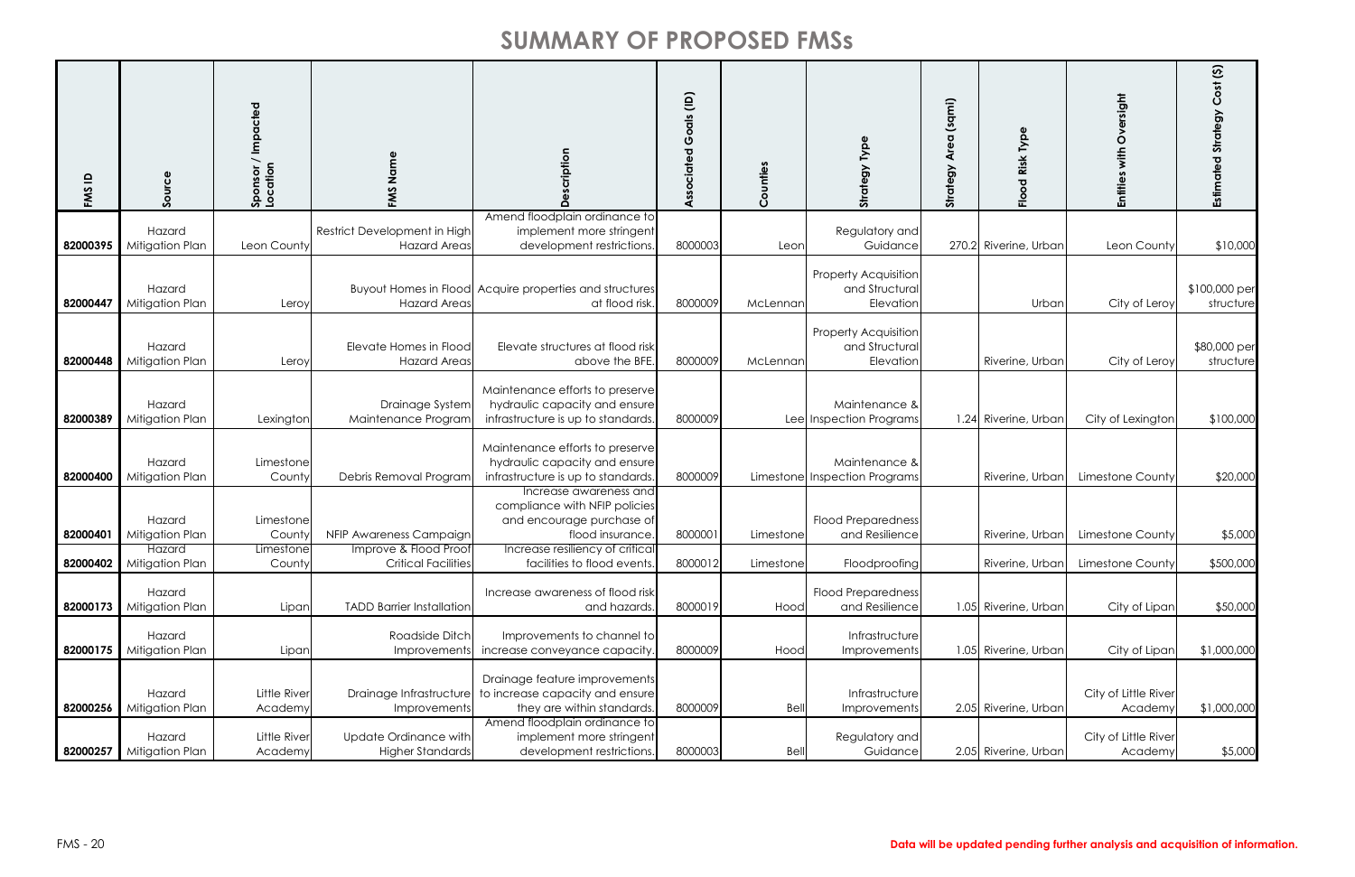# SUMMARY OF PROPOSED FMSs

| FMS ID | Source | Sponsor / Impacted Location | FMS Name | Description | Associated Goals (ID) | Counties | Strategy Type | Strategy Area (sqmi) | Flood Risk Type | Entities with Oversight | Estimated Strategy Cost ($) |
|---|---|---|---|---|---|---|---|---|---|---|---|
| **82000395** | Hazard Mitigation Plan | Leon County | Restrict Development in High Hazard Areas | Amend floodplain ordinance to implement more stringent development restrictions. | 8000003 | Leon | Regulatory and Guidance | 270.2 | Riverine, Urban | Leon County | $10,000 |
| **82000447** | Hazard Mitigation Plan | Leroy | Buyout Homes in Flood Hazard Areas | Acquire properties and structures at flood risk. | 8000009 | McLennan | Property Acquisition and Structural Elevation | | Urban | City of Leroy | $100,000 per structure |
| **82000448** | Hazard Mitigation Plan | Leroy | Elevate Homes in Flood Hazard Areas | Elevate structures at flood risk above the BFE. | 8000009 | McLennan | Property Acquisition and Structural Elevation | | Riverine, Urban | City of Leroy | $80,000 per structure |
| **82000389** | Hazard Mitigation Plan | Lexington | Drainage System Maintenance Program | Maintenance efforts to preserve hydraulic capacity and ensure infrastructure is up to standards. | 8000009 | Lee | Maintenance & Inspection Programs | 1.24 | Riverine, Urban | City of Lexington | $100,000 |
| **82000400** | Hazard Mitigation Plan | Limestone County | Debris Removal Program | Maintenance efforts to preserve hydraulic capacity and ensure infrastructure is up to standards. | 8000009 | Limestone | Maintenance & Inspection Programs | | Riverine, Urban | Limestone County | $20,000 |
| **82000401** | Hazard Mitigation Plan | Limestone County | NFIP Awareness Campaign | Increase awareness and compliance with NFIP policies and encourage purchase of flood insurance. | 8000001 | Limestone | Flood Preparedness and Resilience | | Riverine, Urban | Limestone County | $5,000 |
| **82000402** | Hazard Mitigation Plan | Limestone County | Improve & Flood Proof Critical Facilities | Increase resiliency of critical facilities to flood events. | 8000012 | Limestone | Floodproofing | | Riverine, Urban | Limestone County | $500,000 |
| **82000173** | Hazard Mitigation Plan | Lipan | TADD Barrier Installation | Increase awareness of flood risk and hazards. | 8000019 | Hood | Flood Preparedness and Resilience | 1.05 | Riverine, Urban | City of Lipan | $50,000 |
| **82000175** | Hazard Mitigation Plan | Lipan | Roadside Ditch Improvements | Improvements to channel to increase conveyance capacity. | 8000009 | Hood | Infrastructure Improvements | 1.05 | Riverine, Urban | City of Lipan | $1,000,000 |
| **82000256** | Hazard Mitigation Plan | Little River Academy | Drainage Infrastructure Improvements | Drainage feature improvements to increase capacity and ensure they are within standards. | 8000009 | Bell | Infrastructure Improvements | 2.05 | Riverine, Urban | City of Little River Academy | $1,000,000 |
| **82000257** | Hazard Mitigation Plan | Little River Academy | Update Ordinance with Higher Standards | Amend floodplain ordinance to implement more stringent development restrictions. | 8000003 | Bell | Regulatory and Guidance | 2.05 | Riverine, Urban | City of Little River Academy | $5,000 |

**Data will be updated pending further analysis and acquisition of information.**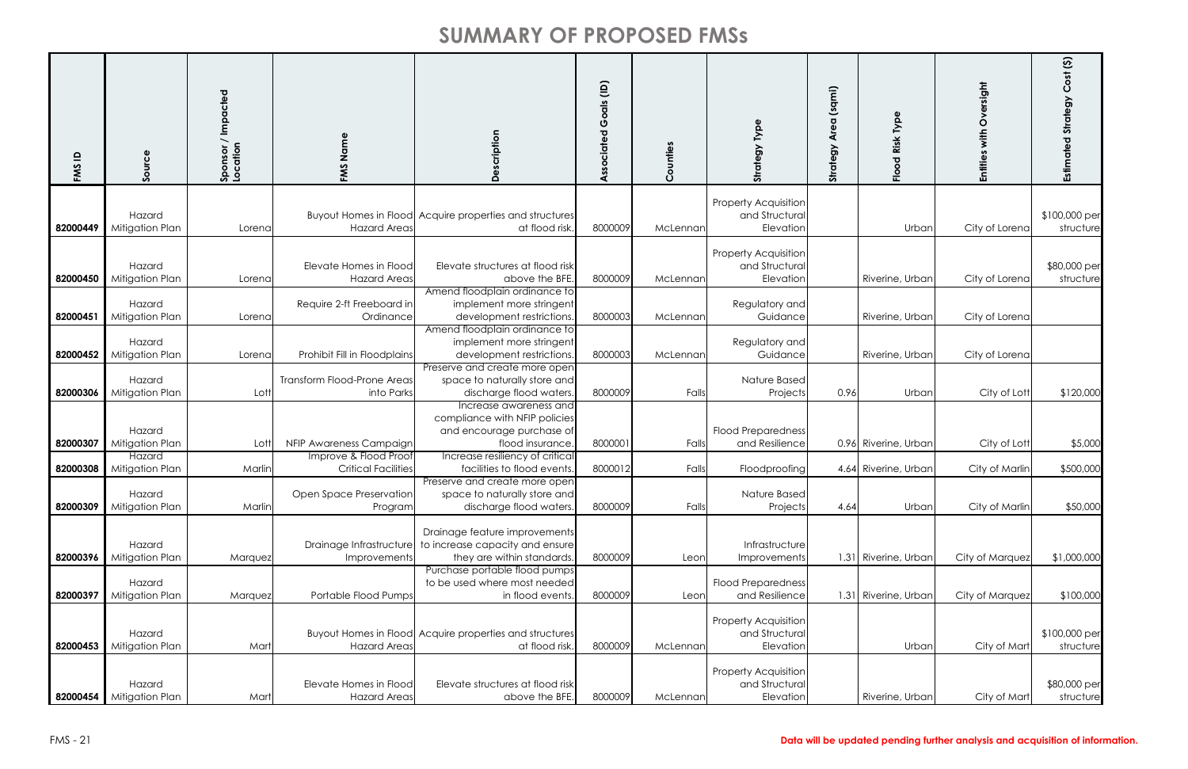# SUMMARY OF PROPOSED FMSs

| FMS ID | Source | Sponsor / Impacted Location | FMS Name | Description | Associated Goals (ID) | Counties | Strategy Type | Strategy Area (sqmi) | Flood Risk Type | Entities with Oversight | Estimated Strategy Cost ($) |
|---|---|---|---|---|---|---|---|---|---|---|---|
| **82000449** | Hazard Mitigation Plan | Lorena | Buyout Homes in Flood Hazard Areas | Acquire properties and structures at flood risk. | 8000009 | McLennan | Property Acquisition and Structural Elevation | | Urban | City of Lorena | $100,000 per structure |
| **82000450** | Hazard Mitigation Plan | Lorena | Elevate Homes in Flood Hazard Areas | Elevate structures at flood risk above the BFE. | 8000009 | McLennan | Property Acquisition and Structural Elevation | | Riverine, Urban | City of Lorena | $80,000 per structure |
| **82000451** | Hazard Mitigation Plan | Lorena | Require 2-ft Freeboard in Ordinance | Amend floodplain ordinance to implement more stringent development restrictions. | 8000003 | McLennan | Regulatory and Guidance | | Riverine, Urban | City of Lorena | |
| **82000452** | Hazard Mitigation Plan | Lorena | Prohibit Fill in Floodplains | Amend floodplain ordinance to implement more stringent development restrictions. | 8000003 | McLennan | Regulatory and Guidance | | Riverine, Urban | City of Lorena | |
| **82000306** | Hazard Mitigation Plan | Lott | Transform Flood-Prone Areas into Parks | Preserve and create more open space to naturally store and discharge flood waters. | 8000009 | Falls | Nature Based Projects | 0.96 | Urban | City of Lott | $120,000 |
| **82000307** | Hazard Mitigation Plan | Lott | NFIP Awareness Campaign | Increase awareness and compliance with NFIP policies and encourage purchase of flood insurance. | 8000001 | Falls | Flood Preparedness and Resilience | 0.96 | Riverine, Urban | City of Lott | $5,000 |
| **82000308** | Hazard Mitigation Plan | Marlin | Improve & Flood Proof Critical Facilities | Increase resiliency of critical facilities to flood events. | 8000012 | Falls | Floodproofing | 4.64 | Riverine, Urban | City of Marlin | $500,000 |
| **82000309** | Hazard Mitigation Plan | Marlin | Open Space Preservation Program | Preserve and create more open space to naturally store and discharge flood waters. | 8000009 | Falls | Nature Based Projects | 4.64 | Urban | City of Marlin | $50,000 |
| **82000396** | Hazard Mitigation Plan | Marquez | Drainage Infrastructure Improvements | Drainage feature improvements to increase capacity and ensure they are within standards. | 8000009 | Leon | Infrastructure Improvements | 1.31 | Riverine, Urban | City of Marquez | $1,000,000 |
| **82000397** | Hazard Mitigation Plan | Marquez | Portable Flood Pumps | Purchase portable flood pumps to be used where most needed in flood events. | 8000009 | Leon | Flood Preparedness and Resilience | 1.31 | Riverine, Urban | City of Marquez | $100,000 |
| **82000453** | Hazard Mitigation Plan | Mart | Buyout Homes in Flood Hazard Areas | Acquire properties and structures at flood risk. | 8000009 | McLennan | Property Acquisition and Structural Elevation | | Urban | City of Mart | $100,000 per structure |
| **82000454** | Hazard Mitigation Plan | Mart | Elevate Homes in Flood Hazard Areas | Elevate structures at flood risk above the BFE. | 8000009 | McLennan | Property Acquisition and Structural Elevation | | Riverine, Urban | City of Mart | $80,000 per structure |

**Data will be updated pending further analysis and acquisition of information.**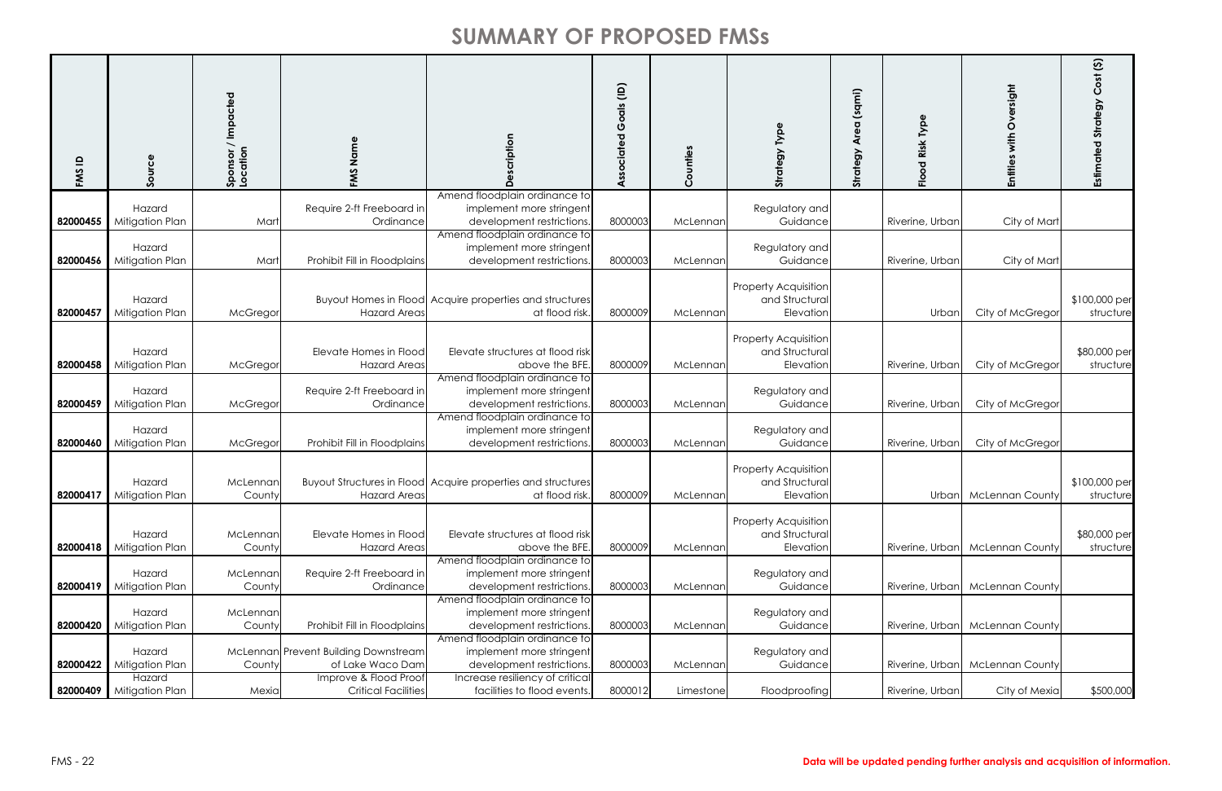# SUMMARY OF PROPOSED FMSs

| FMS ID | Source | Sponsor / Impacted Location | FMS Name | Description | Associated Goals (ID) | Counties | Strategy Type | Strategy Area (sqmi) | Flood Risk Type | Entities with Oversight | Estimated Strategy Cost ($) |
|---|---|---|---|---|---|---|---|---|---|---|---|
| 82000455 | Hazard Mitigation Plan | Mart | Require 2-ft Freeboard in Ordinance | Amend floodplain ordinance to implement more stringent development restrictions. | 8000003 | McLennan | Regulatory and Guidance | | Riverine, Urban | City of Mart | |
| 82000456 | Hazard Mitigation Plan | Mart | Prohibit Fill in Floodplains | Amend floodplain ordinance to implement more stringent development restrictions. | 8000003 | McLennan | Regulatory and Guidance | | Riverine, Urban | City of Mart | |
| 82000457 | Hazard Mitigation Plan | McGregor | Buyout Homes in Flood Hazard Areas | Acquire properties and structures at flood risk. | 8000009 | McLennan | Property Acquisition and Structural Elevation | | Urban | City of McGregor | $100,000 per structure |
| 82000458 | Hazard Mitigation Plan | McGregor | Elevate Homes in Flood Hazard Areas | Elevate structures at flood risk above the BFE. | 8000009 | McLennan | Property Acquisition and Structural Elevation | | Riverine, Urban | City of McGregor | $80,000 per structure |
| 82000459 | Hazard Mitigation Plan | McGregor | Require 2-ft Freeboard in Ordinance | Amend floodplain ordinance to implement more stringent development restrictions. | 8000003 | McLennan | Regulatory and Guidance | | Riverine, Urban | City of McGregor | |
| 82000460 | Hazard Mitigation Plan | McGregor | Prohibit Fill in Floodplains | Amend floodplain ordinance to implement more stringent development restrictions. | 8000003 | McLennan | Regulatory and Guidance | | Riverine, Urban | City of McGregor | |
| 82000417 | Hazard Mitigation Plan | McLennan County | Buyout Structures in Flood Hazard Areas | Acquire properties and structures at flood risk. | 8000009 | McLennan | Property Acquisition and Structural Elevation | | Urban | McLennan County | $100,000 per structure |
| 82000418 | Hazard Mitigation Plan | McLennan County | Elevate Homes in Flood Hazard Areas | Elevate structures at flood risk above the BFE. | 8000009 | McLennan | Property Acquisition and Structural Elevation | | Riverine, Urban | McLennan County | $80,000 per structure |
| 82000419 | Hazard Mitigation Plan | McLennan County | Require 2-ft Freeboard in Ordinance | Amend floodplain ordinance to implement more stringent development restrictions. | 8000003 | McLennan | Regulatory and Guidance | | Riverine, Urban | McLennan County | |
| 82000420 | Hazard Mitigation Plan | McLennan County | Prohibit Fill in Floodplains | Amend floodplain ordinance to implement more stringent development restrictions. | 8000003 | McLennan | Regulatory and Guidance | | Riverine, Urban | McLennan County | |
| 82000422 | Hazard Mitigation Plan | McLennan County | Prevent Building Downstream of Lake Waco Dam | Amend floodplain ordinance to implement more stringent development restrictions. | 8000003 | McLennan | Regulatory and Guidance | | Riverine, Urban | McLennan County | |
| 82000409 | Hazard Mitigation Plan | Mexia | Improve & Flood Proof Critical Facilities | Increase resiliency of critical facilities to flood events. | 8000012 | Limestone | Floodproofing | | Riverine, Urban | City of Mexia | $500,000 |

**Data will be updated pending further analysis and acquisition of information.**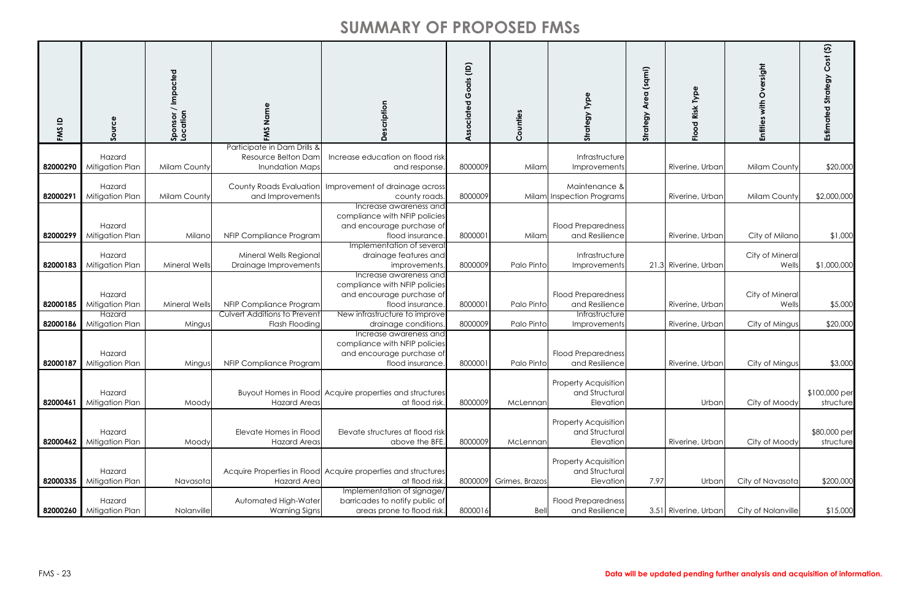# SUMMARY OF PROPOSED FMSs

| FMS ID | Source | Sponsor / Impacted Location | FMS Name | Description | Associated Goals (ID) | Counties | Strategy Type | Strategy Area (sqmi) | Flood Risk Type | Entities with Oversight | Estimated Strategy Cost ($) |
|---|---|---|---|---|---|---|---|---|---|---|---|
| **82000290** | Hazard Mitigation Plan | Milam County | Participate in Dam Drills & Resource Belton Dam Inundation Maps | Increase education on flood risk and response. | 8000009 | Milam | Infrastructure Improvements | | Riverine, Urban | Milam County | $20,000 |
| **82000291** | Hazard Mitigation Plan | Milam County | County Roads Evaluation and Improvements | Improvement of drainage across county roads. | 8000009 | Milam | Maintenance & Inspection Programs | | Riverine, Urban | Milam County | $2,000,000 |
| **82000299** | Hazard Mitigation Plan | Milano | NFIP Compliance Program | Increase awareness and compliance with NFIP policies and encourage purchase of flood insurance. | 8000001 | Milam | Flood Preparedness and Resilience | | Riverine, Urban | City of Milano | $1,000 |
| **82000183** | Hazard Mitigation Plan | Mineral Wells | Mineral Wells Regional Drainage Improvements | Implementation of several drainage features and improvements. | 8000009 | Palo Pinto | Infrastructure Improvements | 21.3 | Riverine, Urban | City of Mineral Wells | $1,000,000 |
| **82000185** | Hazard Mitigation Plan | Mineral Wells | NFIP Compliance Program | Increase awareness and compliance with NFIP policies and encourage purchase of flood insurance. | 8000001 | Palo Pinto | Flood Preparedness and Resilience | | Riverine, Urban | City of Mineral Wells | $5,000 |
| **82000186** | Hazard Mitigation Plan | Mingus | Culvert Additions to Prevent Flash Flooding | New infrastructure to improve drainage conditions. | 8000009 | Palo Pinto | Infrastructure Improvements | | Riverine, Urban | City of Mingus | $20,000 |
| **82000187** | Hazard Mitigation Plan | Mingus | NFIP Compliance Program | Increase awareness and compliance with NFIP policies and encourage purchase of flood insurance. | 8000001 | Palo Pinto | Flood Preparedness and Resilience | | Riverine, Urban | City of Mingus | $3,000 |
| **82000461** | Hazard Mitigation Plan | Moody | Buyout Homes in Flood Hazard Areas | Acquire properties and structures at flood risk. | 8000009 | McLennan | Property Acquisition and Structural Elevation | | Urban | City of Moody | $100,000 per structure |
| **82000462** | Hazard Mitigation Plan | Moody | Elevate Homes in Flood Hazard Areas | Elevate structures at flood risk above the BFE. | 8000009 | McLennan | Property Acquisition and Structural Elevation | | Riverine, Urban | City of Moody | $80,000 per structure |
| **82000335** | Hazard Mitigation Plan | Navasota | Acquire Properties in Flood Hazard Area | Acquire properties and structures at flood risk. | 8000009 | Grimes, Brazos | Property Acquisition and Structural Elevation | 7.97 | Urban | City of Navasota | $200,000 |
| **82000260** | Hazard Mitigation Plan | Nolanville | Automated High-Water Warning Signs | Implementation of signage/ barricades to notify public of areas prone to flood risk. | 8000016 | Bell | Flood Preparedness and Resilience | 3.51 | Riverine, Urban | City of Nolanville | $15,000 |

**Data will be updated pending further analysis and acquisition of information.**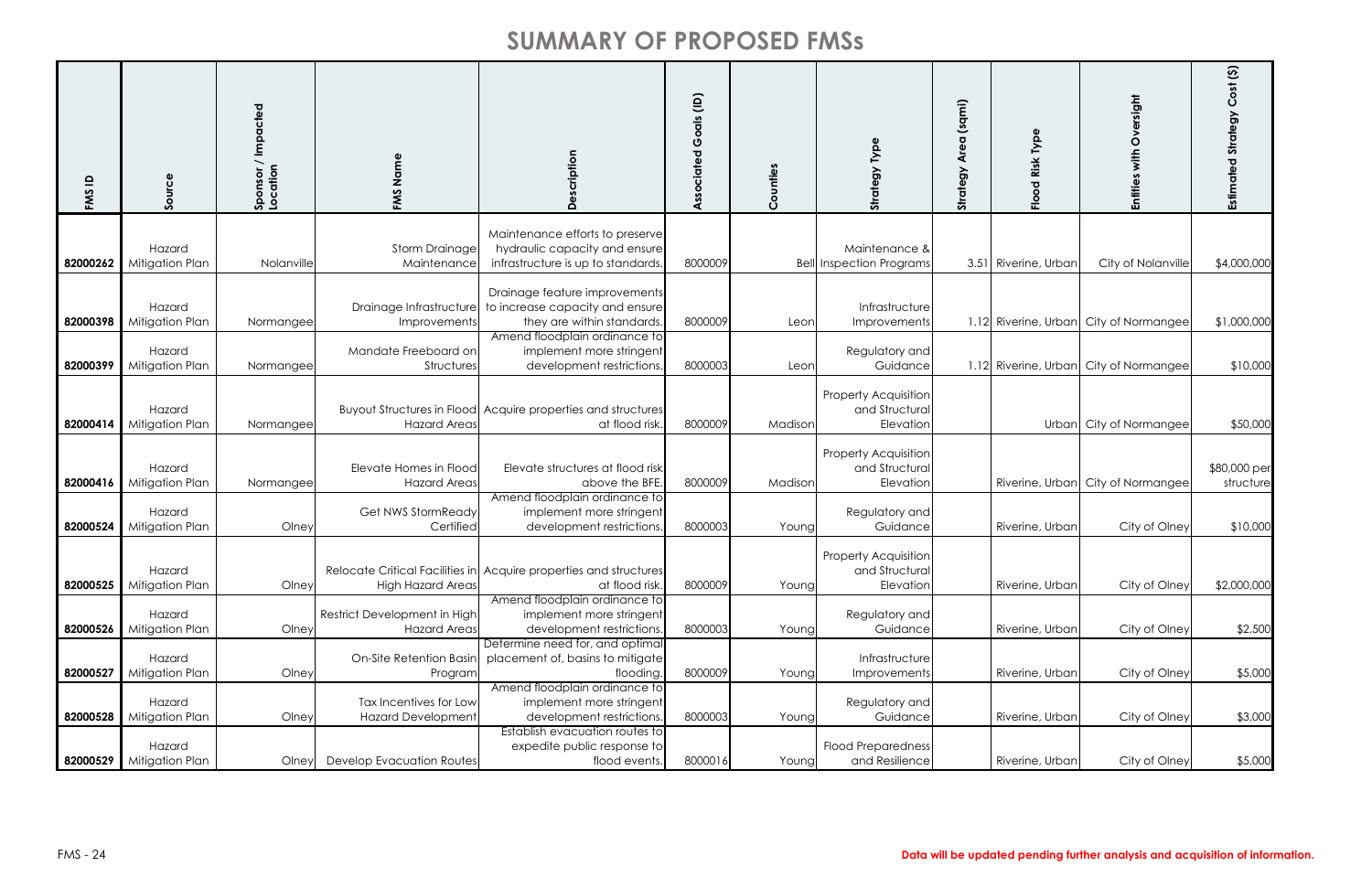# SUMMARY OF PROPOSED FMSs

| FMS ID | Source | Sponsor / Impacted Location | FMS Name | Description | Associated Goals (ID) | Counties | Strategy Type | Strategy Area (sqmi) | Flood Risk Type | Entities with Oversight | Estimated Strategy Cost ($) |
|---|---|---|---|---|---|---|---|---|---|---|---|
| 82000262 | Hazard Mitigation Plan | Nolanville | Storm Drainage Maintenance | Maintenance efforts to preserve hydraulic capacity and ensure infrastructure is up to standards. | 8000009 | Bell | Maintenance & Inspection Programs | 3.51 | Riverine, Urban | City of Nolanville | $4,000,000 |
| 82000398 | Hazard Mitigation Plan | Normangee | Drainage Infrastructure Improvements | Drainage feature improvements to increase capacity and ensure they are within standards. | 8000009 | Leon | Infrastructure Improvements | 1.12 | Riverine, Urban | City of Normangee | $1,000,000 |
| 82000399 | Hazard Mitigation Plan | Normangee | Mandate Freeboard on Structures | Amend floodplain ordinance to implement more stringent development restrictions. | 8000003 | Leon | Regulatory and Guidance | 1.12 | Riverine, Urban | City of Normangee | $10,000 |
| 82000414 | Hazard Mitigation Plan | Normangee | Buyout Structures in Flood Hazard Areas | Acquire properties and structures at flood risk. | 8000009 | Madison | Property Acquisition and Structural Elevation | | Urban | City of Normangee | $50,000 |
| 82000416 | Hazard Mitigation Plan | Normangee | Elevate Homes in Flood Hazard Areas | Elevate structures at flood risk above the BFE. | 8000009 | Madison | Property Acquisition and Structural Elevation | | Riverine, Urban | City of Normangee | $80,000 per structure |
| 82000524 | Hazard Mitigation Plan | Olney | Get NWS StormReady Certified | Amend floodplain ordinance to implement more stringent development restrictions. | 8000003 | Young | Regulatory and Guidance | | Riverine, Urban | City of Olney | $10,000 |
| 82000525 | Hazard Mitigation Plan | Olney | Relocate Critical Facilities in High Hazard Areas | Acquire properties and structures at flood risk. | 8000009 | Young | Property Acquisition and Structural Elevation | | Riverine, Urban | City of Olney | $2,000,000 |
| 82000526 | Hazard Mitigation Plan | Olney | Restrict Development in High Hazard Areas | Amend floodplain ordinance to implement more stringent development restrictions. | 8000003 | Young | Regulatory and Guidance | | Riverine, Urban | City of Olney | $2,500 |
| 82000527 | Hazard Mitigation Plan | Olney | On-Site Retention Basin Program | Determine need for, and optimal placement of, basins to mitigate flooding. | 8000009 | Young | Infrastructure Improvements | | Riverine, Urban | City of Olney | $5,000 |
| 82000528 | Hazard Mitigation Plan | Olney | Tax Incentives for Low Hazard Development | Amend floodplain ordinance to implement more stringent development restrictions. | 8000003 | Young | Regulatory and Guidance | | Riverine, Urban | City of Olney | $3,000 |
| 82000529 | Hazard Mitigation Plan | Olney | Develop Evacuation Routes | Establish evacuation routes to expedite public response to flood events. | 8000016 | Young | Flood Preparedness and Resilience | | Riverine, Urban | City of Olney | $5,000 |

**Data will be updated pending further analysis and acquisition of information.**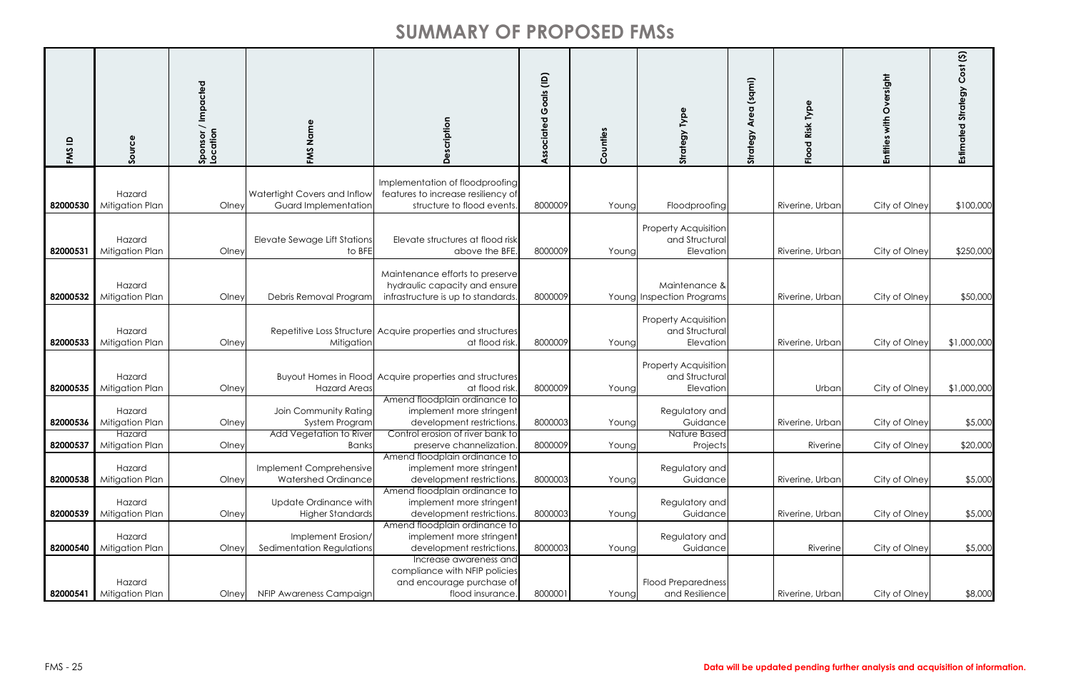# SUMMARY OF PROPOSED FMSs

| FMS ID | Source | Sponsor / Impacted Location | FMS Name | Description | Associated Goals (ID) | Counties | Strategy Type | Strategy Area (sqmi) | Flood Risk Type | Entities with Oversight | Estimated Strategy Cost ($) |
|---|---|---|---|---|---|---|---|---|---|---|---|
| 82000530 | Hazard Mitigation Plan | Olney | Watertight Covers and Inflow Guard Implementation | Implementation of floodproofing features to increase resiliency of structure to flood events. | 8000009 | Young | Floodproofing | | Riverine, Urban | City of Olney | $100,000 |
| 82000531 | Hazard Mitigation Plan | Olney | Elevate Sewage Lift Stations to BFE | Elevate structures at flood risk above the BFE. | 8000009 | Young | Property Acquisition and Structural Elevation | | Riverine, Urban | City of Olney | $250,000 |
| 82000532 | Hazard Mitigation Plan | Olney | Debris Removal Program | Maintenance efforts to preserve hydraulic capacity and ensure infrastructure is up to standards. | 8000009 | Young | Maintenance & Inspection Programs | | Riverine, Urban | City of Olney | $50,000 |
| 82000533 | Hazard Mitigation Plan | Olney | Repetitive Loss Structure Mitigation | Acquire properties and structures at flood risk. | 8000009 | Young | Property Acquisition and Structural Elevation | | Riverine, Urban | City of Olney | $1,000,000 |
| 82000535 | Hazard Mitigation Plan | Olney | Buyout Homes in Flood Hazard Areas | Acquire properties and structures at flood risk. | 8000009 | Young | Property Acquisition and Structural Elevation | | Urban | City of Olney | $1,000,000 |
| 82000536 | Hazard Mitigation Plan | Olney | Join Community Rating System Program | Amend floodplain ordinance to implement more stringent development restrictions. | 8000003 | Young | Regulatory and Guidance | | Riverine, Urban | City of Olney | $5,000 |
| 82000537 | Hazard Mitigation Plan | Olney | Add Vegetation to River Banks | Control erosion of river bank to preserve channelization. | 8000009 | Young | Nature Based Projects | | Riverine | City of Olney | $20,000 |
| 82000538 | Hazard Mitigation Plan | Olney | Implement Comprehensive Watershed Ordinance | Amend floodplain ordinance to implement more stringent development restrictions. | 8000003 | Young | Regulatory and Guidance | | Riverine, Urban | City of Olney | $5,000 |
| 82000539 | Hazard Mitigation Plan | Olney | Update Ordinance with Higher Standards | Amend floodplain ordinance to implement more stringent development restrictions. | 8000003 | Young | Regulatory and Guidance | | Riverine, Urban | City of Olney | $5,000 |
| 82000540 | Hazard Mitigation Plan | Olney | Implement Erosion/ Sedimentation Regulations | Amend floodplain ordinance to implement more stringent development restrictions. | 8000003 | Young | Regulatory and Guidance | | Riverine | City of Olney | $5,000 |
| 82000541 | Hazard Mitigation Plan | Olney | NFIP Awareness Campaign | Increase awareness and compliance with NFIP policies and encourage purchase of flood insurance. | 8000001 | Young | Flood Preparedness and Resilience | | Riverine, Urban | City of Olney | $8,000 |

**Data will be updated pending further analysis and acquisition of information.**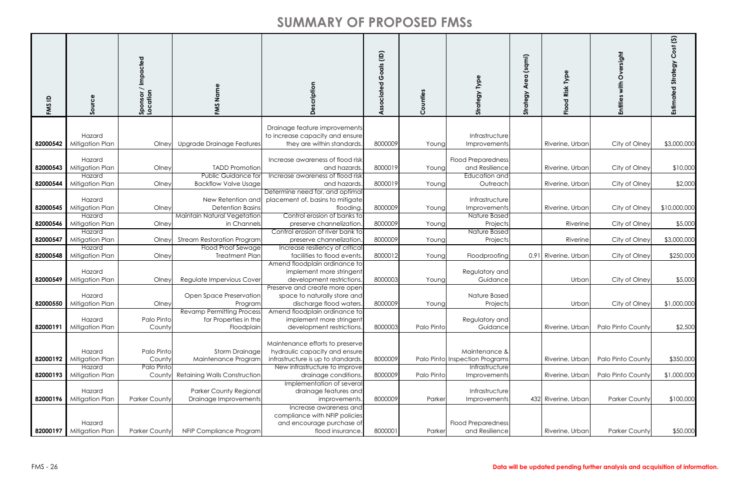# SUMMARY OF PROPOSED FMSs

| FMS ID | Source | Sponsor / Impacted Location | FMS Name | Description | Associated Goals (ID) | Counties | Strategy Type | Strategy Area (sqmi) | Flood Risk Type | Entities with Oversight | Estimated Strategy Cost ($) |
|---|---|---|---|---|---|---|---|---|---|---|---|
| 82000542 | Hazard Mitigation Plan | Olney | Upgrade Drainage Features | Drainage feature improvements to increase capacity and ensure they are within standards. | 8000009 | Young | Infrastructure Improvements | | Riverine, Urban | City of Olney | $3,000,000 |
| 82000543 | Hazard Mitigation Plan | Olney | TADD Promotion | Increase awareness of flood risk and hazards. | 8000019 | Young | Flood Preparedness and Resilience | | Riverine, Urban | City of Olney | $10,000 |
| 82000544 | Hazard Mitigation Plan | Olney | Public Guidance for Backflow Valve Usage | Increase awareness of flood risk and hazards. | 8000019 | Young | Education and Outreach | | Riverine, Urban | City of Olney | $2,000 |
| 82000545 | Hazard Mitigation Plan | Olney | New Retention and Detention Basins | Determine need for, and optimal placement of, basins to mitigate flooding. | 8000009 | Young | Infrastructure Improvements | | Riverine, Urban | City of Olney | $10,000,000 |
| 82000546 | Hazard Mitigation Plan | Olney | Maintain Natural Vegetation in Channels | Control erosion of banks to preserve channelization. | 8000009 | Young | Nature Based Projects | | Riverine | City of Olney | $5,000 |
| 82000547 | Hazard Mitigation Plan | Olney | Stream Restoration Program | Control erosion of river bank to preserve channelization. | 8000009 | Young | Nature Based Projects | | Riverine | City of Olney | $3,000,000 |
| 82000548 | Hazard Mitigation Plan | Olney | Flood Proof Sewage Treatment Plan | Increase resiliency of critical facilities to flood events. | 8000012 | Young | Floodproofing | 0.91 | Riverine, Urban | City of Olney | $250,000 |
| 82000549 | Hazard Mitigation Plan | Olney | Regulate Impervious Cover | Amend floodplain ordinance to implement more stringent development restrictions. | 8000003 | Young | Regulatory and Guidance | | Urban | City of Olney | $5,000 |
| 82000550 | Hazard Mitigation Plan | Olney | Open Space Preservation Program | Preserve and create more open space to naturally store and discharge flood waters. | 8000009 | Young | Nature Based Projects | | Urban | City of Olney | $1,000,000 |
| 82000191 | Hazard Mitigation Plan | Palo Pinto County | Revamp Permitting Process for Properties in the Floodplain | Amend floodplain ordinance to implement more stringent development restrictions. | 8000003 | Palo Pinto | Regulatory and Guidance | | Riverine, Urban | Palo Pinto County | $2,500 |
| 82000192 | Hazard Mitigation Plan | Palo Pinto County | Storm Drainage Maintenance Program | Maintenance efforts to preserve hydraulic capacity and ensure infrastructure is up to standards. | 8000009 | Palo Pinto | Maintenance & Inspection Programs | | Riverine, Urban | Palo Pinto County | $350,000 |
| 82000193 | Hazard Mitigation Plan | Palo Pinto County | Retaining Walls Construction | New infrastructure to improve drainage conditions. | 8000009 | Palo Pinto | Infrastructure Improvements | | Riverine, Urban | Palo Pinto County | $1,000,000 |
| 82000196 | Hazard Mitigation Plan | Parker County | Parker County Regional Drainage Improvements | Implementation of several drainage features and improvements. | 8000009 | Parker | Infrastructure Improvements | 432 | Riverine, Urban | Parker County | $100,000 |
| 82000197 | Hazard Mitigation Plan | Parker County | NFIP Compliance Program | Increase awareness and compliance with NFIP policies and encourage purchase of flood insurance. | 8000001 | Parker | Flood Preparedness and Resilience | | Riverine, Urban | Parker County | $50,000 |

**Data will be updated pending further analysis and acquisition of information.**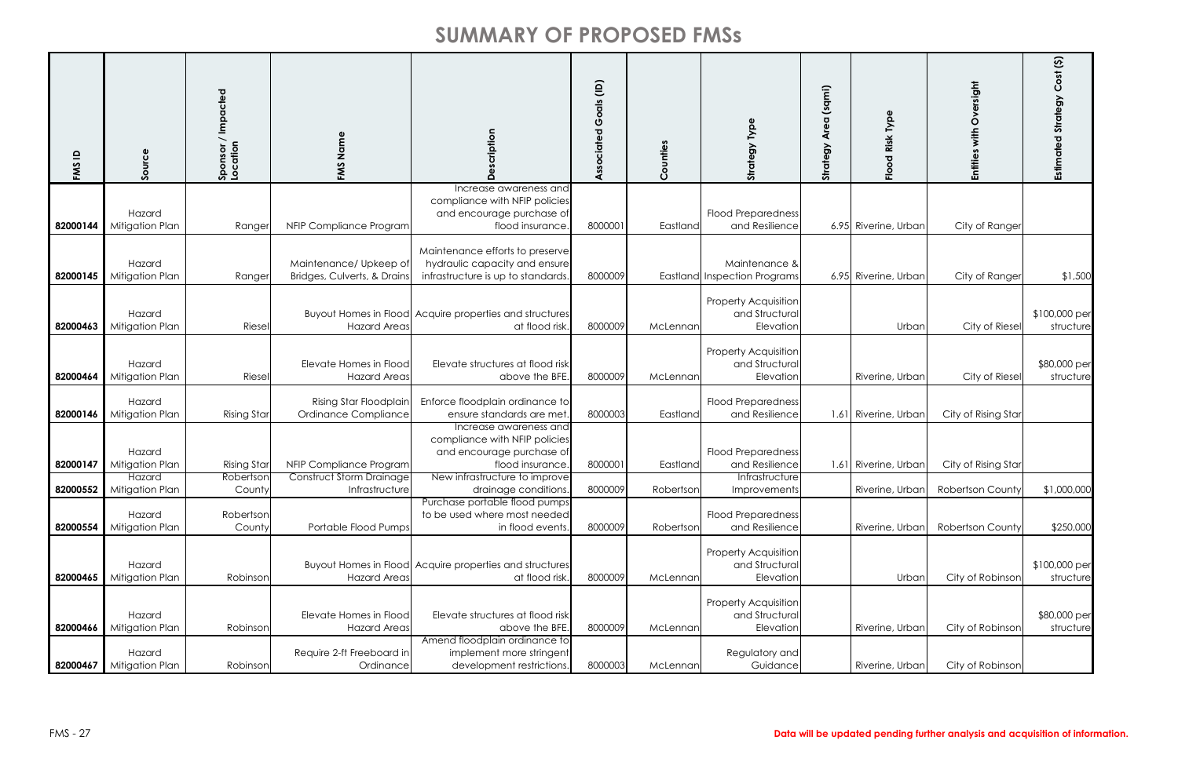# SUMMARY OF PROPOSED FMSs

| FMS ID | Source | Sponsor / Impacted Location | FMS Name | Description | Associated Goals (ID) | Counties | Strategy Type | Strategy Area (sqmi) | Flood Risk Type | Entities with Oversight | Estimated Strategy Cost ($) |
|---|---|---|---|---|---|---|---|---|---|---|---|
| 82000144 | Hazard Mitigation Plan | Ranger | NFIP Compliance Program | Increase awareness and compliance with NFIP policies and encourage purchase of flood insurance. | 8000001 | Eastland | Flood Preparedness and Resilience | 6.95 | Riverine, Urban | City of Ranger | |
| 82000145 | Hazard Mitigation Plan | Ranger | Maintenance/ Upkeep of Bridges, Culverts, & Drains | Maintenance efforts to preserve hydraulic capacity and ensure infrastructure is up to standards. | 8000009 | Eastland | Maintenance & Inspection Programs | 6.95 | Riverine, Urban | City of Ranger | $1,500 |
| 82000463 | Hazard Mitigation Plan | Riesel | Buyout Homes in Flood Hazard Areas | Acquire properties and structures at flood risk. | 8000009 | McLennan | Property Acquisition and Structural Elevation | | Urban | City of Riesel | $100,000 per structure |
| 82000464 | Hazard Mitigation Plan | Riesel | Elevate Homes in Flood Hazard Areas | Elevate structures at flood risk above the BFE. | 8000009 | McLennan | Property Acquisition and Structural Elevation | | Riverine, Urban | City of Riesel | $80,000 per structure |
| 82000146 | Hazard Mitigation Plan | Rising Star | Rising Star Floodplain Ordinance Compliance | Enforce floodplain ordinance to ensure standards are met. | 8000003 | Eastland | Flood Preparedness and Resilience | 1.61 | Riverine, Urban | City of Rising Star | |
| 82000147 | Hazard Mitigation Plan | Rising Star | NFIP Compliance Program | Increase awareness and compliance with NFIP policies and encourage purchase of flood insurance. | 8000001 | Eastland | Flood Preparedness and Resilience | 1.61 | Riverine, Urban | City of Rising Star | |
| 82000552 | Hazard Mitigation Plan | Robertson County | Construct Storm Drainage Infrastructure | New infrastructure to improve drainage conditions. | 8000009 | Robertson | Infrastructure Improvements | | Riverine, Urban | Robertson County | $1,000,000 |
| 82000554 | Hazard Mitigation Plan | Robertson County | Portable Flood Pumps | Purchase portable flood pumps to be used where most needed in flood events. | 8000009 | Robertson | Flood Preparedness and Resilience | | Riverine, Urban | Robertson County | $250,000 |
| 82000465 | Hazard Mitigation Plan | Robinson | Buyout Homes in Flood Hazard Areas | Acquire properties and structures at flood risk. | 8000009 | McLennan | Property Acquisition and Structural Elevation | | Urban | City of Robinson | $100,000 per structure |
| 82000466 | Hazard Mitigation Plan | Robinson | Elevate Homes in Flood Hazard Areas | Elevate structures at flood risk above the BFE. | 8000009 | McLennan | Property Acquisition and Structural Elevation | | Riverine, Urban | City of Robinson | $80,000 per structure |
| 82000467 | Hazard Mitigation Plan | Robinson | Require 2-ft Freeboard in Ordinance | Amend floodplain ordinance to implement more stringent development restrictions. | 8000003 | McLennan | Regulatory and Guidance | | Riverine, Urban | City of Robinson | |

**Data will be updated pending further analysis and acquisition of information.**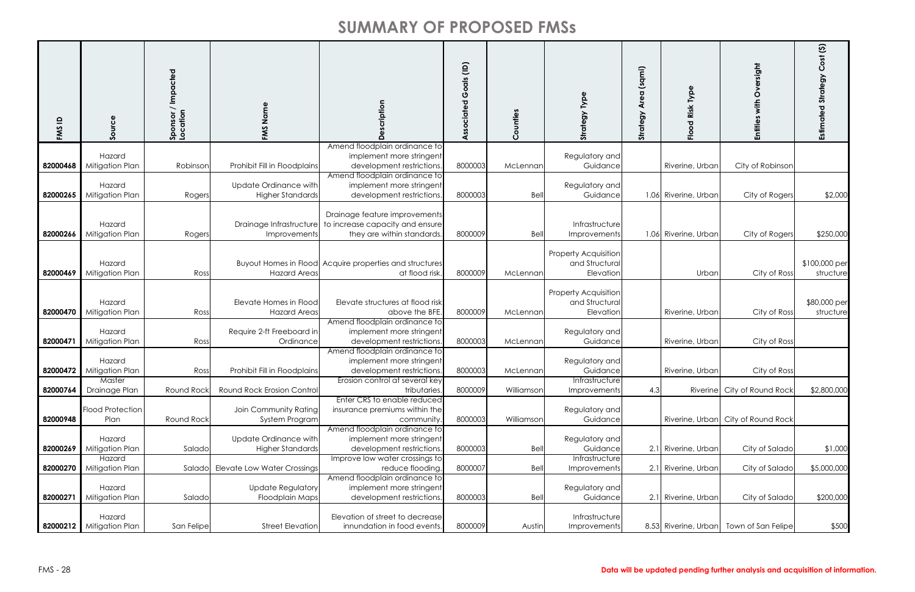# SUMMARY OF PROPOSED FMSs

| FMS ID | Source | Sponsor / Impacted Location | FMS Name | Description | Associated Goals (ID) | Counties | Strategy Type | Strategy Area (sqmi) | Flood Risk Type | Entities with Oversight | Estimated Strategy Cost ($) |
|---|---|---|---|---|---|---|---|---|---|---|---|
| 82000468 | Hazard Mitigation Plan | Robinson | Prohibit Fill in Floodplains | Amend floodplain ordinance to implement more stringent development restrictions. | 8000003 | McLennan | Regulatory and Guidance | | Riverine, Urban | City of Robinson | |
| 82000265 | Hazard Mitigation Plan | Rogers | Update Ordinance with Higher Standards | Amend floodplain ordinance to implement more stringent development restrictions. | 8000003 | Bell | Regulatory and Guidance | 1.06 | Riverine, Urban | City of Rogers | $2,000 |
| 82000266 | Hazard Mitigation Plan | Rogers | Drainage Infrastructure Improvements | Drainage feature improvements to increase capacity and ensure they are within standards. | 8000009 | Bell | Infrastructure Improvements | 1.06 | Riverine, Urban | City of Rogers | $250,000 |
| 82000469 | Hazard Mitigation Plan | Ross | Buyout Homes in Flood Hazard Areas | Acquire properties and structures at flood risk. | 8000009 | McLennan | Property Acquisition and Structural Elevation | | Urban | City of Ross | $100,000 per structure |
| 82000470 | Hazard Mitigation Plan | Ross | Elevate Homes in Flood Hazard Areas | Elevate structures at flood risk above the BFE. | 8000009 | McLennan | Property Acquisition and Structural Elevation | | Riverine, Urban | City of Ross | $80,000 per structure |
| 82000471 | Hazard Mitigation Plan | Ross | Require 2-ft Freeboard in Ordinance | Amend floodplain ordinance to implement more stringent development restrictions. | 8000003 | McLennan | Regulatory and Guidance | | Riverine, Urban | City of Ross | |
| 82000472 | Hazard Mitigation Plan | Ross | Prohibit Fill in Floodplains | Amend floodplain ordinance to implement more stringent development restrictions. | 8000003 | McLennan | Regulatory and Guidance | | Riverine, Urban | City of Ross | |
| 82000764 | Master Drainage Plan | Round Rock | Round Rock Erosion Control | Erosion control at several key tributaries. | 8000009 | Williamson | Infrastructure Improvements | 4.3 | Riverine | City of Round Rock | $2,800,000 |
| 82000948 | Flood Protection Plan | Round Rock | Join Community Rating System Program | Enter CRS to enable reduced insurance premiums within the community. | 8000003 | Williamson | Regulatory and Guidance | | Riverine, Urban | City of Round Rock | |
| 82000269 | Hazard Mitigation Plan | Salado | Update Ordinance with Higher Standards | Amend floodplain ordinance to implement more stringent development restrictions. | 8000003 | Bell | Regulatory and Guidance | 2.1 | Riverine, Urban | City of Salado | $1,000 |
| 82000270 | Hazard Mitigation Plan | Salado | Elevate Low Water Crossings | Improve low water crossings to reduce flooding. | 8000007 | Bell | Infrastructure Improvements | 2.1 | Riverine, Urban | City of Salado | $5,000,000 |
| 82000271 | Hazard Mitigation Plan | Salado | Update Regulatory Floodplain Maps | Amend floodplain ordinance to implement more stringent development restrictions. | 8000003 | Bell | Regulatory and Guidance | 2.1 | Riverine, Urban | City of Salado | $200,000 |
| 82000212 | Hazard Mitigation Plan | San Felipe | Street Elevation | Elevation of street to decrease innundation in food events. | 8000009 | Austin | Infrastructure Improvements | 8.53 | Riverine, Urban | Town of San Felipe | $500 |

Data will be updated pending further analysis and acquisition of information.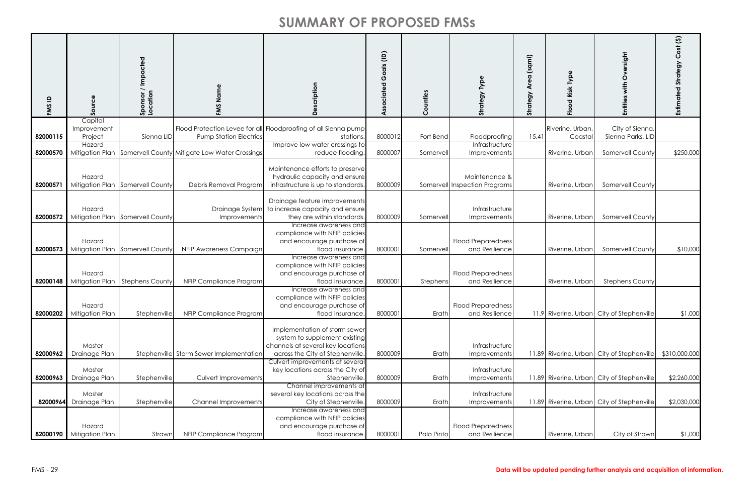# SUMMARY OF PROPOSED FMSs

| FMS ID | Source | Sponsor / Impacted Location | FMS Name | Description | Associated Goals (ID) | Counties | Strategy Type | Strategy Area (sqmi) | Flood Risk Type | Entities with Oversight | Estimated Strategy Cost ($) |
|---|---|---|---|---|---|---|---|---|---|---|---|
| 82000115 | Capital Improvement Project | Sienna LID | Flood Protection Levee for all Pump Station Electrics | Floodproofing of all Sienna pump stations. | 8000012 | Fort Bend | Floodproofing | 15.41 | Riverine, Urban, Coastal | City of Sienna, Sienna Parks, LID | |
| 82000570 | Hazard Mitigation Plan | Somervell County | Mitigate Low Water Crossings | Improve low water crossings to reduce flooding. | 8000007 | Somervell | Infrastructure Improvements | | Riverine, Urban | Somervell County | $250,000 |
| 82000571 | Hazard Mitigation Plan | Somervell County | Debris Removal Program | Maintenance efforts to preserve hydraulic capacity and ensure infrastructure is up to standards. | 8000009 | Somervell | Maintenance & Inspection Programs | | Riverine, Urban | Somervell County | |
| 82000572 | Hazard Mitigation Plan | Somervell County | Drainage System Improvements | Drainage feature improvements to increase capacity and ensure they are within standards. | 8000009 | Somervell | Infrastructure Improvements | | Riverine, Urban | Somervell County | |
| 82000573 | Hazard Mitigation Plan | Somervell County | NFIP Awareness Campaign | Increase awareness and compliance with NFIP policies and encourage purchase of flood insurance. | 8000001 | Somervell | Flood Preparedness and Resilience | | Riverine, Urban | Somervell County | $10,000 |
| 82000148 | Hazard Mitigation Plan | Stephens County | NFIP Compliance Program | Increase awareness and compliance with NFIP policies and encourage purchase of flood insurance. | 8000001 | Stephens | Flood Preparedness and Resilience | | Riverine, Urban | Stephens County | |
| 82000202 | Hazard Mitigation Plan | Stephenville | NFIP Compliance Program | Increase awareness and compliance with NFIP policies and encourage purchase of flood insurance. | 8000001 | Erath | Flood Preparedness and Resilience | 11.9 | Riverine, Urban | City of Stephenville | $1,000 |
| 82000962 | Master Drainage Plan | Stephenville | Storm Sewer Implementation | Implementation of storm sewer system to supplement existing channels at several key locations across the City of Stephenville. | 8000009 | Erath | Infrastructure Improvements | 11.89 | Riverine, Urban | City of Stephenville | $310,000,000 |
| 82000963 | Master Drainage Plan | Stephenville | Culvert Improvements | Culvert improvements at several key locations across the City of Stephenville. | 8000009 | Erath | Infrastructure Improvements | 11.89 | Riverine, Urban | City of Stephenville | $2,260,000 |
| 82000964 | Master Drainage Plan | Stephenville | Channel Improvements | Channel improvements at several key locations across the City of Stephenville. | 8000009 | Erath | Infrastructure Improvements | 11.89 | Riverine, Urban | City of Stephenville | $2,030,000 |
| 82000190 | Hazard Mitigation Plan | Strawn | NFIP Compliance Program | Increase awareness and compliance with NFIP policies and encourage purchase of flood insurance. | 8000001 | Palo Pinto | Flood Preparedness and Resilience | | Riverine, Urban | City of Strawn | $1,000 |

**Data will be updated pending further analysis and acquisition of information.**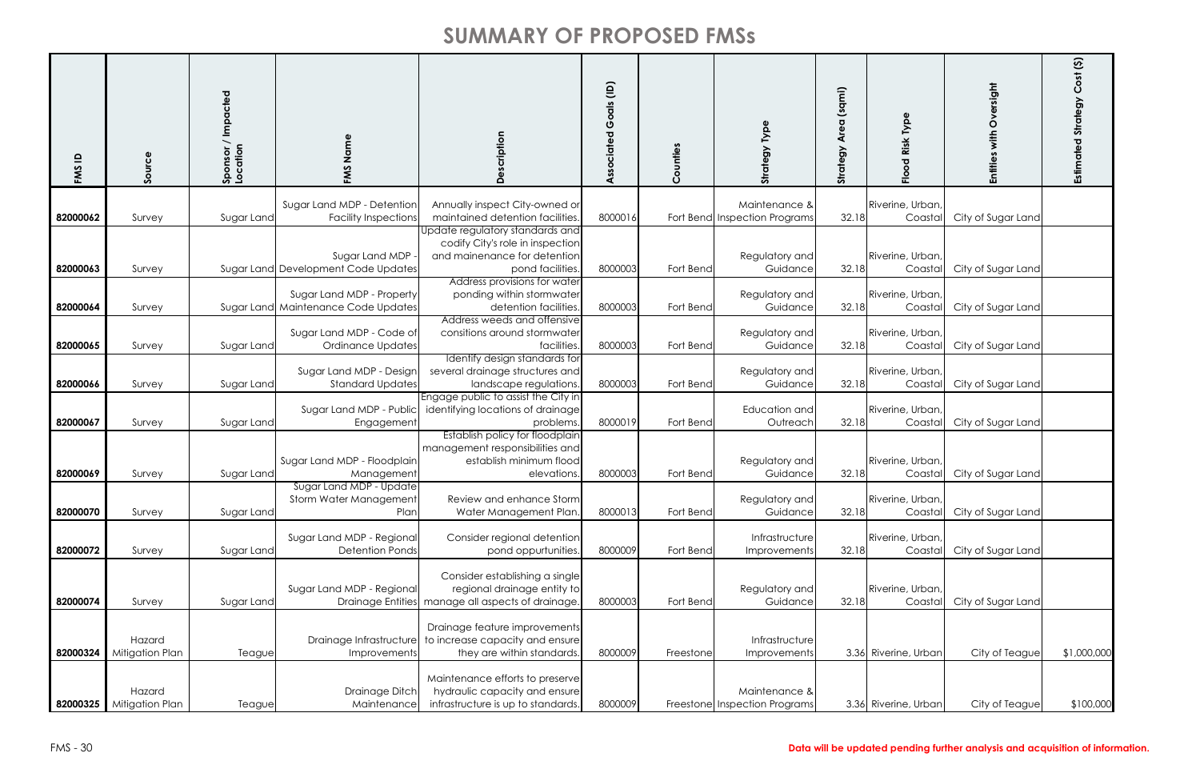# SUMMARY OF PROPOSED FMSs

| FMS ID | Source | Sponsor / Impacted Location | FMS Name | Description | Associated Goals (ID) | Counties | Strategy Type | Strategy Area (sqmi) | Flood Risk Type | Entities with Oversight | Estimated Strategy Cost ($) |
|---|---|---|---|---|---|---|---|---|---|---|---|
| **82000062** | Survey | Sugar Land | Sugar Land MDP - Detention Facility Inspections | Annually inspect City-owned or maintained detention facilities. | 8000016 | Fort Bend | Maintenance & Inspection Programs | 32.18 | Riverine, Urban, Coastal | City of Sugar Land | |
| **82000063** | Survey | Sugar Land | Sugar Land MDP - Development Code Updates | Update regulatory standards and codify City's role in inspection and mainenance for detention pond facilities. | 8000003 | Fort Bend | Regulatory and Guidance | 32.18 | Riverine, Urban, Coastal | City of Sugar Land | |
| **82000064** | Survey | Sugar Land | Sugar Land MDP - Property Maintenance Code Updates | Address provisions for water ponding within stormwater detention facilities. | 8000003 | Fort Bend | Regulatory and Guidance | 32.18 | Riverine, Urban, Coastal | City of Sugar Land | |
| **82000065** | Survey | Sugar Land | Sugar Land MDP - Code of Ordinance Updates | Address weeds and offensive consitions around stormwater facilities. | 8000003 | Fort Bend | Regulatory and Guidance | 32.18 | Riverine, Urban, Coastal | City of Sugar Land | |
| **82000066** | Survey | Sugar Land | Sugar Land MDP - Design Standard Updates | Identify design standards for several drainage structures and landscape regulations. | 8000003 | Fort Bend | Regulatory and Guidance | 32.18 | Riverine, Urban, Coastal | City of Sugar Land | |
| **82000067** | Survey | Sugar Land | Sugar Land MDP - Public Engagement | Engage public to assist the City in identifying locations of drainage problems. | 8000019 | Fort Bend | Education and Outreach | 32.18 | Riverine, Urban, Coastal | City of Sugar Land | |
| **82000069** | Survey | Sugar Land | Sugar Land MDP - Floodplain Management | Establish policy for floodplain management responsibilities and establish minimum flood elevations. | 8000003 | Fort Bend | Regulatory and Guidance | 32.18 | Riverine, Urban, Coastal | City of Sugar Land | |
| **82000070** | Survey | Sugar Land | Sugar Land MDP - Update Storm Water Management Plan | Review and enhance Storm Water Management Plan. | 8000013 | Fort Bend | Regulatory and Guidance | 32.18 | Riverine, Urban, Coastal | City of Sugar Land | |
| **82000072** | Survey | Sugar Land | Sugar Land MDP - Regional Detention Ponds | Consider regional detention pond oppurtunities. | 8000009 | Fort Bend | Infrastructure Improvements | 32.18 | Riverine, Urban, Coastal | City of Sugar Land | |
| **82000074** | Survey | Sugar Land | Sugar Land MDP - Regional Drainage Entities | Consider establishing a single regional drainage entity to manage all aspects of drainage. | 8000003 | Fort Bend | Regulatory and Guidance | 32.18 | Riverine, Urban, Coastal | City of Sugar Land | |
| **82000324** | Hazard Mitigation Plan | Teague | Drainage Infrastructure Improvements | Drainage feature improvements to increase capacity and ensure they are within standards. | 8000009 | Freestone | Infrastructure Improvements | 3.36 | Riverine, Urban | City of Teague | $1,000,000 |
| **82000325** | Hazard Mitigation Plan | Teague | Drainage Ditch Maintenance | Maintenance efforts to preserve hydraulic capacity and ensure infrastructure is up to standards. | 8000009 | Freestone | Maintenance & Inspection Programs | 3.36 | Riverine, Urban | City of Teague | $100,000 |

**Data will be updated pending further analysis and acquisition of information.**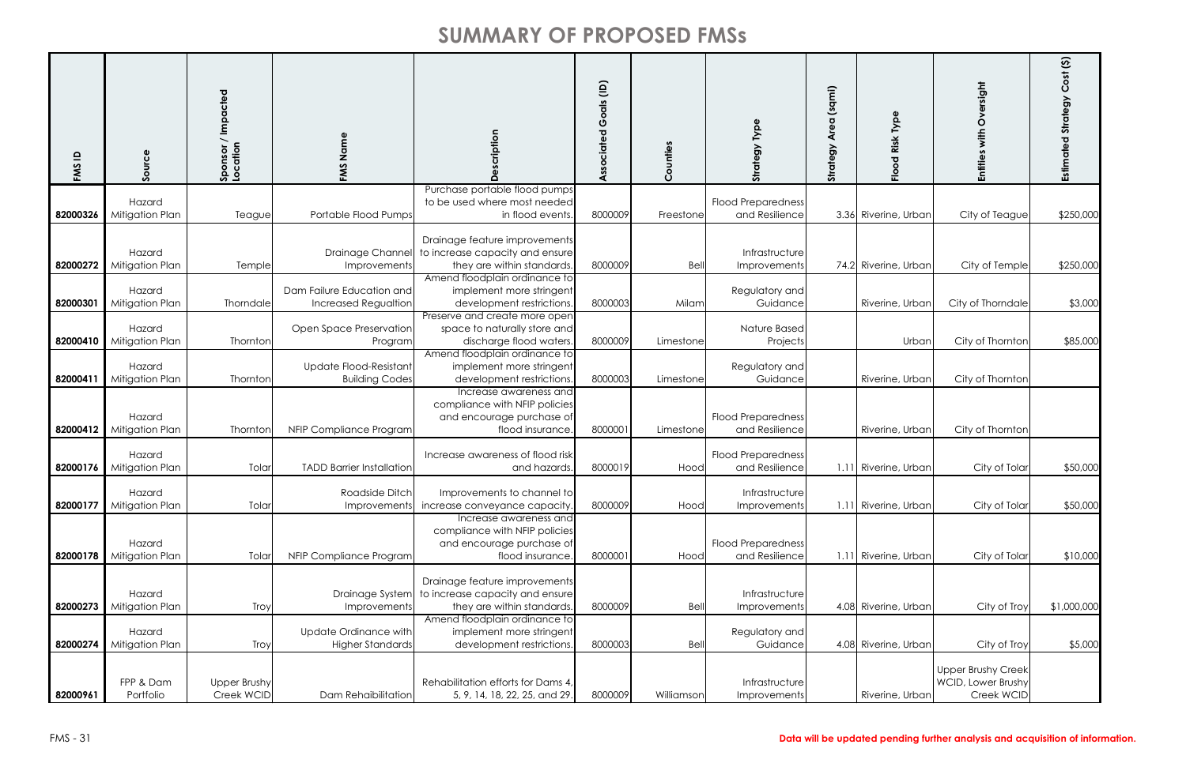# SUMMARY OF PROPOSED FMSs

| FMS ID | Source | Sponsor / Impacted Location | FMS Name | Description | Associated Goals (ID) | Counties | Strategy Type | Strategy Area (sqmi) | Flood Risk Type | Entities with Oversight | Estimated Strategy Cost ($) |
|---|---|---|---|---|---|---|---|---|---|---|---|
| 82000326 | Hazard Mitigation Plan | Teague | Portable Flood Pumps | Purchase portable flood pumps to be used where most needed in flood events. | 8000009 | Freestone | Flood Preparedness and Resilience | 3.36 | Riverine, Urban | City of Teague | $250,000 |
| 82000272 | Hazard Mitigation Plan | Temple | Drainage Channel Improvements | Drainage feature improvements to increase capacity and ensure they are within standards. | 8000009 | Bell | Infrastructure Improvements | 74.2 | Riverine, Urban | City of Temple | $250,000 |
| 82000301 | Hazard Mitigation Plan | Thorndale | Dam Failure Education and Increased Regualtion | Amend floodplain ordinance to implement more stringent development restrictions. | 8000003 | Milam | Regulatory and Guidance | | Riverine, Urban | City of Thorndale | $3,000 |
| 82000410 | Hazard Mitigation Plan | Thornton | Open Space Preservation Program | Preserve and create more open space to naturally store and discharge flood waters. | 8000009 | Limestone | Nature Based Projects | | Urban | City of Thornton | $85,000 |
| 82000411 | Hazard Mitigation Plan | Thornton | Update Flood-Resistant Building Codes | Amend floodplain ordinance to implement more stringent development restrictions. | 8000003 | Limestone | Regulatory and Guidance | | Riverine, Urban | City of Thornton | |
| 82000412 | Hazard Mitigation Plan | Thornton | NFIP Compliance Program | Increase awareness and compliance with NFIP policies and encourage purchase of flood insurance. | 8000001 | Limestone | Flood Preparedness and Resilience | | Riverine, Urban | City of Thornton | |
| 82000176 | Hazard Mitigation Plan | Tolar | TADD Barrier Installation | Increase awareness of flood risk and hazards. | 8000019 | Hood | Flood Preparedness and Resilience | 1.11 | Riverine, Urban | City of Tolar | $50,000 |
| 82000177 | Hazard Mitigation Plan | Tolar | Roadside Ditch Improvements | Improvements to channel to increase conveyance capacity. | 8000009 | Hood | Infrastructure Improvements | 1.11 | Riverine, Urban | City of Tolar | $50,000 |
| 82000178 | Hazard Mitigation Plan | Tolar | NFIP Compliance Program | Increase awareness and compliance with NFIP policies and encourage purchase of flood insurance. | 8000001 | Hood | Flood Preparedness and Resilience | 1.11 | Riverine, Urban | City of Tolar | $10,000 |
| 82000273 | Hazard Mitigation Plan | Troy | Drainage System Improvements | Drainage feature improvements to increase capacity and ensure they are within standards. | 8000009 | Bell | Infrastructure Improvements | 4.08 | Riverine, Urban | City of Troy | $1,000,000 |
| 82000274 | Hazard Mitigation Plan | Troy | Update Ordinance with Higher Standards | Amend floodplain ordinance to implement more stringent development restrictions. | 8000003 | Bell | Regulatory and Guidance | 4.08 | Riverine, Urban | City of Troy | $5,000 |
| 82000961 | FPP & Dam Portfolio | Upper Brushy Creek WCID | Dam Rehaibilitation | Rehabilitation efforts for Dams 4, 5, 9, 14, 18, 22, 25, and 29. | 8000009 | Williamson | Infrastructure Improvements | | Riverine, Urban | Upper Brushy Creek WCID, Lower Brushy Creek WCID | |

**Data will be updated pending further analysis and acquisition of information.**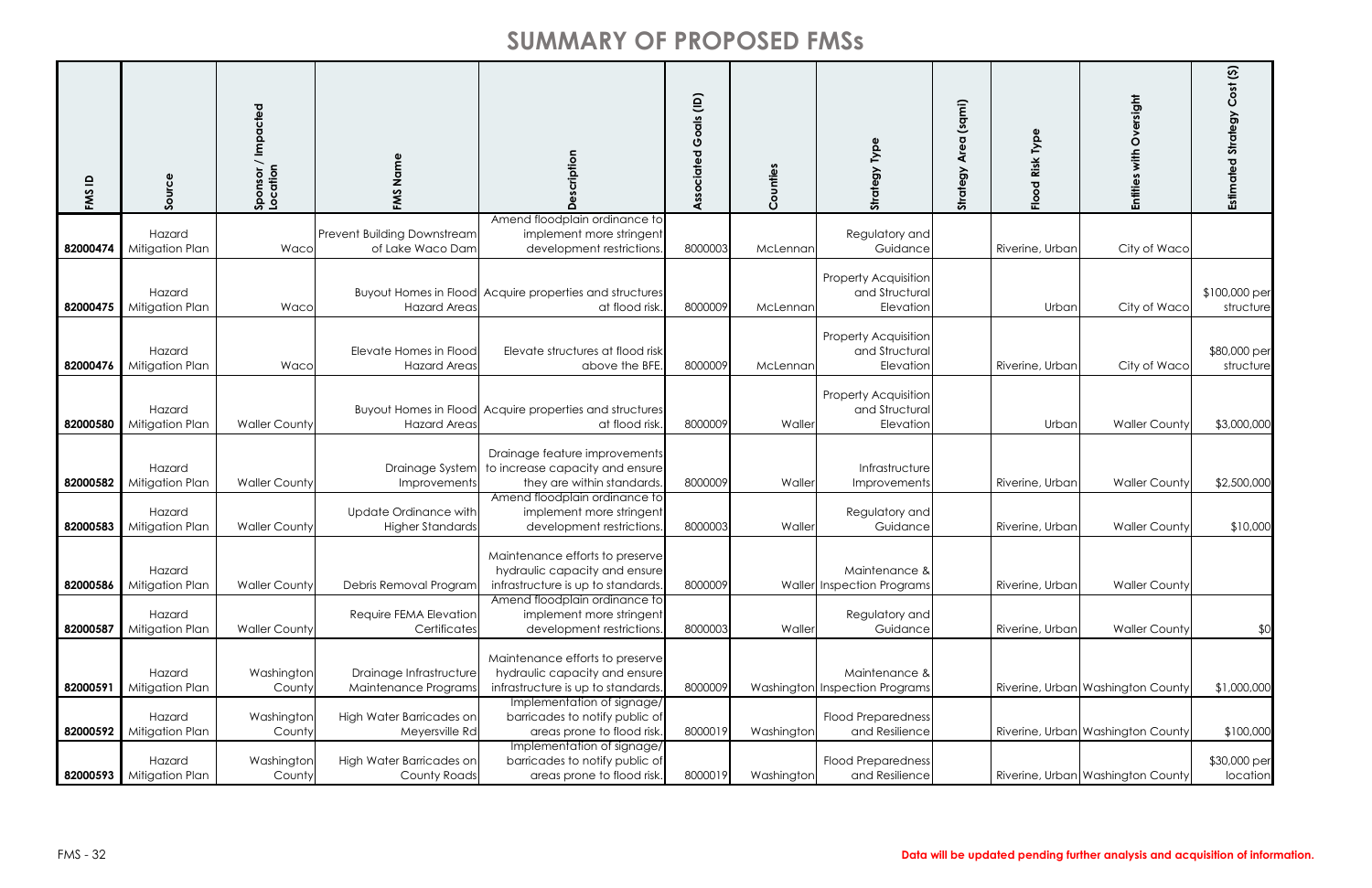# SUMMARY OF PROPOSED FMSs

| FMS ID | Source | Sponsor / Impacted Location | FMS Name | Description | Associated Goals (ID) | Counties | Strategy Type | Strategy Area (sqmi) | Flood Risk Type | Entities with Oversight | Estimated Strategy Cost ($) |
|---|---|---|---|---|---|---|---|---|---|---|---|
| 82000474 | Hazard Mitigation Plan | Waco | Prevent Building Downstream of Lake Waco Dam | Amend floodplain ordinance to implement more stringent development restrictions. | 8000003 | McLennan | Regulatory and Guidance | | Riverine, Urban | City of Waco | |
| 82000475 | Hazard Mitigation Plan | Waco | Buyout Homes in Flood Hazard Areas | Acquire properties and structures at flood risk. | 8000009 | McLennan | Property Acquisition and Structural Elevation | | Urban | City of Waco | $100,000 per structure |
| 82000476 | Hazard Mitigation Plan | Waco | Elevate Homes in Flood Hazard Areas | Elevate structures at flood risk above the BFE. | 8000009 | McLennan | Property Acquisition and Structural Elevation | | Riverine, Urban | City of Waco | $80,000 per structure |
| 82000580 | Hazard Mitigation Plan | Waller County | Buyout Homes in Flood Hazard Areas | Acquire properties and structures at flood risk. | 8000009 | Waller | Property Acquisition and Structural Elevation | | Urban | Waller County | $3,000,000 |
| 82000582 | Hazard Mitigation Plan | Waller County | Drainage System Improvements | Drainage feature improvements to increase capacity and ensure they are within standards. | 8000009 | Waller | Infrastructure Improvements | | Riverine, Urban | Waller County | $2,500,000 |
| 82000583 | Hazard Mitigation Plan | Waller County | Update Ordinance with Higher Standards | Amend floodplain ordinance to implement more stringent development restrictions. | 8000003 | Waller | Regulatory and Guidance | | Riverine, Urban | Waller County | $10,000 |
| 82000586 | Hazard Mitigation Plan | Waller County | Debris Removal Program | Maintenance efforts to preserve hydraulic capacity and ensure infrastructure is up to standards. | 8000009 | Waller | Maintenance & Inspection Programs | | Riverine, Urban | Waller County | |
| 82000587 | Hazard Mitigation Plan | Waller County | Require FEMA Elevation Certificates | Amend floodplain ordinance to implement more stringent development restrictions. | 8000003 | Waller | Regulatory and Guidance | | Riverine, Urban | Waller County | $0 |
| 82000591 | Hazard Mitigation Plan | Washington County | Drainage Infrastructure Maintenance Programs | Maintenance efforts to preserve hydraulic capacity and ensure infrastructure is up to standards. | 8000009 | Washington | Maintenance & Inspection Programs | | Riverine, Urban | Washington County | $1,000,000 |
| 82000592 | Hazard Mitigation Plan | Washington County | High Water Barricades on Meyersville Rd | Implementation of signage/ barricades to notify public of areas prone to flood risk. | 8000019 | Washington | Flood Preparedness and Resilience | | Riverine, Urban | Washington County | $100,000 |
| 82000593 | Hazard Mitigation Plan | Washington County | High Water Barricades on County Roads | Implementation of signage/ barricades to notify public of areas prone to flood risk. | 8000019 | Washington | Flood Preparedness and Resilience | | Riverine, Urban | Washington County | $30,000 per location |

Data will be updated pending further analysis and acquisition of information.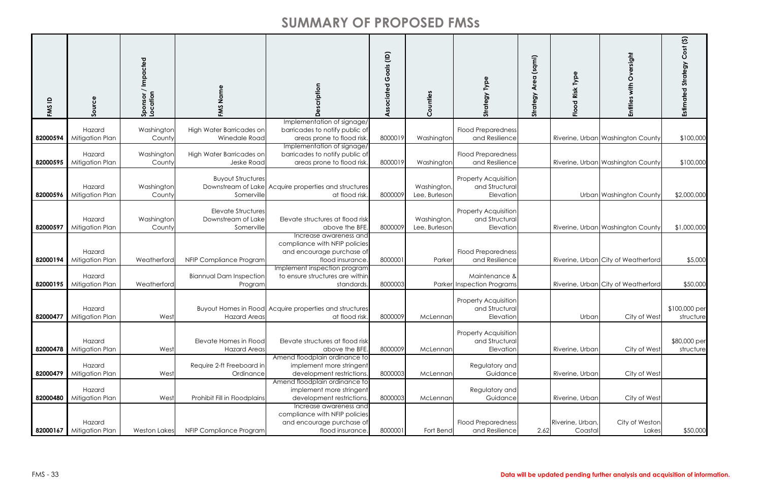# SUMMARY OF PROPOSED FMSs

| FMS ID | Source | Sponsor / Impacted Location | FMS Name | Description | Associated Goals (ID) | Counties | Strategy Type | Strategy Area (sqmi) | Flood Risk Type | Entities with Oversight | Estimated Strategy Cost ($) |
|---|---|---|---|---|---|---|---|---|---|---|---|
| 82000594 | Hazard Mitigation Plan | Washington County | High Water Barricades on Winedale Road | Implementation of signage/ barricades to notify public of areas prone to flood risk. | 8000019 | Washington | Flood Preparedness and Resilience | | Riverine, Urban | Washington County | $100,000 |
| 82000595 | Hazard Mitigation Plan | Washington County | High Water Barricades on Jeske Road | Implementation of signage/ barricades to notify public of areas prone to flood risk. | 8000019 | Washington | Flood Preparedness and Resilience | | Riverine, Urban | Washington County | $100,000 |
| 82000596 | Hazard Mitigation Plan | Washington County | Buyout Structures Downstream of Lake Somerville | Acquire properties and structures at flood risk. | 8000009 | Washington, Lee, Burleson | Property Acquisition and Structural Elevation | | Urban | Washington County | $2,000,000 |
| 82000597 | Hazard Mitigation Plan | Washington County | Elevate Structures Downstream of Lake Somerville | Elevate structures at flood risk above the BFE. | 8000009 | Washington, Lee, Burleson | Property Acquisition and Structural Elevation | | Riverine, Urban | Washington County | $1,000,000 |
| 82000194 | Hazard Mitigation Plan | Weatherford | NFIP Compliance Program | Increase awareness and compliance with NFIP policies and encourage purchase of flood insurance. | 8000001 | Parker | Flood Preparedness and Resilience | | Riverine, Urban | City of Weatherford | $5,000 |
| 82000195 | Hazard Mitigation Plan | Weatherford | Biannual Dam Inspection Program | Implement inspection program to ensure structures are within standards. | 8000003 | Parker | Maintenance & Inspection Programs | | Riverine, Urban | City of Weatherford | $50,000 |
| 82000477 | Hazard Mitigation Plan | West | Buyout Homes in Flood Hazard Areas | Acquire properties and structures at flood risk. | 8000009 | McLennan | Property Acquisition and Structural Elevation | | Urban | City of West | $100,000 per structure |
| 82000478 | Hazard Mitigation Plan | West | Elevate Homes in Flood Hazard Areas | Elevate structures at flood risk above the BFE. | 8000009 | McLennan | Property Acquisition and Structural Elevation | | Riverine, Urban | City of West | $80,000 per structure |
| 82000479 | Hazard Mitigation Plan | West | Require 2-ft Freeboard in Ordinance | Amend floodplain ordinance to implement more stringent development restrictions. | 8000003 | McLennan | Regulatory and Guidance | | Riverine, Urban | City of West | |
| 82000480 | Hazard Mitigation Plan | West | Prohibit Fill in Floodplains | Amend floodplain ordinance to implement more stringent development restrictions. | 8000003 | McLennan | Regulatory and Guidance | | Riverine, Urban | City of West | |
| 82000167 | Hazard Mitigation Plan | Weston Lakes | NFIP Compliance Program | Increase awareness and compliance with NFIP policies and encourage purchase of flood insurance. | 8000001 | Fort Bend | Flood Preparedness and Resilience | 2.62 | Riverine, Urban, Coastal | City of Weston Lakes | $50,000 |

**Data will be updated pending further analysis and acquisition of information.**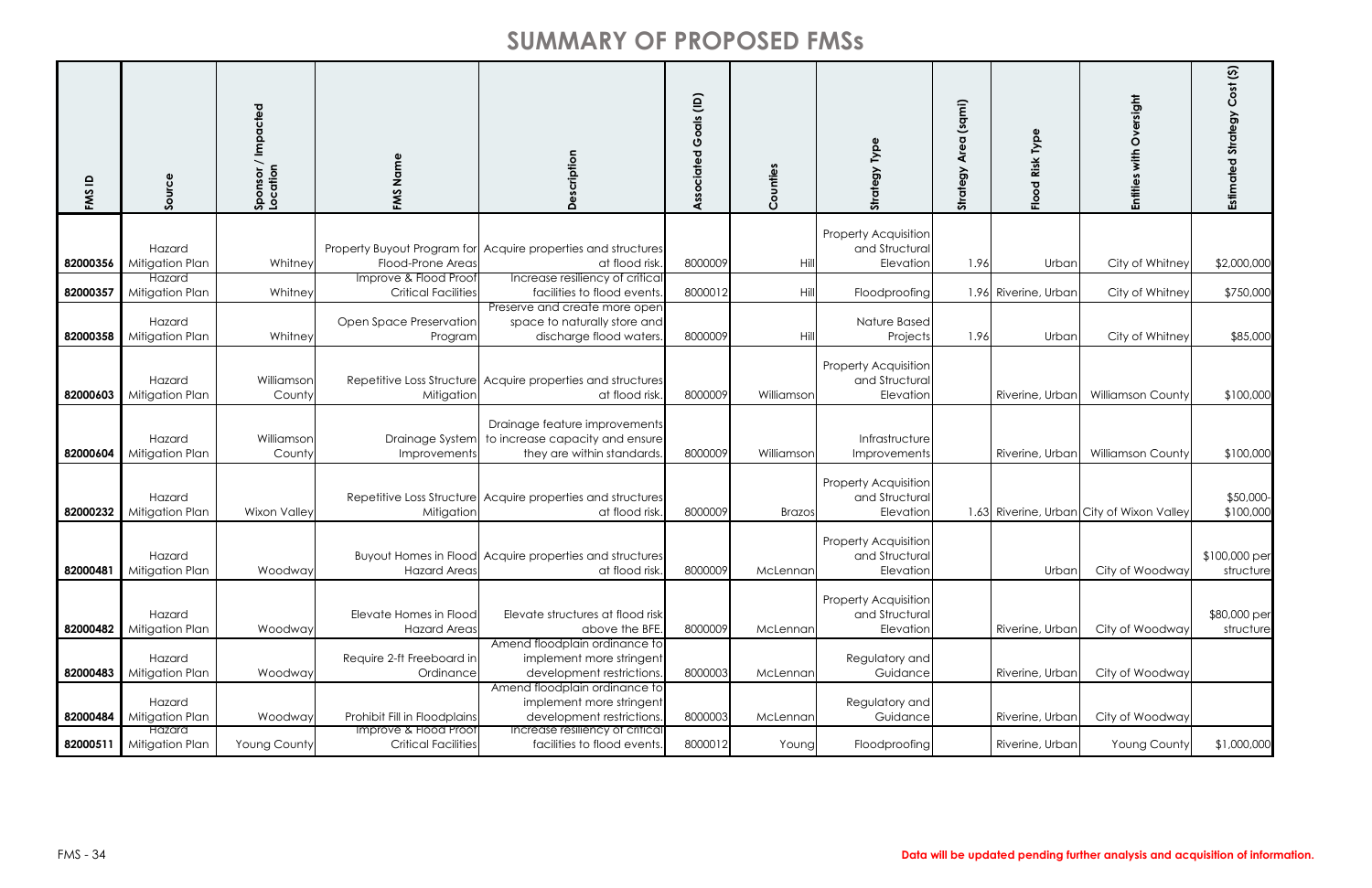# SUMMARY OF PROPOSED FMSs

| FMS ID | Source | Sponsor / Impacted Location | FMS Name | Description | Associated Goals (ID) | Counties | Strategy Type | Strategy Area (sqmi) | Flood Risk Type | Entities with Oversight | Estimated Strategy Cost ($) |
|---|---|---|---|---|---|---|---|---|---|---|---|
| 82000356 | Hazard Mitigation Plan | Whitney | Property Buyout Program for Flood-Prone Areas | Acquire properties and structures at flood risk. | 8000009 | Hill | Property Acquisition and Structural Elevation | 1.96 | Urban | City of Whitney | $2,000,000 |
| 82000357 | Hazard Mitigation Plan | Whitney | Improve & Flood Proof Critical Facilities | Increase resiliency of critical facilities to flood events. | 8000012 | Hill | Floodproofing | 1.96 | Riverine, Urban | City of Whitney | $750,000 |
| 82000358 | Hazard Mitigation Plan | Whitney | Open Space Preservation Program | Preserve and create more open space to naturally store and discharge flood waters. | 8000009 | Hill | Nature Based Projects | 1.96 | Urban | City of Whitney | $85,000 |
| 82000603 | Hazard Mitigation Plan | Williamson County | Repetitive Loss Structure Mitigation | Acquire properties and structures at flood risk. | 8000009 | Williamson | Property Acquisition and Structural Elevation | | Riverine, Urban | Williamson County | $100,000 |
| 82000604 | Hazard Mitigation Plan | Williamson County | Drainage System Improvements | Drainage feature improvements to increase capacity and ensure they are within standards. | 8000009 | Williamson | Infrastructure Improvements | | Riverine, Urban | Williamson County | $100,000 |
| 82000232 | Hazard Mitigation Plan | Wixon Valley | Repetitive Loss Structure Mitigation | Acquire properties and structures at flood risk. | 8000009 | Brazos | Property Acquisition and Structural Elevation | 1.63 | Riverine, Urban | City of Wixon Valley | $50,000-$100,000 |
| 82000481 | Hazard Mitigation Plan | Woodway | Buyout Homes in Flood Hazard Areas | Acquire properties and structures at flood risk. | 8000009 | McLennan | Property Acquisition and Structural Elevation | | Urban | City of Woodway | $100,000 per structure |
| 82000482 | Hazard Mitigation Plan | Woodway | Elevate Homes in Flood Hazard Areas | Elevate structures at flood risk above the BFE. | 8000009 | McLennan | Property Acquisition and Structural Elevation | | Riverine, Urban | City of Woodway | $80,000 per structure |
| 82000483 | Hazard Mitigation Plan | Woodway | Require 2-ft Freeboard in Ordinance | Amend floodplain ordinance to implement more stringent development restrictions. | 8000003 | McLennan | Regulatory and Guidance | | Riverine, Urban | City of Woodway | |
| 82000484 | Hazard Mitigation Plan | Woodway | Prohibit Fill in Floodplains | Amend floodplain ordinance to implement more stringent development restrictions. | 8000003 | McLennan | Regulatory and Guidance | | Riverine, Urban | City of Woodway | |
| 82000511 | Hazard Mitigation Plan | Young County | Improve & Flood Proof Critical Facilities | Increase resiliency of critical facilities to flood events. | 8000012 | Young | Floodproofing | | Riverine, Urban | Young County | $1,000,000 |

**Data will be updated pending further analysis and acquisition of information.**